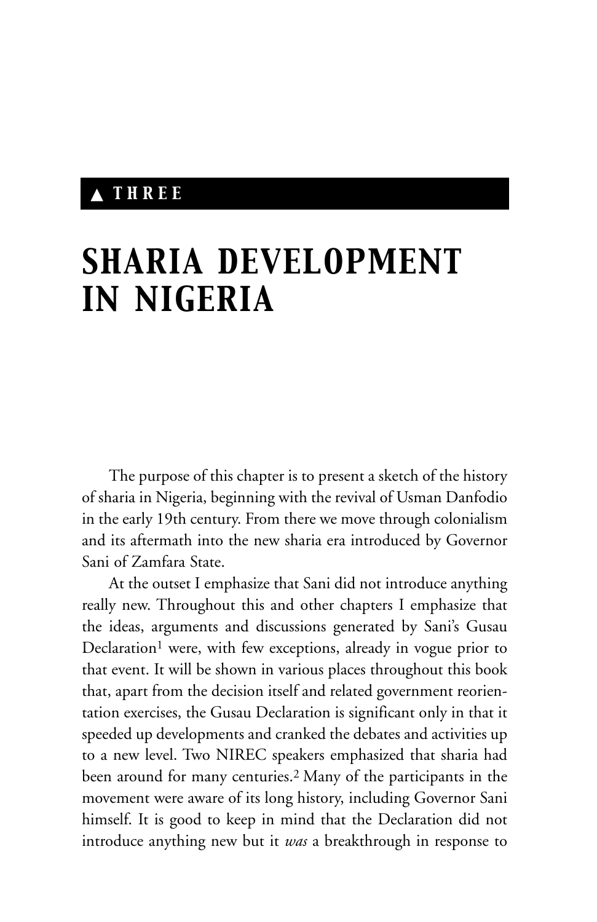▲ THREE

# SHARIA DEVELOPMENT IN NIGERIA

The purpose of this chapter is to present a sketch of the history of sharia in Nigeria, beginning with the revival of Usman Danfodio in the early 19th century. From there we move through colonialism and its aftermath into the new sharia era introduced by Governor Sani of Zamfara State.

At the outset I emphasize that Sani did not introduce anything really new. Throughout this and other chapters I emphasize that the ideas, arguments and discussions generated by Sani's Gusau Declaration[1] were, with few exceptions, already in vogue prior to that event. It will be shown in various places throughout this book that, apart from the decision itself and related government reorientation exercises, the Gusau Declaration is significant only in that it speeded up developments and cranked the debates and activities up to a new level. Two NIREC speakers emphasized that sharia had been around for many centuries.[2] Many of the participants in the movement were aware of its long history, including Governor Sani himself. It is good to keep in mind that the Declaration did not introduce anything new but it *was* a breakthrough in response to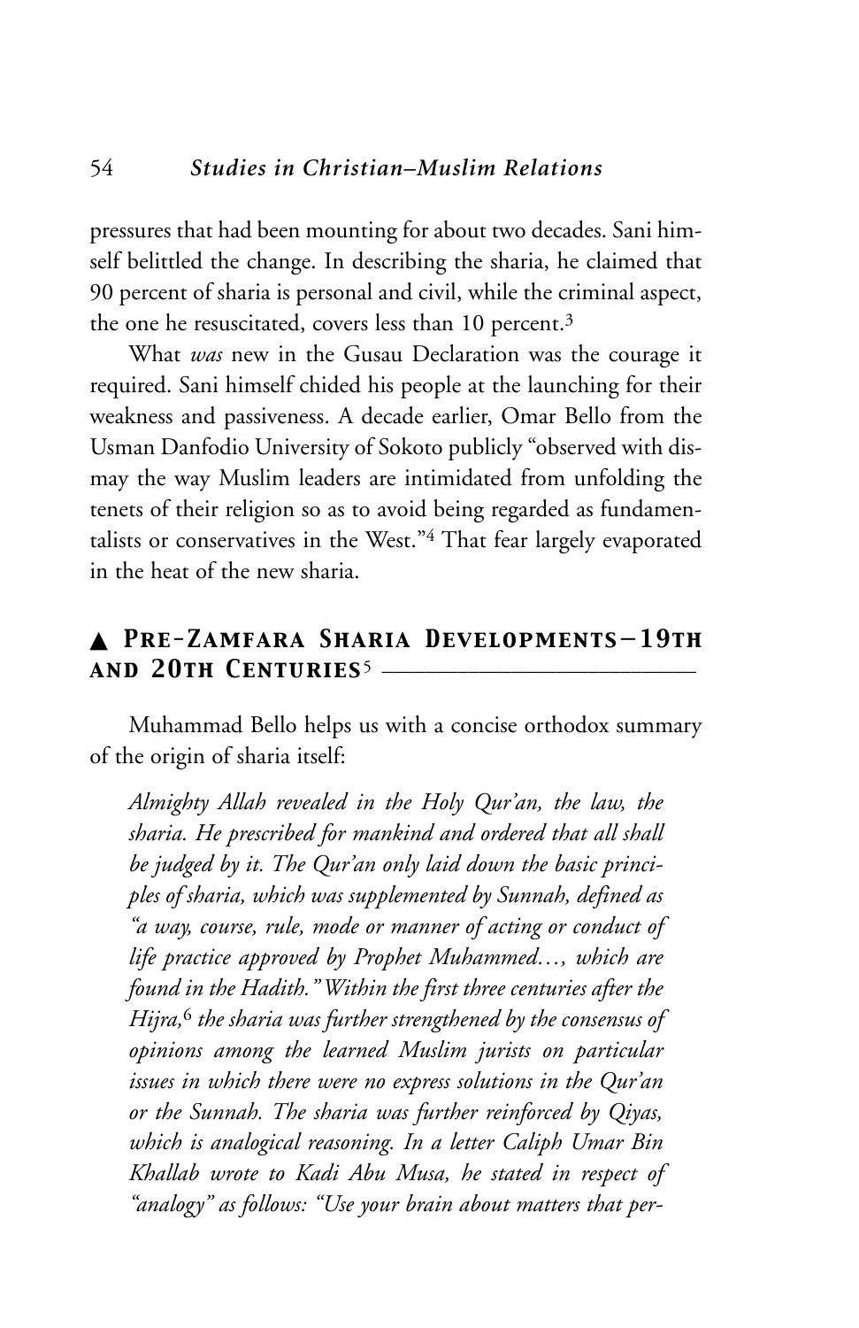pressures that had been mounting for about two decades. Sani himself belittled the change. In describing the sharia, he claimed that 90 percent of sharia is personal and civil, while the criminal aspect, the one he resuscitated, covers less than 10 percent.[3]

What *was* new in the Gusau Declaration was the courage it required. Sani himself chided his people at the launching for their weakness and passiveness. A decade earlier, Omar Bello from the Usman Danfodio University of Sokoto publicly "observed with dismay the way Muslim leaders are intimidated from unfolding the tenets of their religion so as to avoid being regarded as fundamentalists or conservatives in the West."[4] That fear largely evaporated in the heat of the new sharia.

## ▲ Pre-Zamfara Sharia Developments—19th and 20th Centuries[5]

Muhammad Bello helps us with a concise orthodox summary of the origin of sharia itself:

> *Almighty Allah revealed in the Holy Qur'an, the law, the sharia. He prescribed for mankind and ordered that all shall be judged by it. The Qur'an only laid down the basic principles of sharia, which was supplemented by Sunnah, defined as "a way, course, rule, mode or manner of acting or conduct of life practice approved by Prophet Muhammed…, which are found in the Hadith." Within the first three centuries after the Hijra,[6] the sharia was further strengthened by the consensus of opinions among the learned Muslim jurists on particular issues in which there were no express solutions in the Qur'an or the Sunnah. The sharia was further reinforced by Qiyas, which is analogical reasoning. In a letter Caliph Umar Bin Khallab wrote to Kadi Abu Musa, he stated in respect of "analogy" as follows: "Use your brain about matters that per-*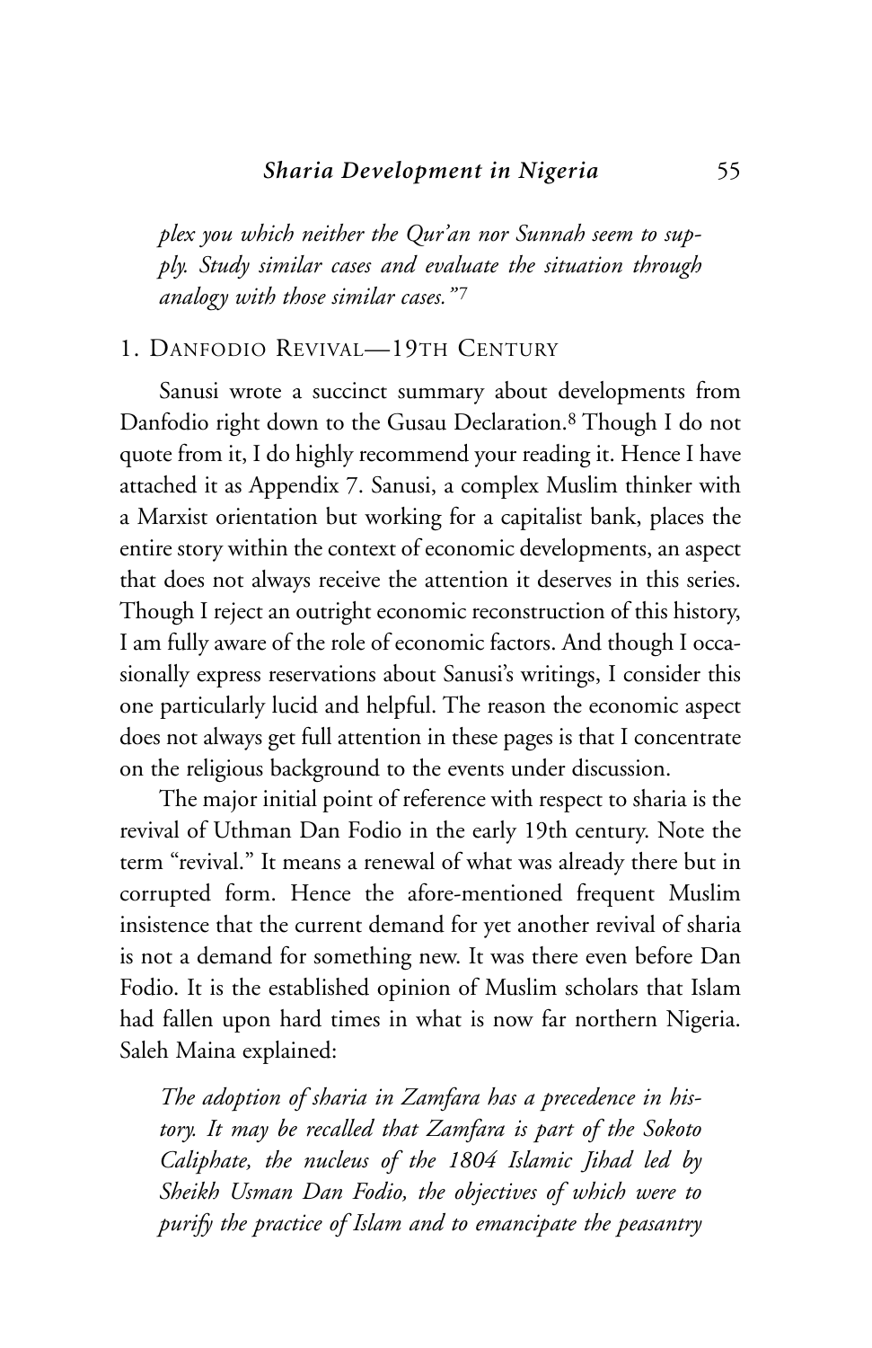*plex you which neither the Qur'an nor Sunnah seem to supply. Study similar cases and evaluate the situation through analogy with those similar cases."*[7]

## 1. Danfodio Revival—19th Century

Sanusi wrote a succinct summary about developments from Danfodio right down to the Gusau Declaration.[8] Though I do not quote from it, I do highly recommend your reading it. Hence I have attached it as Appendix 7. Sanusi, a complex Muslim thinker with a Marxist orientation but working for a capitalist bank, places the entire story within the context of economic developments, an aspect that does not always receive the attention it deserves in this series. Though I reject an outright economic reconstruction of this history, I am fully aware of the role of economic factors. And though I occasionally express reservations about Sanusi's writings, I consider this one particularly lucid and helpful. The reason the economic aspect does not always get full attention in these pages is that I concentrate on the religious background to the events under discussion.

The major initial point of reference with respect to sharia is the revival of Uthman Dan Fodio in the early 19th century. Note the term "revival." It means a renewal of what was already there but in corrupted form. Hence the afore-mentioned frequent Muslim insistence that the current demand for yet another revival of sharia is not a demand for something new. It was there even before Dan Fodio. It is the established opinion of Muslim scholars that Islam had fallen upon hard times in what is now far northern Nigeria. Saleh Maina explained:

*The adoption of sharia in Zamfara has a precedence in history. It may be recalled that Zamfara is part of the Sokoto Caliphate, the nucleus of the 1804 Islamic Jihad led by Sheikh Usman Dan Fodio, the objectives of which were to purify the practice of Islam and to emancipate the peasantry*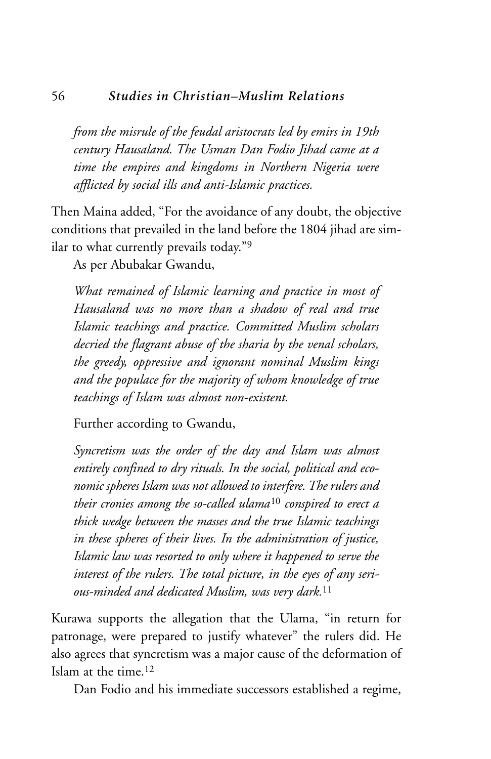*from the misrule of the feudal aristocrats led by emirs in 19th century Hausaland. The Usman Dan Fodio Jihad came at a time the empires and kingdoms in Northern Nigeria were afflicted by social ills and anti-Islamic practices.*

Then Maina added, "For the avoidance of any doubt, the objective conditions that prevailed in the land before the 1804 jihad are similar to what currently prevails today."[9]

As per Abubakar Gwandu,

> *What remained of Islamic learning and practice in most of Hausaland was no more than a shadow of real and true Islamic teachings and practice. Committed Muslim scholars decried the flagrant abuse of the sharia by the venal scholars, the greedy, oppressive and ignorant nominal Muslim kings and the populace for the majority of whom knowledge of true teachings of Islam was almost non-existent.*

Further according to Gwandu,

> *Syncretism was the order of the day and Islam was almost entirely confined to dry rituals. In the social, political and economic spheres Islam was not allowed to interfere. The rulers and their cronies among the so-called ulama*[10] *conspired to erect a thick wedge between the masses and the true Islamic teachings in these spheres of their lives. In the administration of justice, Islamic law was resorted to only where it happened to serve the interest of the rulers. The total picture, in the eyes of any serious-minded and dedicated Muslim, was very dark.*[11]

Kurawa supports the allegation that the Ulama, "in return for patronage, were prepared to justify whatever" the rulers did. He also agrees that syncretism was a major cause of the deformation of Islam at the time.[12]

Dan Fodio and his immediate successors established a regime,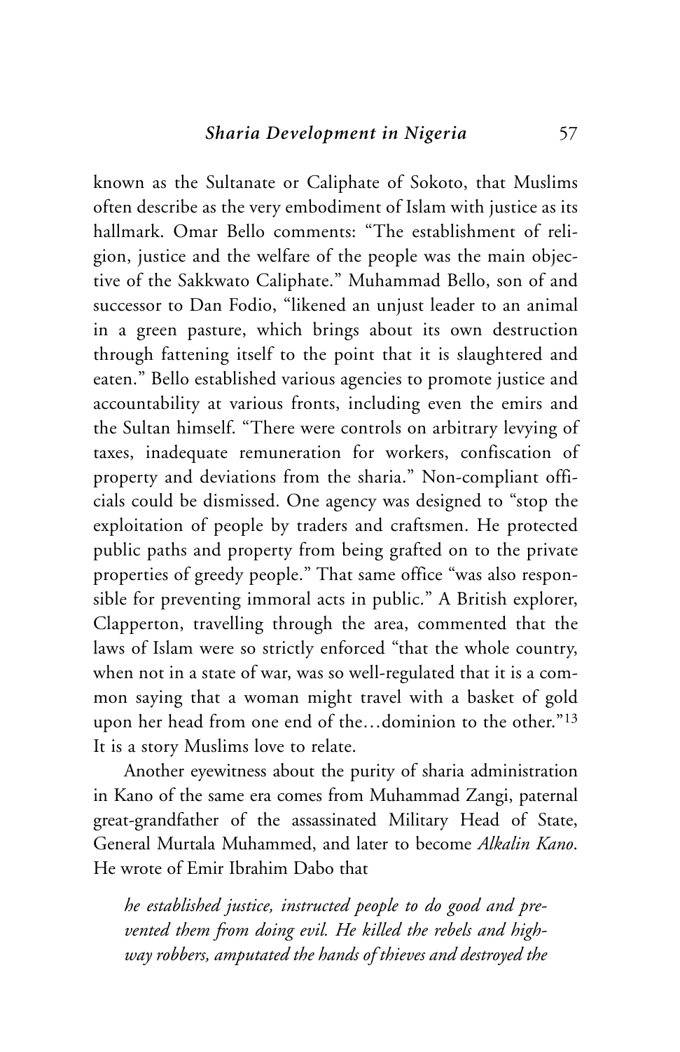known as the Sultanate or Caliphate of Sokoto, that Muslims often describe as the very embodiment of Islam with justice as its hallmark. Omar Bello comments: "The establishment of religion, justice and the welfare of the people was the main objective of the Sakkwato Caliphate." Muhammad Bello, son of and successor to Dan Fodio, "likened an unjust leader to an animal in a green pasture, which brings about its own destruction through fattening itself to the point that it is slaughtered and eaten." Bello established various agencies to promote justice and accountability at various fronts, including even the emirs and the Sultan himself. "There were controls on arbitrary levying of taxes, inadequate remuneration for workers, confiscation of property and deviations from the sharia." Non-compliant officials could be dismissed. One agency was designed to "stop the exploitation of people by traders and craftsmen. He protected public paths and property from being grafted on to the private properties of greedy people." That same office "was also responsible for preventing immoral acts in public." A British explorer, Clapperton, travelling through the area, commented that the laws of Islam were so strictly enforced "that the whole country, when not in a state of war, was so well-regulated that it is a common saying that a woman might travel with a basket of gold upon her head from one end of the…dominion to the other."[13] It is a story Muslims love to relate.

Another eyewitness about the purity of sharia administration in Kano of the same era comes from Muhammad Zangi, paternal great-grandfather of the assassinated Military Head of State, General Murtala Muhammed, and later to become *Alkalin Kano*. He wrote of Emir Ibrahim Dabo that

> *he established justice, instructed people to do good and prevented them from doing evil. He killed the rebels and highway robbers, amputated the hands of thieves and destroyed the*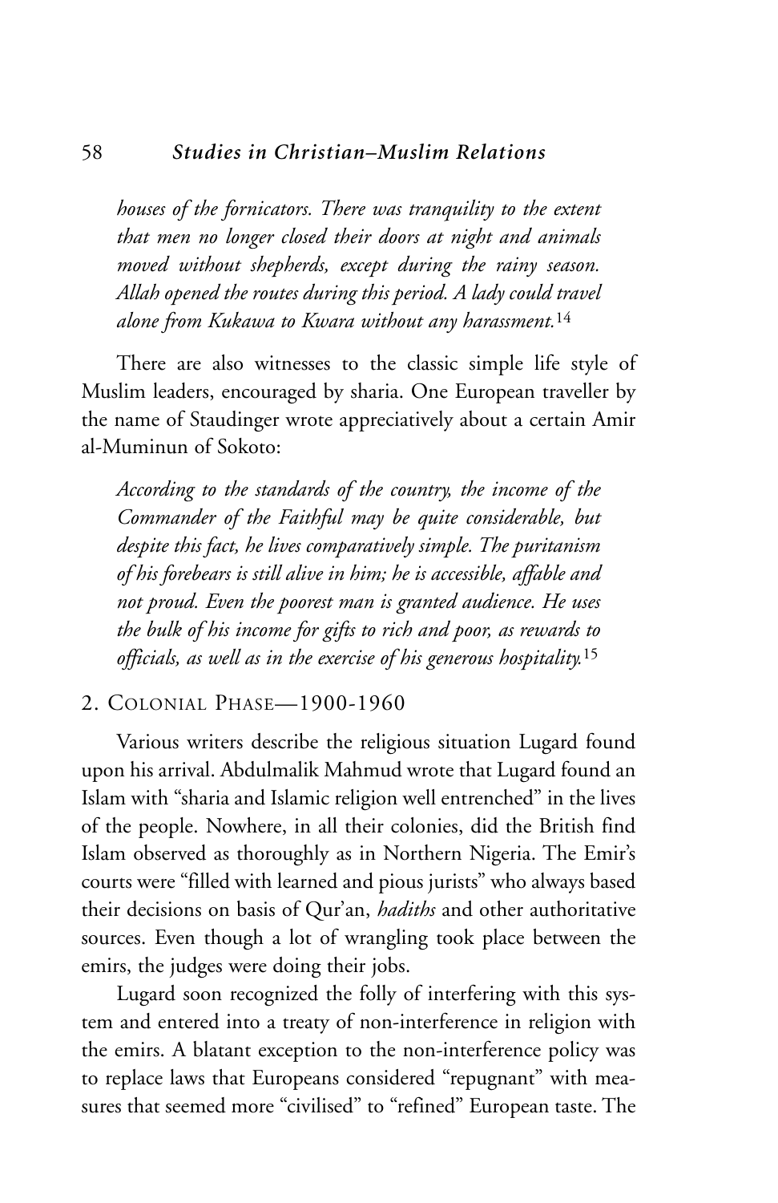*houses of the fornicators. There was tranquility to the extent that men no longer closed their doors at night and animals moved without shepherds, except during the rainy season. Allah opened the routes during this period. A lady could travel alone from Kukawa to Kwara without any harassment.*[14]

There are also witnesses to the classic simple life style of Muslim leaders, encouraged by sharia. One European traveller by the name of Staudinger wrote appreciatively about a certain Amir al-Muminun of Sokoto:

*According to the standards of the country, the income of the Commander of the Faithful may be quite considerable, but despite this fact, he lives comparatively simple. The puritanism of his forebears is still alive in him; he is accessible, affable and not proud. Even the poorest man is granted audience. He uses the bulk of his income for gifts to rich and poor, as rewards to officials, as well as in the exercise of his generous hospitality.*[15]

## 2. Colonial Phase—1900-1960

Various writers describe the religious situation Lugard found upon his arrival. Abdulmalik Mahmud wrote that Lugard found an Islam with "sharia and Islamic religion well entrenched" in the lives of the people. Nowhere, in all their colonies, did the British find Islam observed as thoroughly as in Northern Nigeria. The Emir's courts were "filled with learned and pious jurists" who always based their decisions on basis of Qur'an, *hadiths* and other authoritative sources. Even though a lot of wrangling took place between the emirs, the judges were doing their jobs.

Lugard soon recognized the folly of interfering with this system and entered into a treaty of non-interference in religion with the emirs. A blatant exception to the non-interference policy was to replace laws that Europeans considered "repugnant" with measures that seemed more "civilised" to "refined" European taste. The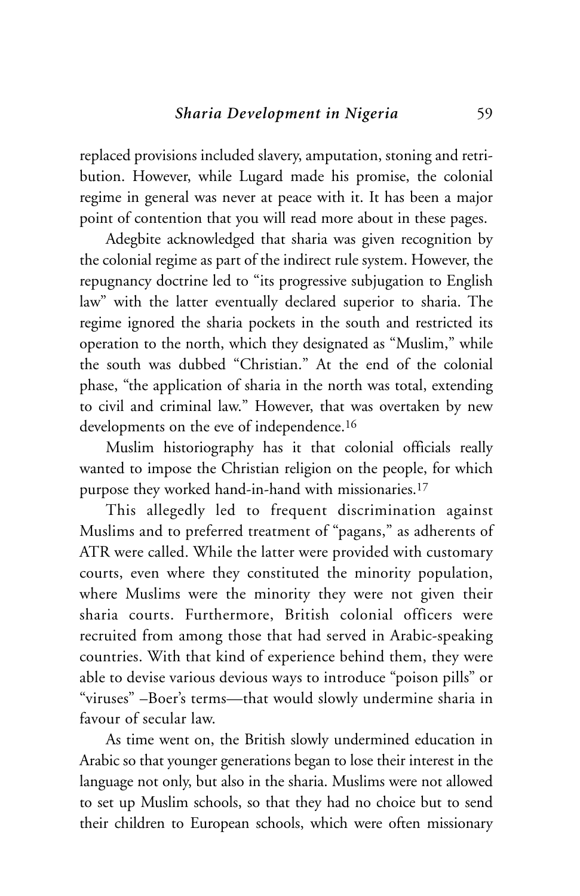replaced provisions included slavery, amputation, stoning and retribution. However, while Lugard made his promise, the colonial regime in general was never at peace with it. It has been a major point of contention that you will read more about in these pages.

Adegbite acknowledged that sharia was given recognition by the colonial regime as part of the indirect rule system. However, the repugnancy doctrine led to "its progressive subjugation to English law" with the latter eventually declared superior to sharia. The regime ignored the sharia pockets in the south and restricted its operation to the north, which they designated as "Muslim," while the south was dubbed "Christian." At the end of the colonial phase, "the application of sharia in the north was total, extending to civil and criminal law." However, that was overtaken by new developments on the eve of independence.[16]

Muslim historiography has it that colonial officials really wanted to impose the Christian religion on the people, for which purpose they worked hand-in-hand with missionaries.[17]

This allegedly led to frequent discrimination against Muslims and to preferred treatment of "pagans," as adherents of ATR were called. While the latter were provided with customary courts, even where they constituted the minority population, where Muslims were the minority they were not given their sharia courts. Furthermore, British colonial officers were recruited from among those that had served in Arabic-speaking countries. With that kind of experience behind them, they were able to devise various devious ways to introduce "poison pills" or "viruses" –Boer's terms—that would slowly undermine sharia in favour of secular law.

As time went on, the British slowly undermined education in Arabic so that younger generations began to lose their interest in the language not only, but also in the sharia. Muslims were not allowed to set up Muslim schools, so that they had no choice but to send their children to European schools, which were often missionary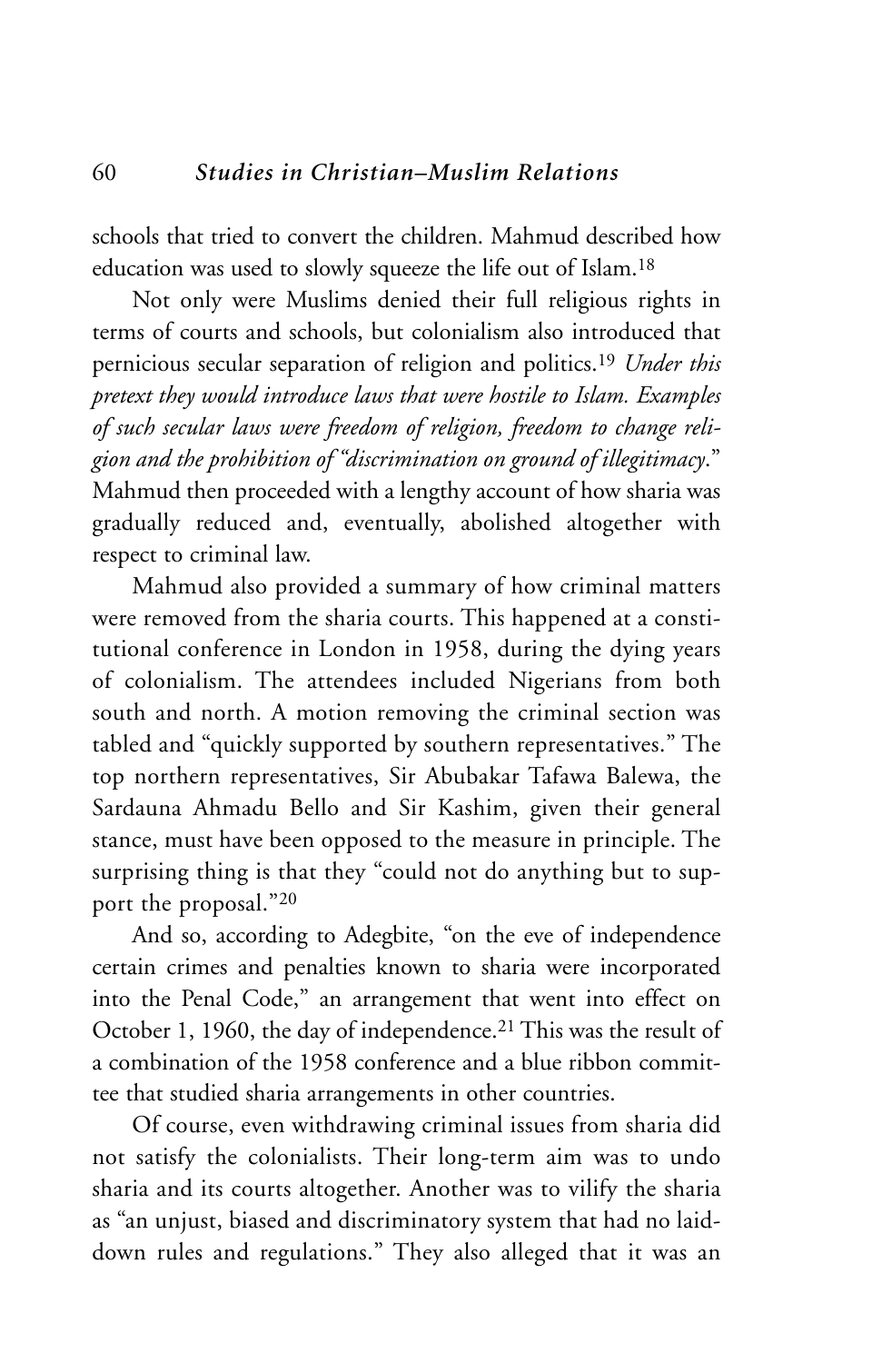schools that tried to convert the children. Mahmud described how education was used to slowly squeeze the life out of Islam.[18]

Not only were Muslims denied their full religious rights in terms of courts and schools, but colonialism also introduced that pernicious secular separation of religion and politics.[19] *Under this pretext they would introduce laws that were hostile to Islam. Examples of such secular laws were freedom of religion, freedom to change religion and the prohibition of "discrimination on ground of illegitimacy."* Mahmud then proceeded with a lengthy account of how sharia was gradually reduced and, eventually, abolished altogether with respect to criminal law.

Mahmud also provided a summary of how criminal matters were removed from the sharia courts. This happened at a constitutional conference in London in 1958, during the dying years of colonialism. The attendees included Nigerians from both south and north. A motion removing the criminal section was tabled and "quickly supported by southern representatives." The top northern representatives, Sir Abubakar Tafawa Balewa, the Sardauna Ahmadu Bello and Sir Kashim, given their general stance, must have been opposed to the measure in principle. The surprising thing is that they "could not do anything but to support the proposal."[20]

And so, according to Adegbite, "on the eve of independence certain crimes and penalties known to sharia were incorporated into the Penal Code," an arrangement that went into effect on October 1, 1960, the day of independence.[21] This was the result of a combination of the 1958 conference and a blue ribbon committee that studied sharia arrangements in other countries.

Of course, even withdrawing criminal issues from sharia did not satisfy the colonialists. Their long-term aim was to undo sharia and its courts altogether. Another was to vilify the sharia as "an unjust, biased and discriminatory system that had no laid-down rules and regulations." They also alleged that it was an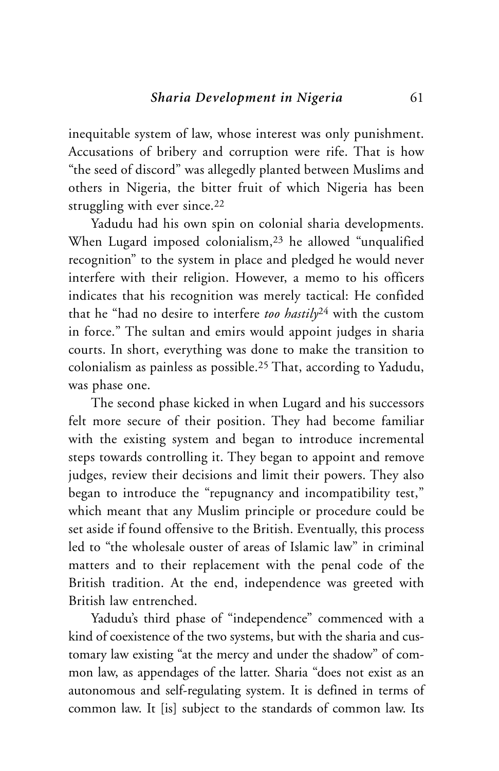inequitable system of law, whose interest was only punishment. Accusations of bribery and corruption were rife. That is how "the seed of discord" was allegedly planted between Muslims and others in Nigeria, the bitter fruit of which Nigeria has been struggling with ever since.[22]

Yadudu had his own spin on colonial sharia developments. When Lugard imposed colonialism,[23] he allowed "unqualified recognition" to the system in place and pledged he would never interfere with their religion. However, a memo to his officers indicates that his recognition was merely tactical: He confided that he "had no desire to interfere *too hastily*[24] with the custom in force." The sultan and emirs would appoint judges in sharia courts. In short, everything was done to make the transition to colonialism as painless as possible.[25] That, according to Yadudu, was phase one.

The second phase kicked in when Lugard and his successors felt more secure of their position. They had become familiar with the existing system and began to introduce incremental steps towards controlling it. They began to appoint and remove judges, review their decisions and limit their powers. They also began to introduce the "repugnancy and incompatibility test," which meant that any Muslim principle or procedure could be set aside if found offensive to the British. Eventually, this process led to "the wholesale ouster of areas of Islamic law" in criminal matters and to their replacement with the penal code of the British tradition. At the end, independence was greeted with British law entrenched.

Yadudu's third phase of "independence" commenced with a kind of coexistence of the two systems, but with the sharia and customary law existing "at the mercy and under the shadow" of common law, as appendages of the latter. Sharia "does not exist as an autonomous and self-regulating system. It is defined in terms of common law. It [is] subject to the standards of common law. Its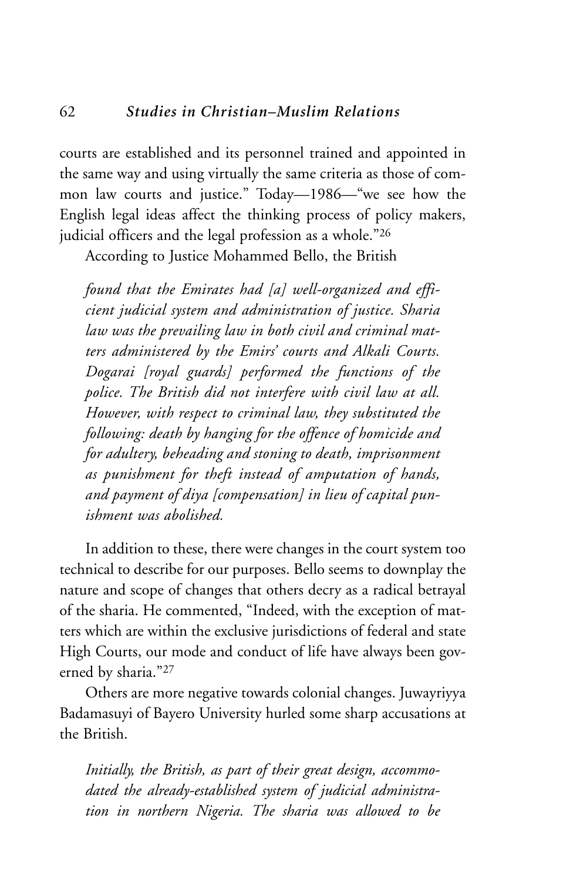courts are established and its personnel trained and appointed in the same way and using virtually the same criteria as those of common law courts and justice." Today—1986—"we see how the English legal ideas affect the thinking process of policy makers, judicial officers and the legal profession as a whole."[26]

According to Justice Mohammed Bello, the British

> *found that the Emirates had [a] well-organized and efficient judicial system and administration of justice. Sharia law was the prevailing law in both civil and criminal matters administered by the Emirs' courts and Alkali Courts. Dogarai [royal guards] performed the functions of the police. The British did not interfere with civil law at all. However, with respect to criminal law, they substituted the following: death by hanging for the offence of homicide and for adultery, beheading and stoning to death, imprisonment as punishment for theft instead of amputation of hands, and payment of diya [compensation] in lieu of capital punishment was abolished.*

In addition to these, there were changes in the court system too technical to describe for our purposes. Bello seems to downplay the nature and scope of changes that others decry as a radical betrayal of the sharia. He commented, "Indeed, with the exception of matters which are within the exclusive jurisdictions of federal and state High Courts, our mode and conduct of life have always been governed by sharia."[27]

Others are more negative towards colonial changes. Juwayriyya Badamasuyi of Bayero University hurled some sharp accusations at the British.

> *Initially, the British, as part of their great design, accommodated the already-established system of judicial administration in northern Nigeria. The sharia was allowed to be*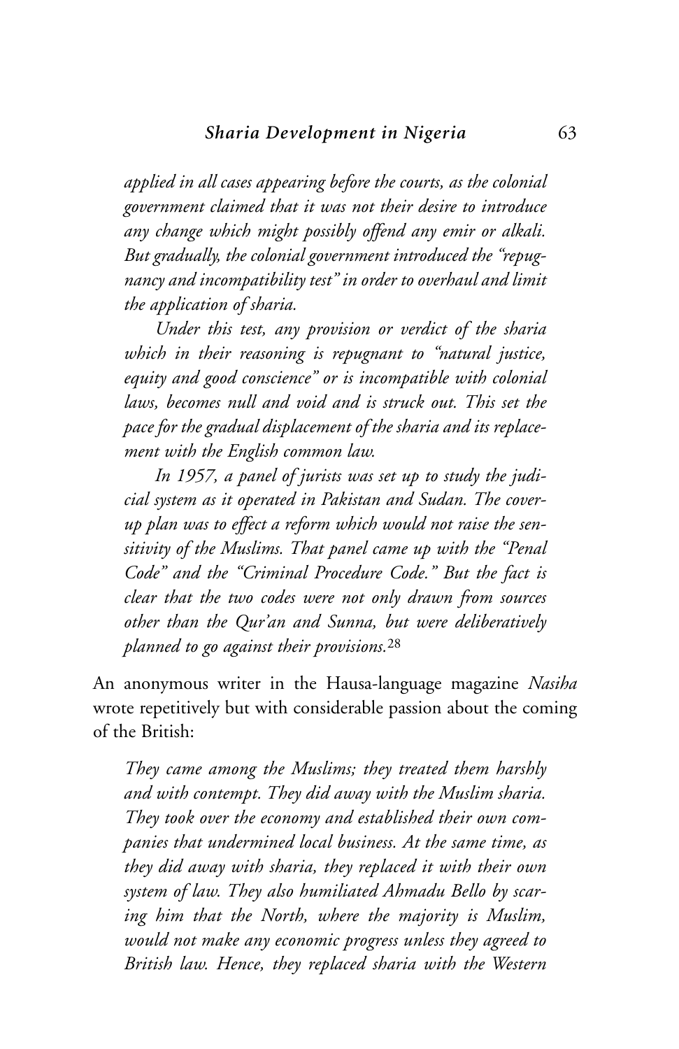*applied in all cases appearing before the courts, as the colonial government claimed that it was not their desire to introduce any change which might possibly offend any emir or alkali. But gradually, the colonial government introduced the "repugnancy and incompatibility test" in order to overhaul and limit the application of sharia.*

*Under this test, any provision or verdict of the sharia which in their reasoning is repugnant to "natural justice, equity and good conscience" or is incompatible with colonial laws, becomes null and void and is struck out. This set the pace for the gradual displacement of the sharia and its replacement with the English common law.*

*In 1957, a panel of jurists was set up to study the judicial system as it operated in Pakistan and Sudan. The cover-up plan was to effect a reform which would not raise the sensitivity of the Muslims. That panel came up with the "Penal Code" and the "Criminal Procedure Code." But the fact is clear that the two codes were not only drawn from sources other than the Qur'an and Sunna, but were deliberatively planned to go against their provisions.*[28]

An anonymous writer in the Hausa-language magazine *Nasiha* wrote repetitively but with considerable passion about the coming of the British:

*They came among the Muslims; they treated them harshly and with contempt. They did away with the Muslim sharia. They took over the economy and established their own companies that undermined local business. At the same time, as they did away with sharia, they replaced it with their own system of law. They also humiliated Ahmadu Bello by scaring him that the North, where the majority is Muslim, would not make any economic progress unless they agreed to British law. Hence, they replaced sharia with the Western*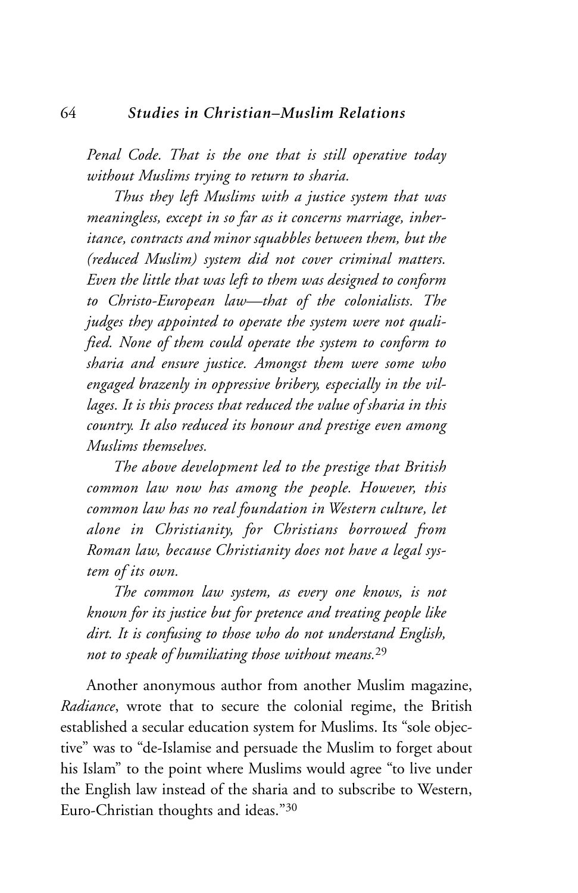*Penal Code. That is the one that is still operative today without Muslims trying to return to sharia.*

*Thus they left Muslims with a justice system that was meaningless, except in so far as it concerns marriage, inheritance, contracts and minor squabbles between them, but the (reduced Muslim) system did not cover criminal matters. Even the little that was left to them was designed to conform to Christo-European law—that of the colonialists. The judges they appointed to operate the system were not qualified. None of them could operate the system to conform to sharia and ensure justice. Amongst them were some who engaged brazenly in oppressive bribery, especially in the villages. It is this process that reduced the value of sharia in this country. It also reduced its honour and prestige even among Muslims themselves.*

*The above development led to the prestige that British common law now has among the people. However, this common law has no real foundation in Western culture, let alone in Christianity, for Christians borrowed from Roman law, because Christianity does not have a legal system of its own.*

*The common law system, as every one knows, is not known for its justice but for pretence and treating people like dirt. It is confusing to those who do not understand English, not to speak of humiliating those without means.*[29]

Another anonymous author from another Muslim magazine, *Radiance*, wrote that to secure the colonial regime, the British established a secular education system for Muslims. Its "sole objective" was to "de-Islamise and persuade the Muslim to forget about his Islam" to the point where Muslims would agree "to live under the English law instead of the sharia and to subscribe to Western, Euro-Christian thoughts and ideas."[30]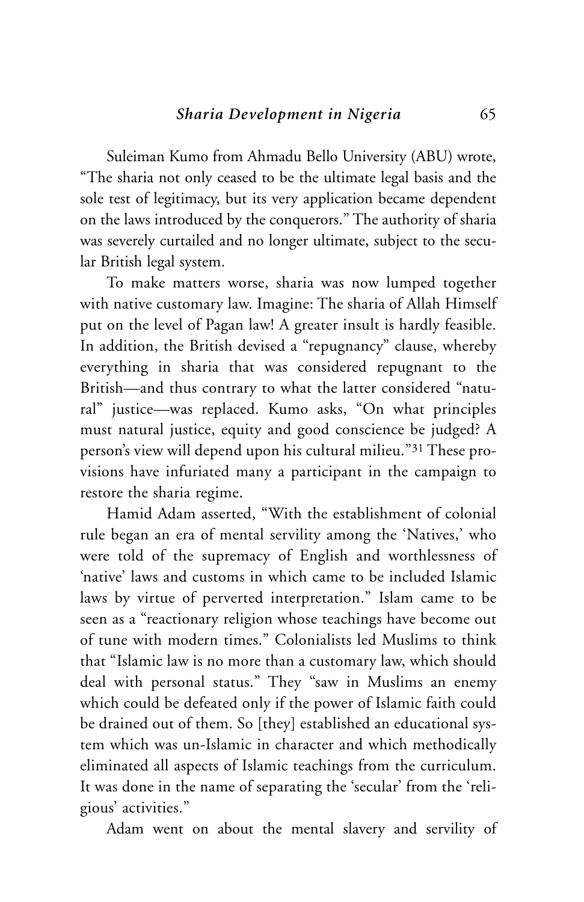Suleiman Kumo from Ahmadu Bello University (ABU) wrote, "The sharia not only ceased to be the ultimate legal basis and the sole test of legitimacy, but its very application became dependent on the laws introduced by the conquerors." The authority of sharia was severely curtailed and no longer ultimate, subject to the secular British legal system.

To make matters worse, sharia was now lumped together with native customary law. Imagine: The sharia of Allah Himself put on the level of Pagan law! A greater insult is hardly feasible. In addition, the British devised a "repugnancy" clause, whereby everything in sharia that was considered repugnant to the British—and thus contrary to what the latter considered "natural" justice—was replaced. Kumo asks, "On what principles must natural justice, equity and good conscience be judged? A person's view will depend upon his cultural milieu."[31] These provisions have infuriated many a participant in the campaign to restore the sharia regime.

Hamid Adam asserted, "With the establishment of colonial rule began an era of mental servility among the 'Natives,' who were told of the supremacy of English and worthlessness of 'native' laws and customs in which came to be included Islamic laws by virtue of perverted interpretation." Islam came to be seen as a "reactionary religion whose teachings have become out of tune with modern times." Colonialists led Muslims to think that "Islamic law is no more than a customary law, which should deal with personal status." They "saw in Muslims an enemy which could be defeated only if the power of Islamic faith could be drained out of them. So [they] established an educational system which was un-Islamic in character and which methodically eliminated all aspects of Islamic teachings from the curriculum. It was done in the name of separating the 'secular' from the 'religious' activities."

Adam went on about the mental slavery and servility of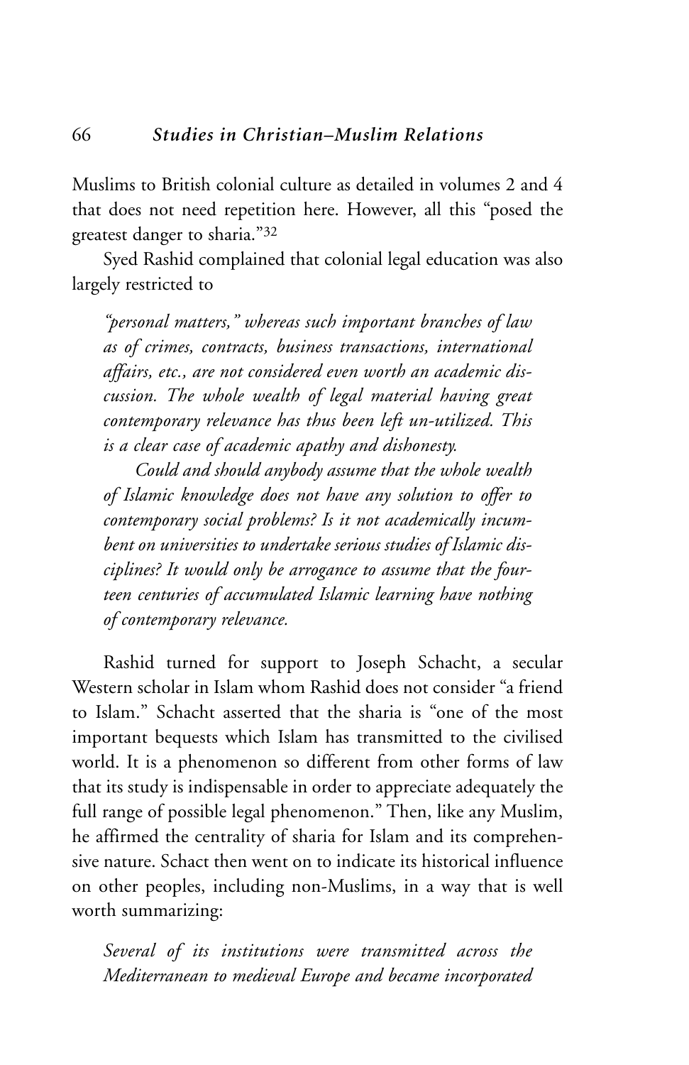Muslims to British colonial culture as detailed in volumes 2 and 4 that does not need repetition here. However, all this "posed the greatest danger to sharia."[32]

Syed Rashid complained that colonial legal education was also largely restricted to

> *"personal matters," whereas such important branches of law as of crimes, contracts, business transactions, international affairs, etc., are not considered even worth an academic discussion. The whole wealth of legal material having great contemporary relevance has thus been left un-utilized. This is a clear case of academic apathy and dishonesty.*
>
> *Could and should anybody assume that the whole wealth of Islamic knowledge does not have any solution to offer to contemporary social problems? Is it not academically incumbent on universities to undertake serious studies of Islamic disciplines? It would only be arrogance to assume that the fourteen centuries of accumulated Islamic learning have nothing of contemporary relevance.*

Rashid turned for support to Joseph Schacht, a secular Western scholar in Islam whom Rashid does not consider "a friend to Islam." Schacht asserted that the sharia is "one of the most important bequests which Islam has transmitted to the civilised world. It is a phenomenon so different from other forms of law that its study is indispensable in order to appreciate adequately the full range of possible legal phenomenon." Then, like any Muslim, he affirmed the centrality of sharia for Islam and its comprehensive nature. Schact then went on to indicate its historical influence on other peoples, including non-Muslims, in a way that is well worth summarizing:

> *Several of its institutions were transmitted across the Mediterranean to medieval Europe and became incorporated*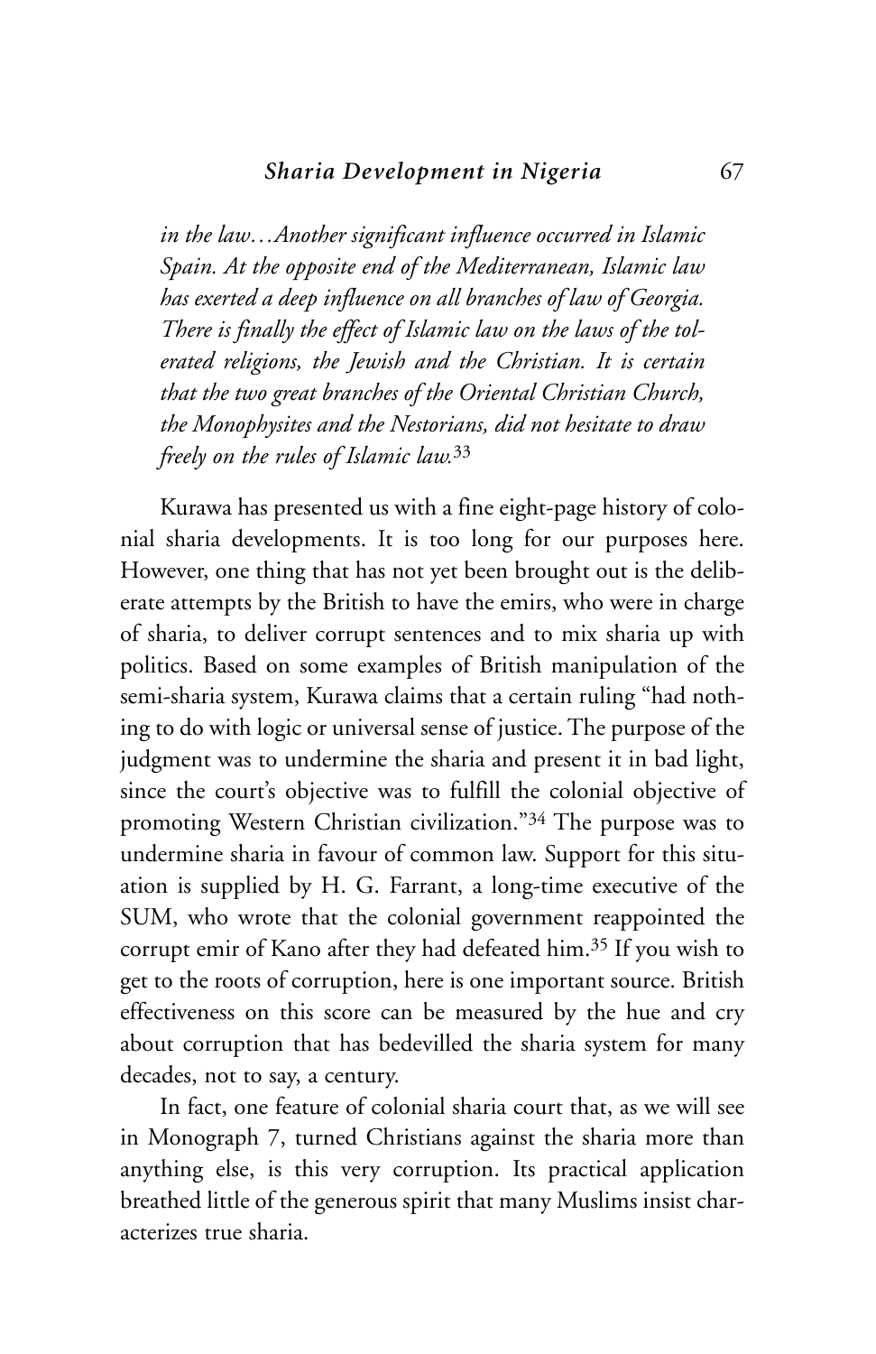*in the law…Another significant influence occurred in Islamic Spain. At the opposite end of the Mediterranean, Islamic law has exerted a deep influence on all branches of law of Georgia. There is finally the effect of Islamic law on the laws of the tolerated religions, the Jewish and the Christian. It is certain that the two great branches of the Oriental Christian Church, the Monophysites and the Nestorians, did not hesitate to draw freely on the rules of Islamic law.*[33]

Kurawa has presented us with a fine eight-page history of colonial sharia developments. It is too long for our purposes here. However, one thing that has not yet been brought out is the deliberate attempts by the British to have the emirs, who were in charge of sharia, to deliver corrupt sentences and to mix sharia up with politics. Based on some examples of British manipulation of the semi-sharia system, Kurawa claims that a certain ruling "had nothing to do with logic or universal sense of justice. The purpose of the judgment was to undermine the sharia and present it in bad light, since the court's objective was to fulfill the colonial objective of promoting Western Christian civilization."[34] The purpose was to undermine sharia in favour of common law. Support for this situation is supplied by H. G. Farrant, a long-time executive of the SUM, who wrote that the colonial government reappointed the corrupt emir of Kano after they had defeated him.[35] If you wish to get to the roots of corruption, here is one important source. British effectiveness on this score can be measured by the hue and cry about corruption that has bedevilled the sharia system for many decades, not to say, a century.

In fact, one feature of colonial sharia court that, as we will see in Monograph 7, turned Christians against the sharia more than anything else, is this very corruption. Its practical application breathed little of the generous spirit that many Muslims insist characterizes true sharia.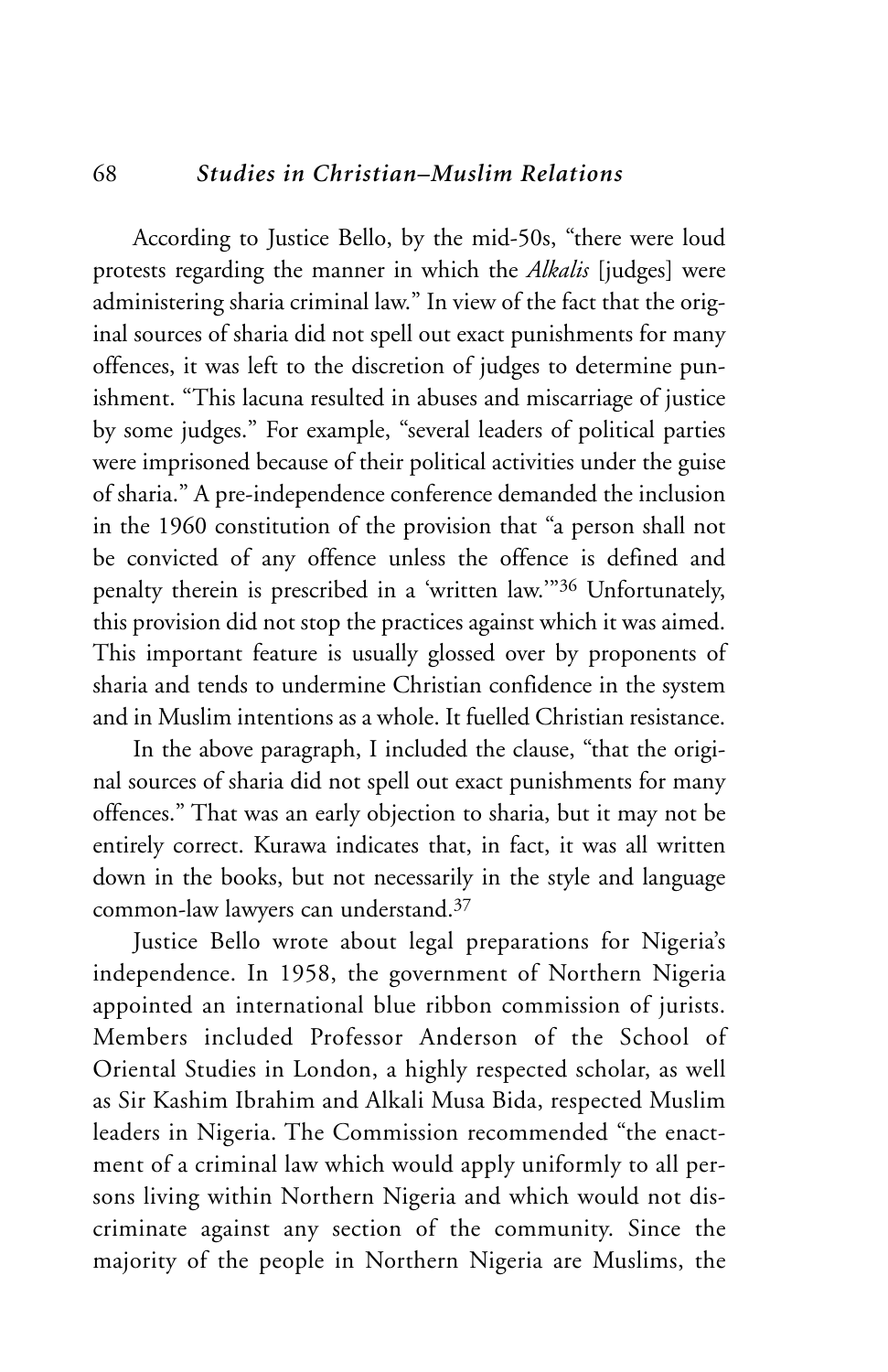According to Justice Bello, by the mid-50s, "there were loud protests regarding the manner in which the *Alkalis* [judges] were administering sharia criminal law." In view of the fact that the original sources of sharia did not spell out exact punishments for many offences, it was left to the discretion of judges to determine punishment. "This lacuna resulted in abuses and miscarriage of justice by some judges." For example, "several leaders of political parties were imprisoned because of their political activities under the guise of sharia." A pre-independence conference demanded the inclusion in the 1960 constitution of the provision that "a person shall not be convicted of any offence unless the offence is defined and penalty therein is prescribed in a 'written law.'"[36] Unfortunately, this provision did not stop the practices against which it was aimed. This important feature is usually glossed over by proponents of sharia and tends to undermine Christian confidence in the system and in Muslim intentions as a whole. It fuelled Christian resistance.

In the above paragraph, I included the clause, "that the original sources of sharia did not spell out exact punishments for many offences." That was an early objection to sharia, but it may not be entirely correct. Kurawa indicates that, in fact, it was all written down in the books, but not necessarily in the style and language common-law lawyers can understand.[37]

Justice Bello wrote about legal preparations for Nigeria's independence. In 1958, the government of Northern Nigeria appointed an international blue ribbon commission of jurists. Members included Professor Anderson of the School of Oriental Studies in London, a highly respected scholar, as well as Sir Kashim Ibrahim and Alkali Musa Bida, respected Muslim leaders in Nigeria. The Commission recommended "the enactment of a criminal law which would apply uniformly to all persons living within Northern Nigeria and which would not discriminate against any section of the community. Since the majority of the people in Northern Nigeria are Muslims, the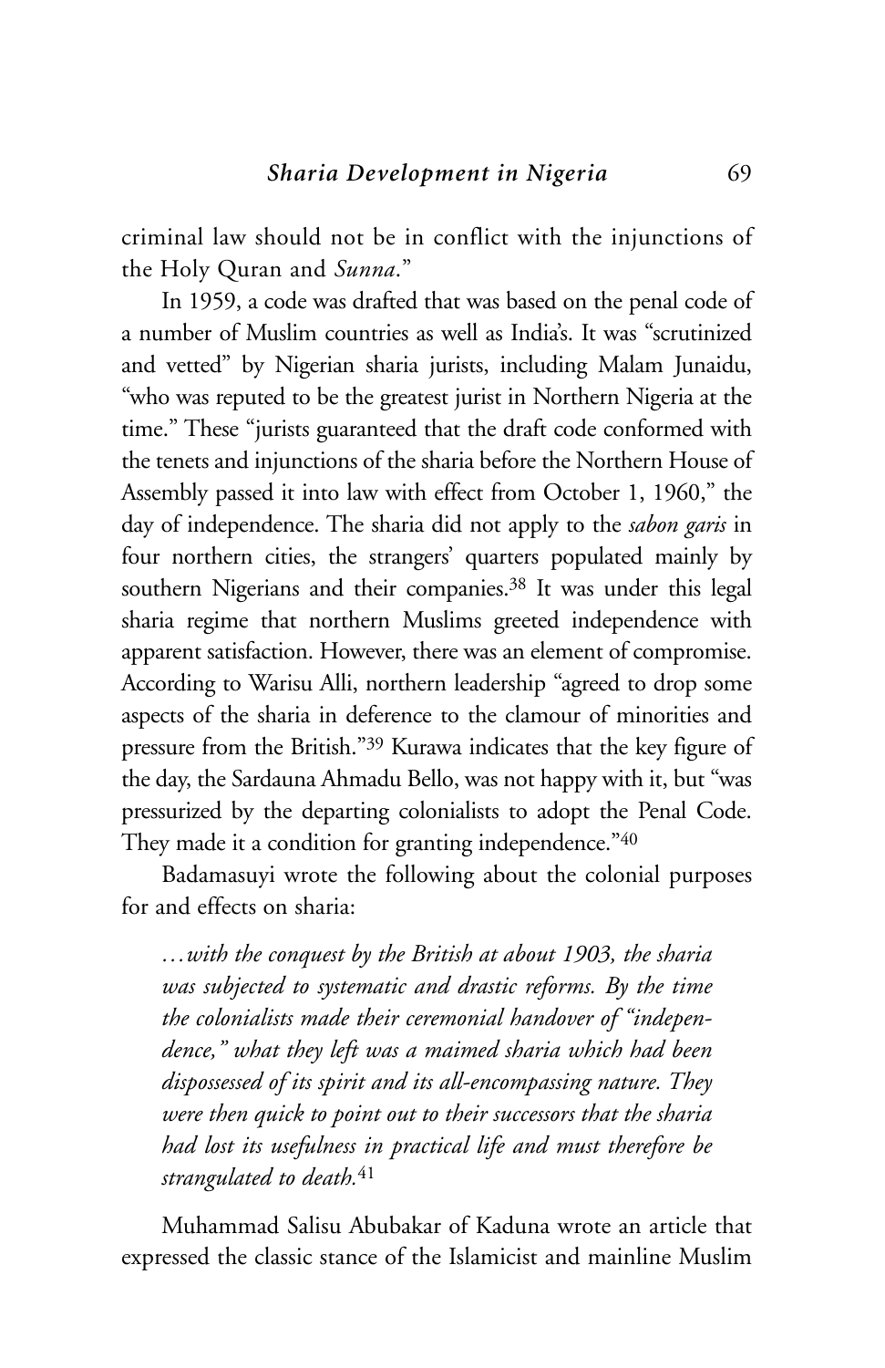criminal law should not be in conflict with the injunctions of the Holy Quran and *Sunna*."

In 1959, a code was drafted that was based on the penal code of a number of Muslim countries as well as India's. It was "scrutinized and vetted" by Nigerian sharia jurists, including Malam Junaidu, "who was reputed to be the greatest jurist in Northern Nigeria at the time." These "jurists guaranteed that the draft code conformed with the tenets and injunctions of the sharia before the Northern House of Assembly passed it into law with effect from October 1, 1960," the day of independence. The sharia did not apply to the *sabon garis* in four northern cities, the strangers' quarters populated mainly by southern Nigerians and their companies.[38] It was under this legal sharia regime that northern Muslims greeted independence with apparent satisfaction. However, there was an element of compromise. According to Warisu Alli, northern leadership "agreed to drop some aspects of the sharia in deference to the clamour of minorities and pressure from the British."[39] Kurawa indicates that the key figure of the day, the Sardauna Ahmadu Bello, was not happy with it, but "was pressurized by the departing colonialists to adopt the Penal Code. They made it a condition for granting independence."[40]

Badamasuyi wrote the following about the colonial purposes for and effects on sharia:

> *…with the conquest by the British at about 1903, the sharia was subjected to systematic and drastic reforms. By the time the colonialists made their ceremonial handover of "independence," what they left was a maimed sharia which had been dispossessed of its spirit and its all-encompassing nature. They were then quick to point out to their successors that the sharia had lost its usefulness in practical life and must therefore be strangulated to death.*[41]

Muhammad Salisu Abubakar of Kaduna wrote an article that expressed the classic stance of the Islamicist and mainline Muslim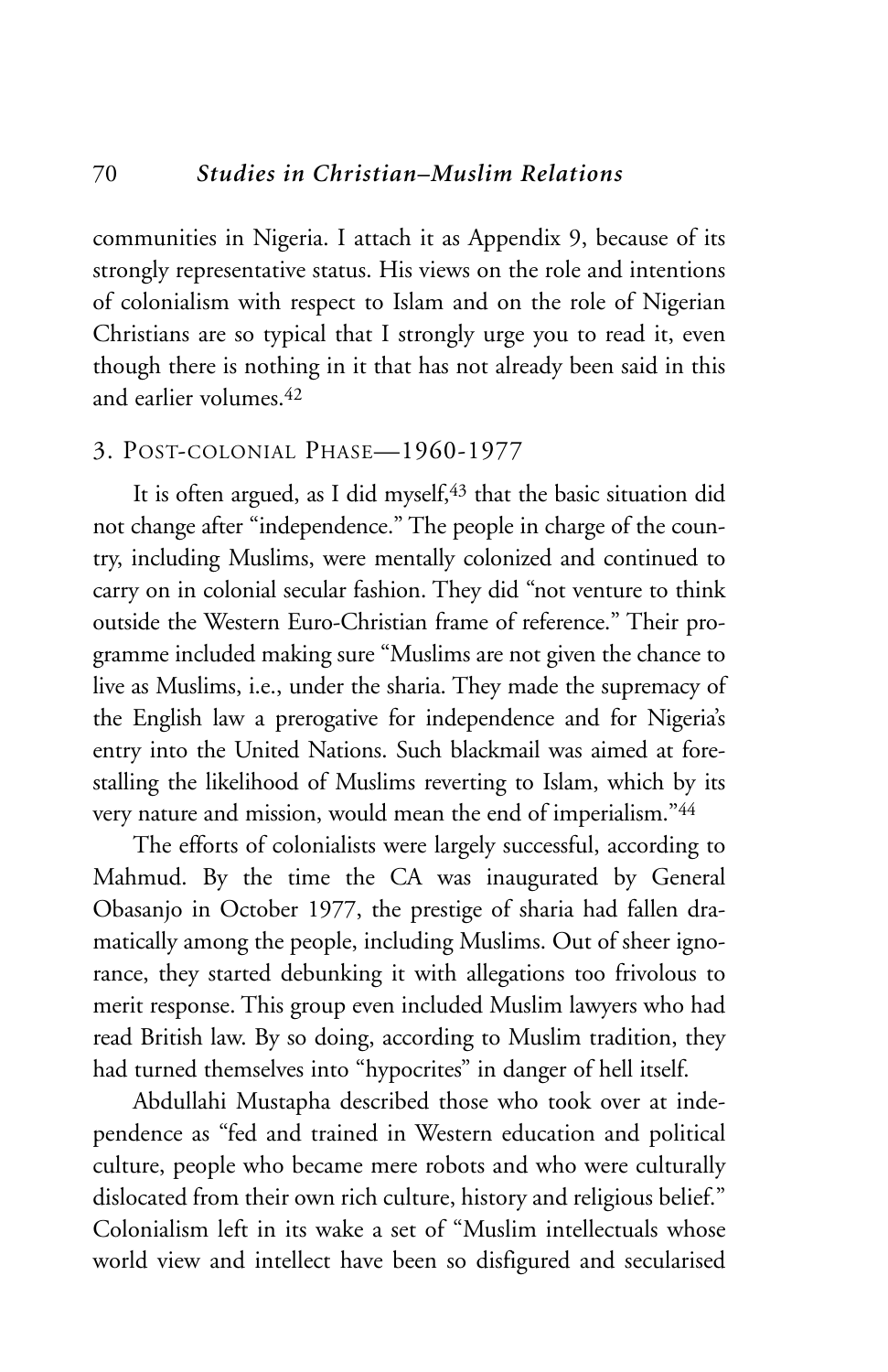communities in Nigeria. I attach it as Appendix 9, because of its strongly representative status. His views on the role and intentions of colonialism with respect to Islam and on the role of Nigerian Christians are so typical that I strongly urge you to read it, even though there is nothing in it that has not already been said in this and earlier volumes.[42]

## 3. Post-colonial Phase—1960-1977

It is often argued, as I did myself,[43] that the basic situation did not change after "independence." The people in charge of the country, including Muslims, were mentally colonized and continued to carry on in colonial secular fashion. They did "not venture to think outside the Western Euro-Christian frame of reference." Their programme included making sure "Muslims are not given the chance to live as Muslims, i.e., under the sharia. They made the supremacy of the English law a prerogative for independence and for Nigeria's entry into the United Nations. Such blackmail was aimed at forestalling the likelihood of Muslims reverting to Islam, which by its very nature and mission, would mean the end of imperialism."[44]

The efforts of colonialists were largely successful, according to Mahmud. By the time the CA was inaugurated by General Obasanjo in October 1977, the prestige of sharia had fallen dramatically among the people, including Muslims. Out of sheer ignorance, they started debunking it with allegations too frivolous to merit response. This group even included Muslim lawyers who had read British law. By so doing, according to Muslim tradition, they had turned themselves into "hypocrites" in danger of hell itself.

Abdullahi Mustapha described those who took over at independence as "fed and trained in Western education and political culture, people who became mere robots and who were culturally dislocated from their own rich culture, history and religious belief." Colonialism left in its wake a set of "Muslim intellectuals whose world view and intellect have been so disfigured and secularised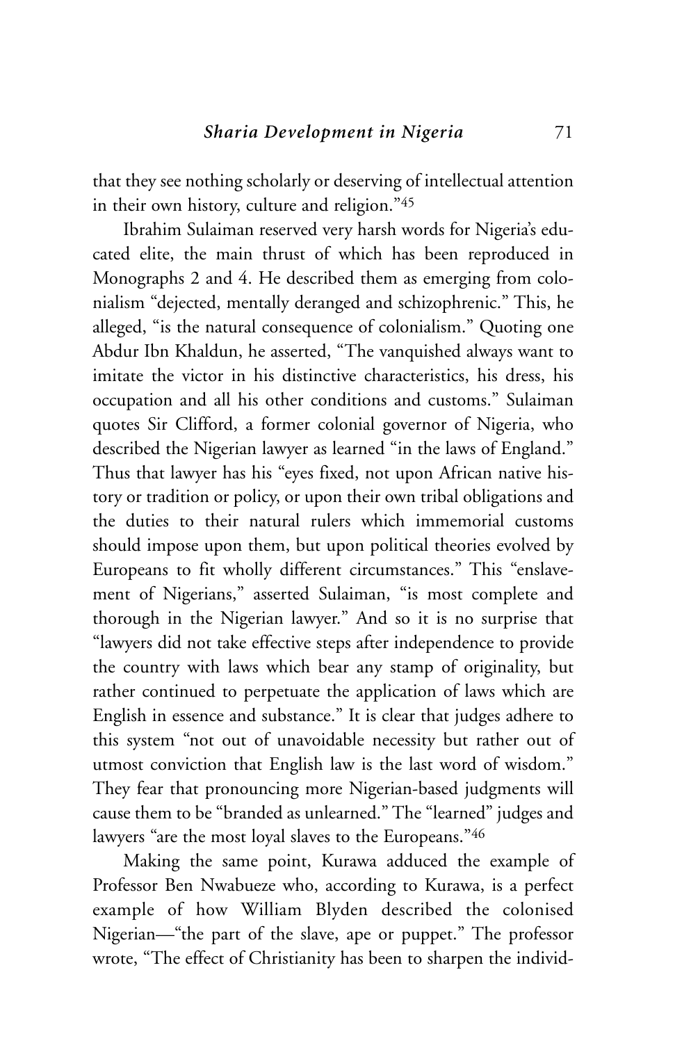that they see nothing scholarly or deserving of intellectual attention in their own history, culture and religion."[45]

Ibrahim Sulaiman reserved very harsh words for Nigeria's educated elite, the main thrust of which has been reproduced in Monographs 2 and 4. He described them as emerging from colonialism "dejected, mentally deranged and schizophrenic." This, he alleged, "is the natural consequence of colonialism." Quoting one Abdur Ibn Khaldun, he asserted, "The vanquished always want to imitate the victor in his distinctive characteristics, his dress, his occupation and all his other conditions and customs." Sulaiman quotes Sir Clifford, a former colonial governor of Nigeria, who described the Nigerian lawyer as learned "in the laws of England." Thus that lawyer has his "eyes fixed, not upon African native history or tradition or policy, or upon their own tribal obligations and the duties to their natural rulers which immemorial customs should impose upon them, but upon political theories evolved by Europeans to fit wholly different circumstances." This "enslavement of Nigerians," asserted Sulaiman, "is most complete and thorough in the Nigerian lawyer." And so it is no surprise that "lawyers did not take effective steps after independence to provide the country with laws which bear any stamp of originality, but rather continued to perpetuate the application of laws which are English in essence and substance." It is clear that judges adhere to this system "not out of unavoidable necessity but rather out of utmost conviction that English law is the last word of wisdom." They fear that pronouncing more Nigerian-based judgments will cause them to be "branded as unlearned." The "learned" judges and lawyers "are the most loyal slaves to the Europeans."[46]

Making the same point, Kurawa adduced the example of Professor Ben Nwabueze who, according to Kurawa, is a perfect example of how William Blyden described the colonised Nigerian—"the part of the slave, ape or puppet." The professor wrote, "The effect of Christianity has been to sharpen the individ-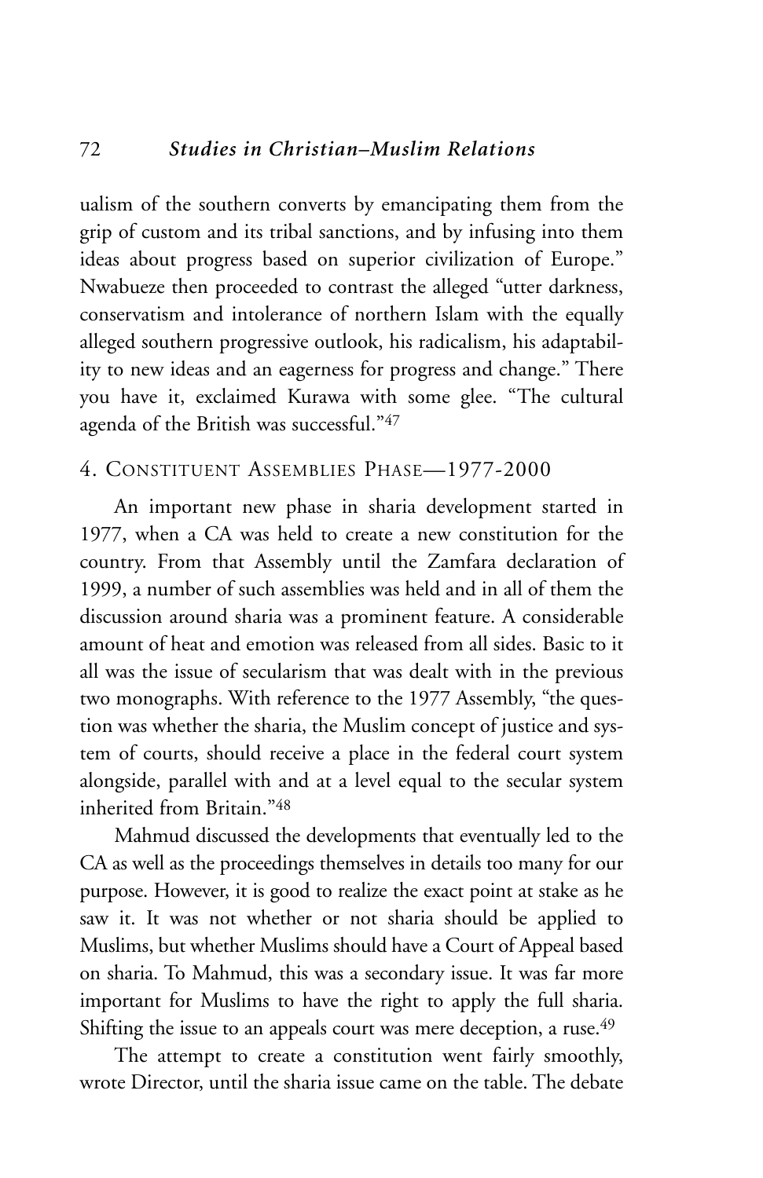ualism of the southern converts by emancipating them from the grip of custom and its tribal sanctions, and by infusing into them ideas about progress based on superior civilization of Europe." Nwabueze then proceeded to contrast the alleged "utter darkness, conservatism and intolerance of northern Islam with the equally alleged southern progressive outlook, his radicalism, his adaptability to new ideas and an eagerness for progress and change." There you have it, exclaimed Kurawa with some glee. "The cultural agenda of the British was successful."[47]

## 4. Constituent Assemblies Phase—1977-2000

An important new phase in sharia development started in 1977, when a CA was held to create a new constitution for the country. From that Assembly until the Zamfara declaration of 1999, a number of such assemblies was held and in all of them the discussion around sharia was a prominent feature. A considerable amount of heat and emotion was released from all sides. Basic to it all was the issue of secularism that was dealt with in the previous two monographs. With reference to the 1977 Assembly, "the question was whether the sharia, the Muslim concept of justice and system of courts, should receive a place in the federal court system alongside, parallel with and at a level equal to the secular system inherited from Britain."[48]

Mahmud discussed the developments that eventually led to the CA as well as the proceedings themselves in details too many for our purpose. However, it is good to realize the exact point at stake as he saw it. It was not whether or not sharia should be applied to Muslims, but whether Muslims should have a Court of Appeal based on sharia. To Mahmud, this was a secondary issue. It was far more important for Muslims to have the right to apply the full sharia. Shifting the issue to an appeals court was mere deception, a ruse.[49]

The attempt to create a constitution went fairly smoothly, wrote Director, until the sharia issue came on the table. The debate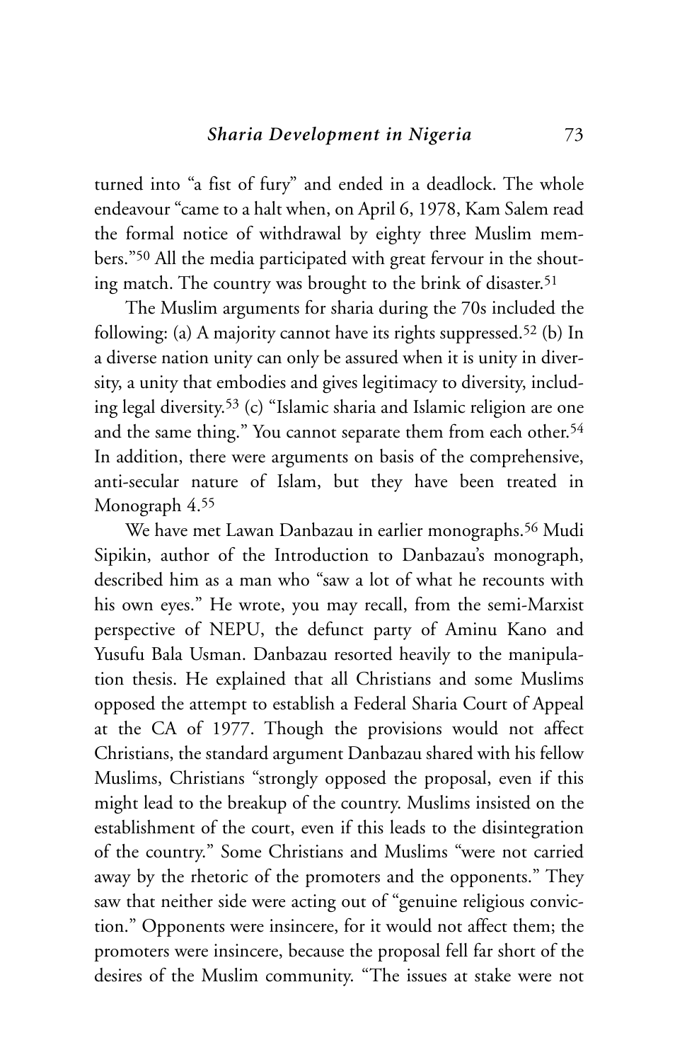turned into "a fist of fury" and ended in a deadlock. The whole endeavour "came to a halt when, on April 6, 1978, Kam Salem read the formal notice of withdrawal by eighty three Muslim members."[50] All the media participated with great fervour in the shouting match. The country was brought to the brink of disaster.[51]

The Muslim arguments for sharia during the 70s included the following: (a) A majority cannot have its rights suppressed.[52] (b) In a diverse nation unity can only be assured when it is unity in diversity, a unity that embodies and gives legitimacy to diversity, including legal diversity.[53] (c) "Islamic sharia and Islamic religion are one and the same thing." You cannot separate them from each other.[54] In addition, there were arguments on basis of the comprehensive, anti-secular nature of Islam, but they have been treated in Monograph 4.[55]

We have met Lawan Danbazau in earlier monographs.[56] Mudi Sipikin, author of the Introduction to Danbazau's monograph, described him as a man who "saw a lot of what he recounts with his own eyes." He wrote, you may recall, from the semi-Marxist perspective of NEPU, the defunct party of Aminu Kano and Yusufu Bala Usman. Danbazau resorted heavily to the manipulation thesis. He explained that all Christians and some Muslims opposed the attempt to establish a Federal Sharia Court of Appeal at the CA of 1977. Though the provisions would not affect Christians, the standard argument Danbazau shared with his fellow Muslims, Christians "strongly opposed the proposal, even if this might lead to the breakup of the country. Muslims insisted on the establishment of the court, even if this leads to the disintegration of the country." Some Christians and Muslims "were not carried away by the rhetoric of the promoters and the opponents." They saw that neither side were acting out of "genuine religious conviction." Opponents were insincere, for it would not affect them; the promoters were insincere, because the proposal fell far short of the desires of the Muslim community. "The issues at stake were not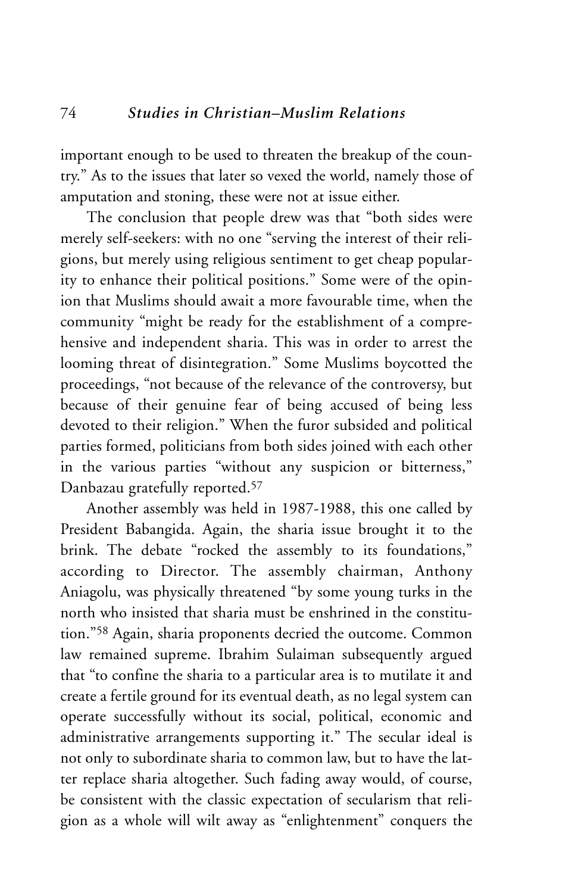important enough to be used to threaten the breakup of the country." As to the issues that later so vexed the world, namely those of amputation and stoning, these were not at issue either.

The conclusion that people drew was that "both sides were merely self-seekers: with no one "serving the interest of their religions, but merely using religious sentiment to get cheap popularity to enhance their political positions." Some were of the opinion that Muslims should await a more favourable time, when the community "might be ready for the establishment of a comprehensive and independent sharia. This was in order to arrest the looming threat of disintegration." Some Muslims boycotted the proceedings, "not because of the relevance of the controversy, but because of their genuine fear of being accused of being less devoted to their religion." When the furor subsided and political parties formed, politicians from both sides joined with each other in the various parties "without any suspicion or bitterness," Danbazau gratefully reported.[57]

Another assembly was held in 1987-1988, this one called by President Babangida. Again, the sharia issue brought it to the brink. The debate "rocked the assembly to its foundations," according to Director. The assembly chairman, Anthony Aniagolu, was physically threatened "by some young turks in the north who insisted that sharia must be enshrined in the constitution."[58] Again, sharia proponents decried the outcome. Common law remained supreme. Ibrahim Sulaiman subsequently argued that "to confine the sharia to a particular area is to mutilate it and create a fertile ground for its eventual death, as no legal system can operate successfully without its social, political, economic and administrative arrangements supporting it." The secular ideal is not only to subordinate sharia to common law, but to have the latter replace sharia altogether. Such fading away would, of course, be consistent with the classic expectation of secularism that religion as a whole will wilt away as "enlightenment" conquers the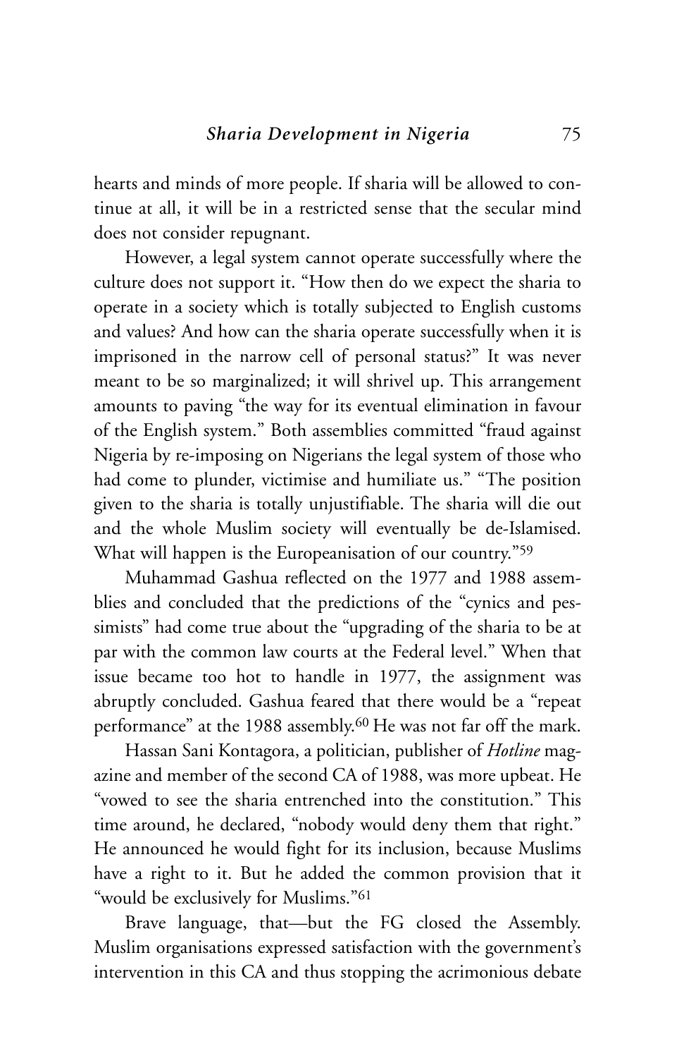hearts and minds of more people. If sharia will be allowed to continue at all, it will be in a restricted sense that the secular mind does not consider repugnant.

However, a legal system cannot operate successfully where the culture does not support it. "How then do we expect the sharia to operate in a society which is totally subjected to English customs and values? And how can the sharia operate successfully when it is imprisoned in the narrow cell of personal status?" It was never meant to be so marginalized; it will shrivel up. This arrangement amounts to paving "the way for its eventual elimination in favour of the English system." Both assemblies committed "fraud against Nigeria by re-imposing on Nigerians the legal system of those who had come to plunder, victimise and humiliate us." "The position given to the sharia is totally unjustifiable. The sharia will die out and the whole Muslim society will eventually be de-Islamised. What will happen is the Europeanisation of our country."[59]

Muhammad Gashua reflected on the 1977 and 1988 assemblies and concluded that the predictions of the "cynics and pessimists" had come true about the "upgrading of the sharia to be at par with the common law courts at the Federal level." When that issue became too hot to handle in 1977, the assignment was abruptly concluded. Gashua feared that there would be a "repeat performance" at the 1988 assembly.[60] He was not far off the mark.

Hassan Sani Kontagora, a politician, publisher of *Hotline* magazine and member of the second CA of 1988, was more upbeat. He "vowed to see the sharia entrenched into the constitution." This time around, he declared, "nobody would deny them that right." He announced he would fight for its inclusion, because Muslims have a right to it. But he added the common provision that it "would be exclusively for Muslims."[61]

Brave language, that—but the FG closed the Assembly. Muslim organisations expressed satisfaction with the government's intervention in this CA and thus stopping the acrimonious debate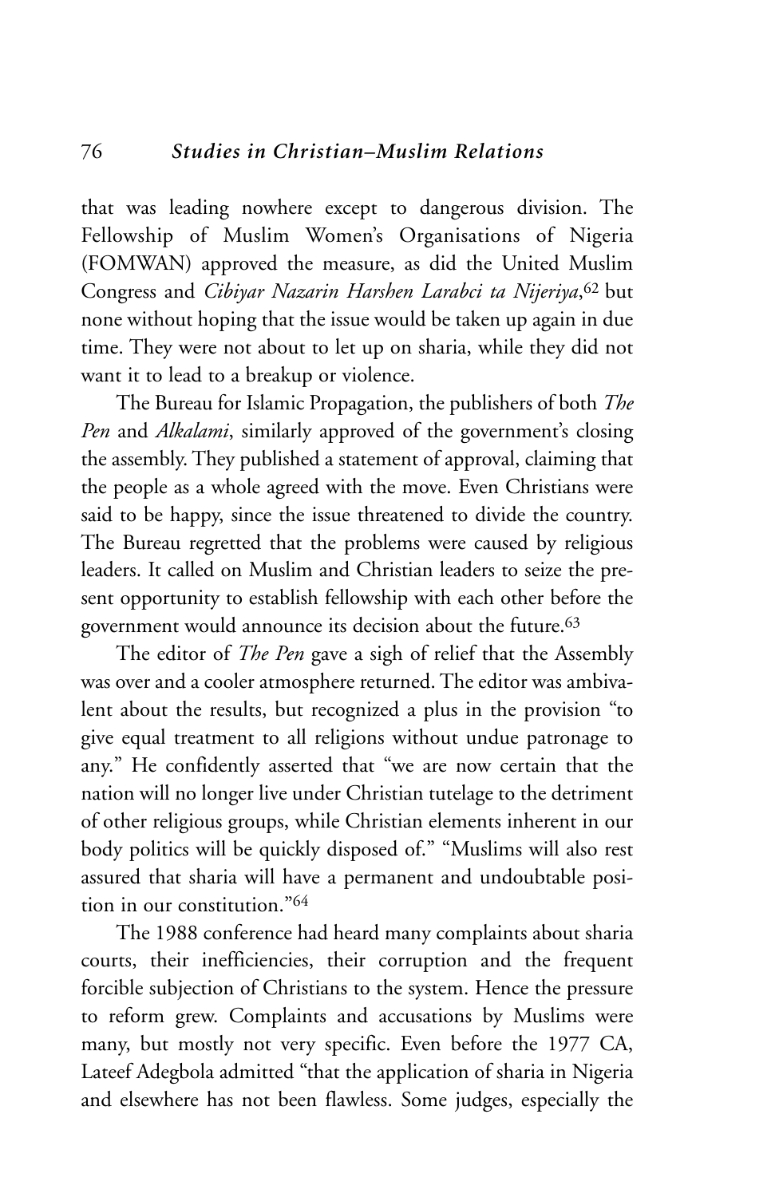that was leading nowhere except to dangerous division. The Fellowship of Muslim Women's Organisations of Nigeria (FOMWAN) approved the measure, as did the United Muslim Congress and *Cibiyar Nazarin Harshen Larabci ta Nijeriya*,[62] but none without hoping that the issue would be taken up again in due time. They were not about to let up on sharia, while they did not want it to lead to a breakup or violence.

The Bureau for Islamic Propagation, the publishers of both *The Pen* and *Alkalami*, similarly approved of the government's closing the assembly. They published a statement of approval, claiming that the people as a whole agreed with the move. Even Christians were said to be happy, since the issue threatened to divide the country. The Bureau regretted that the problems were caused by religious leaders. It called on Muslim and Christian leaders to seize the present opportunity to establish fellowship with each other before the government would announce its decision about the future.[63]

The editor of *The Pen* gave a sigh of relief that the Assembly was over and a cooler atmosphere returned. The editor was ambivalent about the results, but recognized a plus in the provision "to give equal treatment to all religions without undue patronage to any." He confidently asserted that "we are now certain that the nation will no longer live under Christian tutelage to the detriment of other religious groups, while Christian elements inherent in our body politics will be quickly disposed of." "Muslims will also rest assured that sharia will have a permanent and undoubtable position in our constitution."[64]

The 1988 conference had heard many complaints about sharia courts, their inefficiencies, their corruption and the frequent forcible subjection of Christians to the system. Hence the pressure to reform grew. Complaints and accusations by Muslims were many, but mostly not very specific. Even before the 1977 CA, Lateef Adegbola admitted "that the application of sharia in Nigeria and elsewhere has not been flawless. Some judges, especially the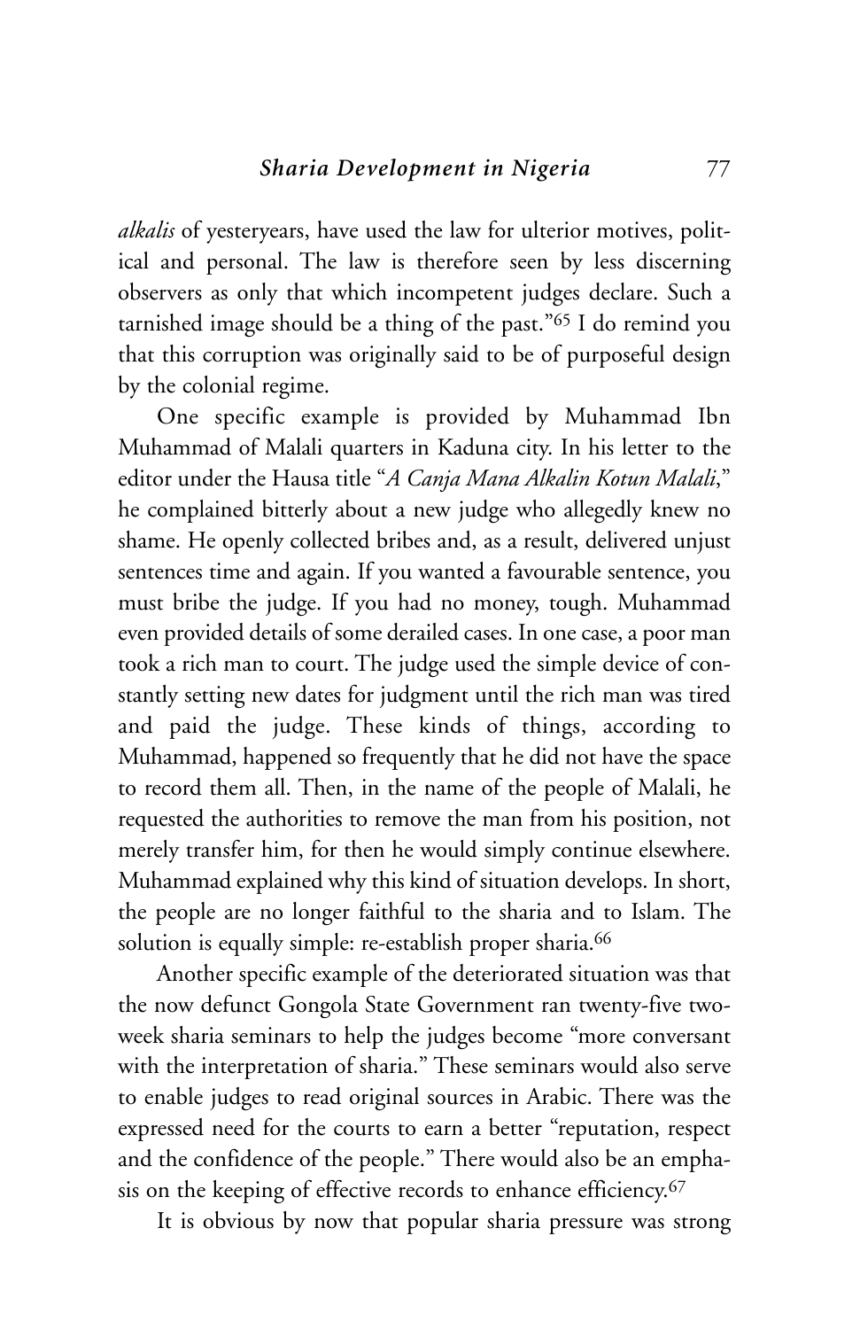*alkalis* of yesteryears, have used the law for ulterior motives, political and personal. The law is therefore seen by less discerning observers as only that which incompetent judges declare. Such a tarnished image should be a thing of the past."[65] I do remind you that this corruption was originally said to be of purposeful design by the colonial regime.

One specific example is provided by Muhammad Ibn Muhammad of Malali quarters in Kaduna city. In his letter to the editor under the Hausa title "*A Canja Mana Alkalin Kotun Malali*," he complained bitterly about a new judge who allegedly knew no shame. He openly collected bribes and, as a result, delivered unjust sentences time and again. If you wanted a favourable sentence, you must bribe the judge. If you had no money, tough. Muhammad even provided details of some derailed cases. In one case, a poor man took a rich man to court. The judge used the simple device of constantly setting new dates for judgment until the rich man was tired and paid the judge. These kinds of things, according to Muhammad, happened so frequently that he did not have the space to record them all. Then, in the name of the people of Malali, he requested the authorities to remove the man from his position, not merely transfer him, for then he would simply continue elsewhere. Muhammad explained why this kind of situation develops. In short, the people are no longer faithful to the sharia and to Islam. The solution is equally simple: re-establish proper sharia.[66]

Another specific example of the deteriorated situation was that the now defunct Gongola State Government ran twenty-five two-week sharia seminars to help the judges become "more conversant with the interpretation of sharia." These seminars would also serve to enable judges to read original sources in Arabic. There was the expressed need for the courts to earn a better "reputation, respect and the confidence of the people." There would also be an emphasis on the keeping of effective records to enhance efficiency.[67]

It is obvious by now that popular sharia pressure was strong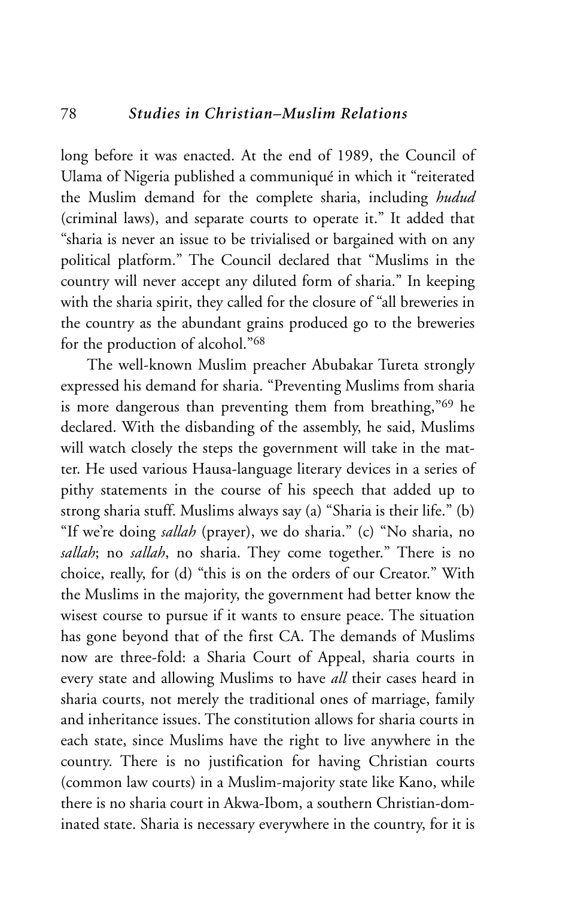long before it was enacted. At the end of 1989, the Council of Ulama of Nigeria published a communiqué in which it "reiterated the Muslim demand for the complete sharia, including *hudud* (criminal laws), and separate courts to operate it." It added that "sharia is never an issue to be trivialised or bargained with on any political platform." The Council declared that "Muslims in the country will never accept any diluted form of sharia." In keeping with the sharia spirit, they called for the closure of "all breweries in the country as the abundant grains produced go to the breweries for the production of alcohol."[68]

The well-known Muslim preacher Abubakar Tureta strongly expressed his demand for sharia. "Preventing Muslims from sharia is more dangerous than preventing them from breathing,"[69] he declared. With the disbanding of the assembly, he said, Muslims will watch closely the steps the government will take in the matter. He used various Hausa-language literary devices in a series of pithy statements in the course of his speech that added up to strong sharia stuff. Muslims always say (a) "Sharia is their life." (b) "If we're doing *sallah* (prayer), we do sharia." (c) "No sharia, no *sallah*; no *sallah*, no sharia. They come together." There is no choice, really, for (d) "this is on the orders of our Creator." With the Muslims in the majority, the government had better know the wisest course to pursue if it wants to ensure peace. The situation has gone beyond that of the first CA. The demands of Muslims now are three-fold: a Sharia Court of Appeal, sharia courts in every state and allowing Muslims to have *all* their cases heard in sharia courts, not merely the traditional ones of marriage, family and inheritance issues. The constitution allows for sharia courts in each state, since Muslims have the right to live anywhere in the country. There is no justification for having Christian courts (common law courts) in a Muslim-majority state like Kano, while there is no sharia court in Akwa-Ibom, a southern Christian-dominated state. Sharia is necessary everywhere in the country, for it is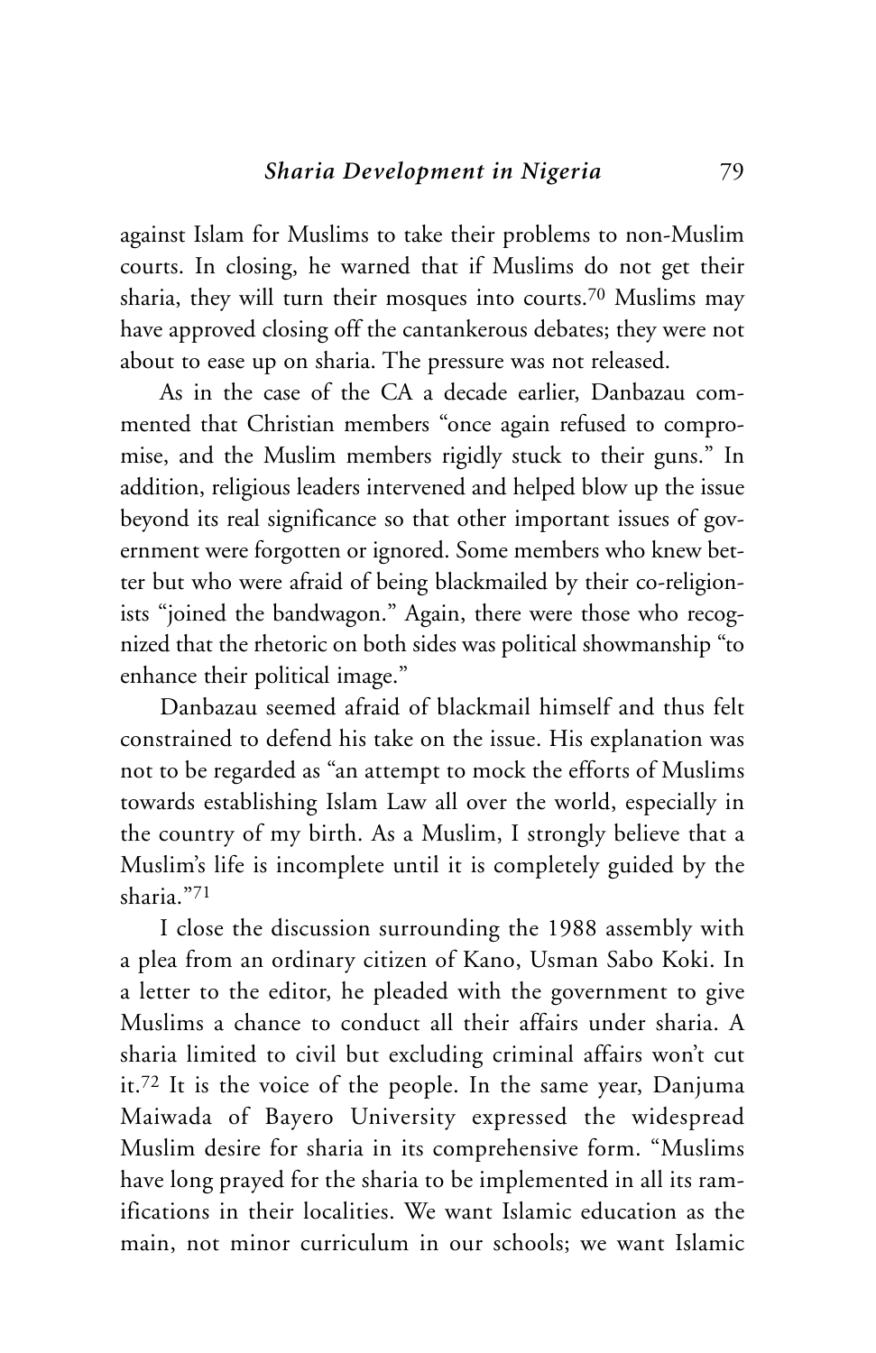against Islam for Muslims to take their problems to non-Muslim courts. In closing, he warned that if Muslims do not get their sharia, they will turn their mosques into courts.[70] Muslims may have approved closing off the cantankerous debates; they were not about to ease up on sharia. The pressure was not released.

As in the case of the CA a decade earlier, Danbazau commented that Christian members "once again refused to compromise, and the Muslim members rigidly stuck to their guns." In addition, religious leaders intervened and helped blow up the issue beyond its real significance so that other important issues of government were forgotten or ignored. Some members who knew better but who were afraid of being blackmailed by their co-religionists "joined the bandwagon." Again, there were those who recognized that the rhetoric on both sides was political showmanship "to enhance their political image."

Danbazau seemed afraid of blackmail himself and thus felt constrained to defend his take on the issue. His explanation was not to be regarded as "an attempt to mock the efforts of Muslims towards establishing Islam Law all over the world, especially in the country of my birth. As a Muslim, I strongly believe that a Muslim's life is incomplete until it is completely guided by the sharia."[71]

I close the discussion surrounding the 1988 assembly with a plea from an ordinary citizen of Kano, Usman Sabo Koki. In a letter to the editor, he pleaded with the government to give Muslims a chance to conduct all their affairs under sharia. A sharia limited to civil but excluding criminal affairs won't cut it.[72] It is the voice of the people. In the same year, Danjuma Maiwada of Bayero University expressed the widespread Muslim desire for sharia in its comprehensive form. "Muslims have long prayed for the sharia to be implemented in all its ramifications in their localities. We want Islamic education as the main, not minor curriculum in our schools; we want Islamic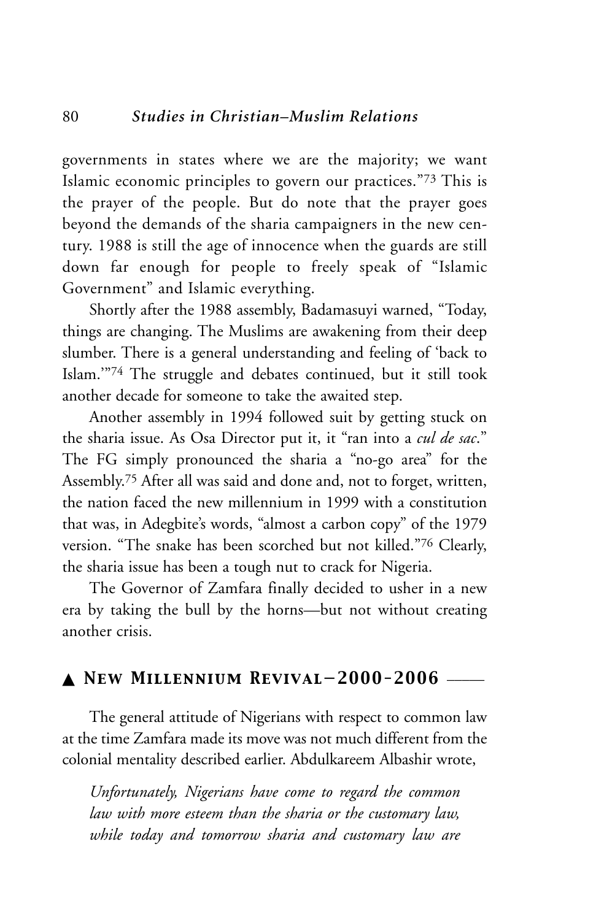governments in states where we are the majority; we want Islamic economic principles to govern our practices."[73] This is the prayer of the people. But do note that the prayer goes beyond the demands of the sharia campaigners in the new century. 1988 is still the age of innocence when the guards are still down far enough for people to freely speak of "Islamic Government" and Islamic everything.

Shortly after the 1988 assembly, Badamasuyi warned, "Today, things are changing. The Muslims are awakening from their deep slumber. There is a general understanding and feeling of 'back to Islam.'"[74] The struggle and debates continued, but it still took another decade for someone to take the awaited step.

Another assembly in 1994 followed suit by getting stuck on the sharia issue. As Osa Director put it, it "ran into a *cul de sac*." The FG simply pronounced the sharia a "no-go area" for the Assembly.[75] After all was said and done and, not to forget, written, the nation faced the new millennium in 1999 with a constitution that was, in Adegbite's words, "almost a carbon copy" of the 1979 version. "The snake has been scorched but not killed."[76] Clearly, the sharia issue has been a tough nut to crack for Nigeria.

The Governor of Zamfara finally decided to usher in a new era by taking the bull by the horns—but not without creating another crisis.

## ▲ New Millennium Revival—2000-2006

The general attitude of Nigerians with respect to common law at the time Zamfara made its move was not much different from the colonial mentality described earlier. Abdulkareem Albashir wrote,

> *Unfortunately, Nigerians have come to regard the common law with more esteem than the sharia or the customary law, while today and tomorrow sharia and customary law are*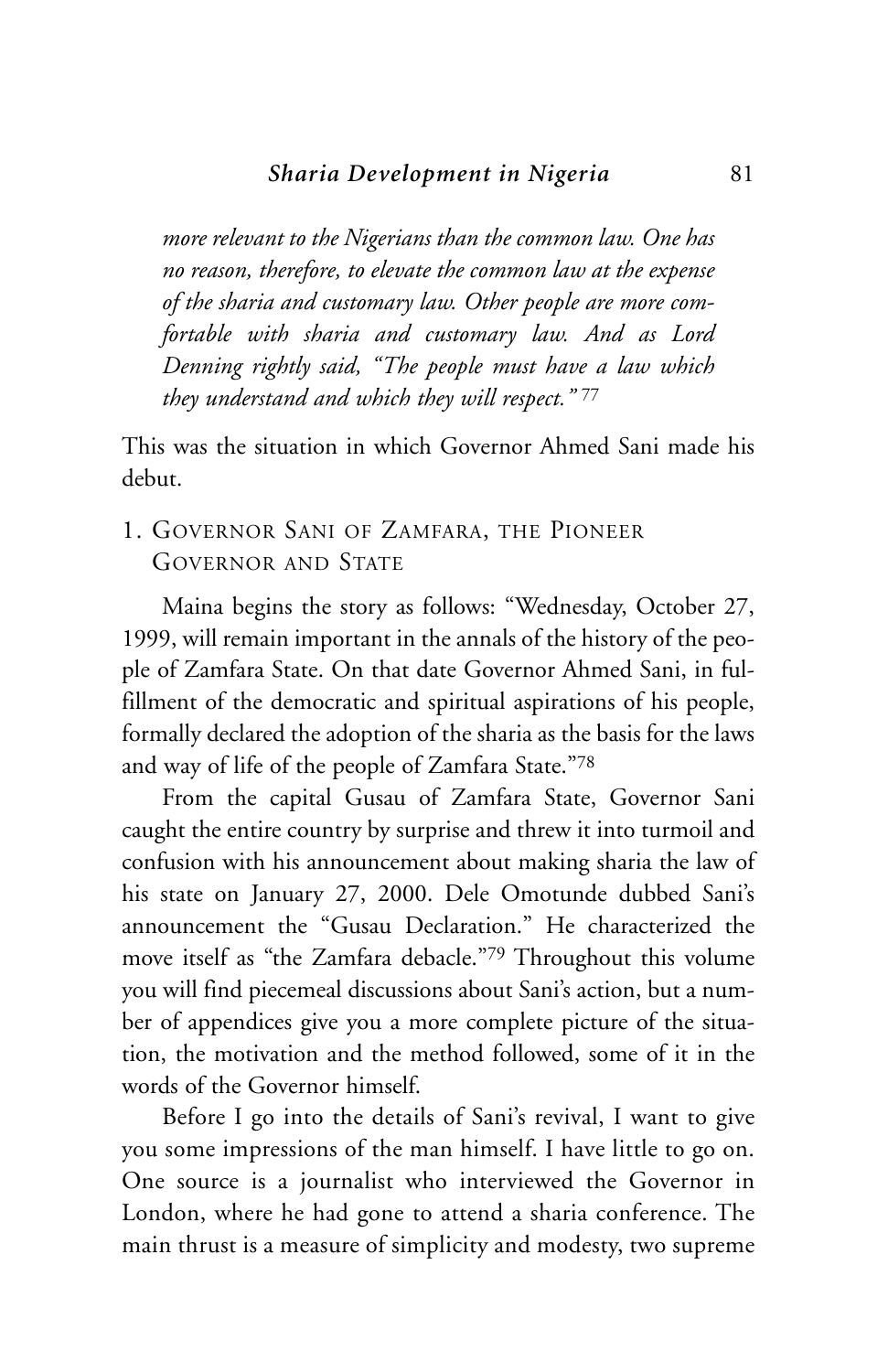*more relevant to the Nigerians than the common law. One has no reason, therefore, to elevate the common law at the expense of the sharia and customary law. Other people are more comfortable with sharia and customary law. And as Lord Denning rightly said, "The people must have a law which they understand and which they will respect."* [77]

This was the situation in which Governor Ahmed Sani made his debut.

## 1. Governor Sani of Zamfara, the Pioneer Governor and State

Maina begins the story as follows: "Wednesday, October 27, 1999, will remain important in the annals of the history of the people of Zamfara State. On that date Governor Ahmed Sani, in fulfillment of the democratic and spiritual aspirations of his people, formally declared the adoption of the sharia as the basis for the laws and way of life of the people of Zamfara State."[78]

From the capital Gusau of Zamfara State, Governor Sani caught the entire country by surprise and threw it into turmoil and confusion with his announcement about making sharia the law of his state on January 27, 2000. Dele Omotunde dubbed Sani's announcement the "Gusau Declaration." He characterized the move itself as "the Zamfara debacle."[79] Throughout this volume you will find piecemeal discussions about Sani's action, but a number of appendices give you a more complete picture of the situation, the motivation and the method followed, some of it in the words of the Governor himself.

Before I go into the details of Sani's revival, I want to give you some impressions of the man himself. I have little to go on. One source is a journalist who interviewed the Governor in London, where he had gone to attend a sharia conference. The main thrust is a measure of simplicity and modesty, two supreme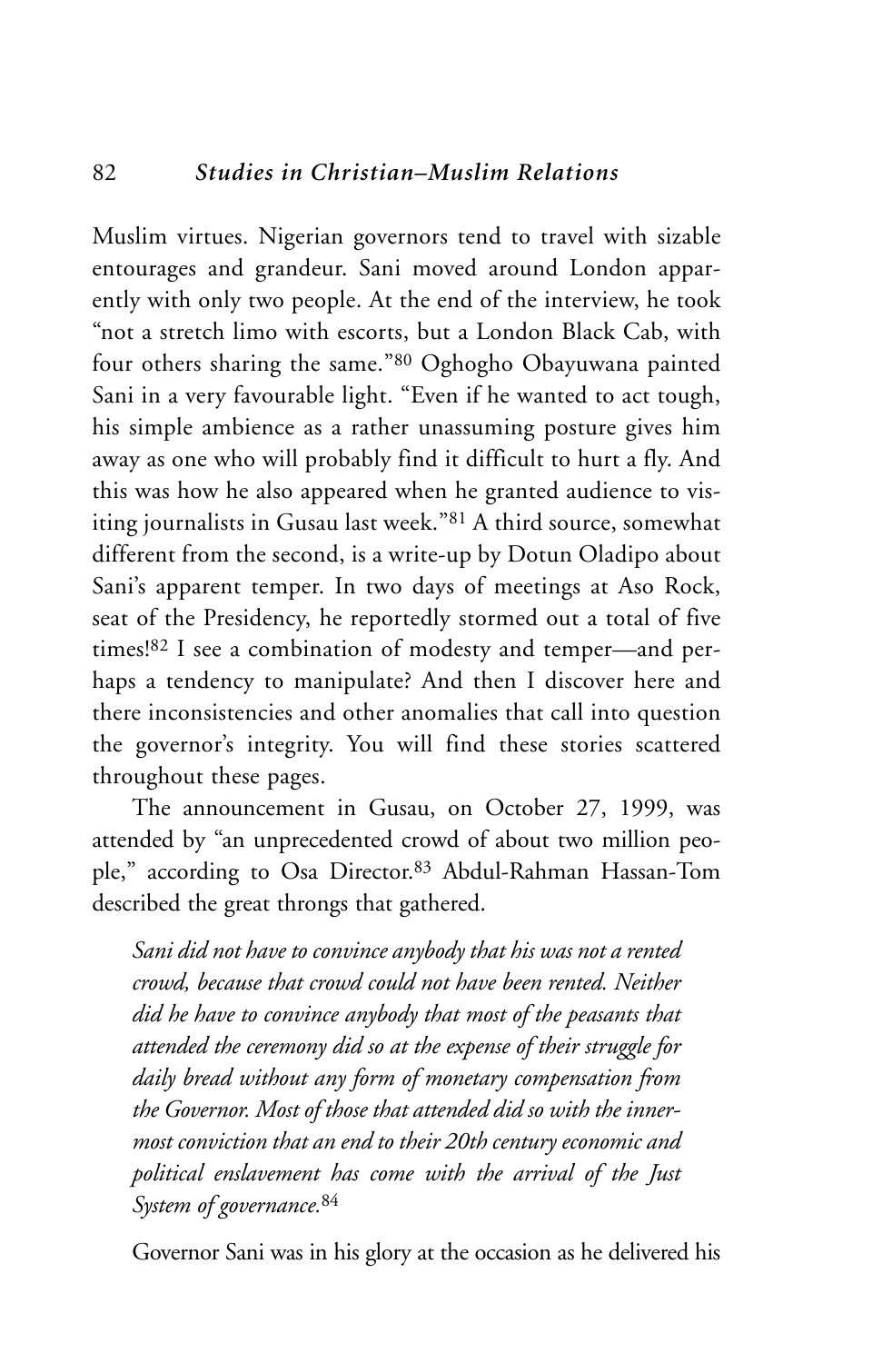Muslim virtues. Nigerian governors tend to travel with sizable entourages and grandeur. Sani moved around London apparently with only two people. At the end of the interview, he took "not a stretch limo with escorts, but a London Black Cab, with four others sharing the same."[80] Oghogho Obayuwana painted Sani in a very favourable light. "Even if he wanted to act tough, his simple ambience as a rather unassuming posture gives him away as one who will probably find it difficult to hurt a fly. And this was how he also appeared when he granted audience to visiting journalists in Gusau last week."[81] A third source, somewhat different from the second, is a write-up by Dotun Oladipo about Sani's apparent temper. In two days of meetings at Aso Rock, seat of the Presidency, he reportedly stormed out a total of five times![82] I see a combination of modesty and temper—and perhaps a tendency to manipulate? And then I discover here and there inconsistencies and other anomalies that call into question the governor's integrity. You will find these stories scattered throughout these pages.

The announcement in Gusau, on October 27, 1999, was attended by "an unprecedented crowd of about two million people," according to Osa Director.[83] Abdul-Rahman Hassan-Tom described the great throngs that gathered.

> *Sani did not have to convince anybody that his was not a rented crowd, because that crowd could not have been rented. Neither did he have to convince anybody that most of the peasants that attended the ceremony did so at the expense of their struggle for daily bread without any form of monetary compensation from the Governor. Most of those that attended did so with the innermost conviction that an end to their 20th century economic and political enslavement has come with the arrival of the Just System of governance.*[84]

Governor Sani was in his glory at the occasion as he delivered his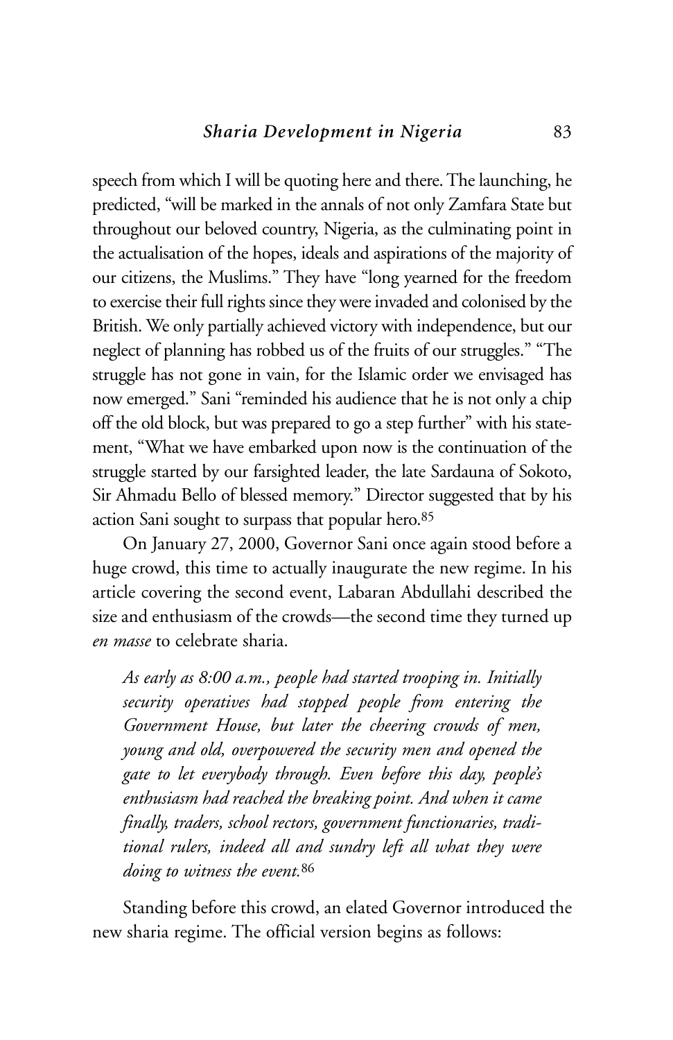speech from which I will be quoting here and there. The launching, he predicted, "will be marked in the annals of not only Zamfara State but throughout our beloved country, Nigeria, as the culminating point in the actualisation of the hopes, ideals and aspirations of the majority of our citizens, the Muslims." They have "long yearned for the freedom to exercise their full rights since they were invaded and colonised by the British. We only partially achieved victory with independence, but our neglect of planning has robbed us of the fruits of our struggles." "The struggle has not gone in vain, for the Islamic order we envisaged has now emerged." Sani "reminded his audience that he is not only a chip off the old block, but was prepared to go a step further" with his statement, "What we have embarked upon now is the continuation of the struggle started by our farsighted leader, the late Sardauna of Sokoto, Sir Ahmadu Bello of blessed memory." Director suggested that by his action Sani sought to surpass that popular hero.[85]

On January 27, 2000, Governor Sani once again stood before a huge crowd, this time to actually inaugurate the new regime. In his article covering the second event, Labaran Abdullahi described the size and enthusiasm of the crowds—the second time they turned up *en masse* to celebrate sharia.

> *As early as 8:00 a.m., people had started trooping in. Initially security operatives had stopped people from entering the Government House, but later the cheering crowds of men, young and old, overpowered the security men and opened the gate to let everybody through. Even before this day, people's enthusiasm had reached the breaking point. And when it came finally, traders, school rectors, government functionaries, traditional rulers, indeed all and sundry left all what they were doing to witness the event.*[86]

Standing before this crowd, an elated Governor introduced the new sharia regime. The official version begins as follows: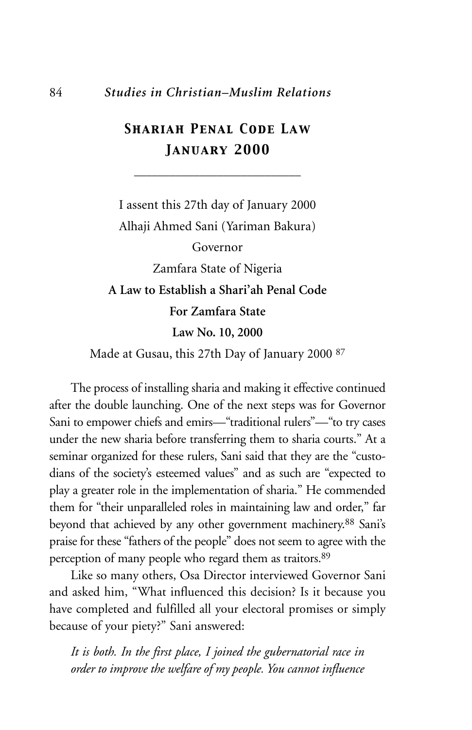## Shariah Penal Code Law January 2000

---

I assent this 27th day of January 2000

Alhaji Ahmed Sani (Yariman Bakura)

Governor

Zamfara State of Nigeria

**A Law to Establish a Shari'ah Penal Code**

**For Zamfara State**

**Law No. 10, 2000**

Made at Gusau, this 27th Day of January 2000 [87]

The process of installing sharia and making it effective continued after the double launching. One of the next steps was for Governor Sani to empower chiefs and emirs—"traditional rulers"—"to try cases under the new sharia before transferring them to sharia courts." At a seminar organized for these rulers, Sani said that they are the "custodians of the society's esteemed values" and as such are "expected to play a greater role in the implementation of sharia." He commended them for "their unparalleled roles in maintaining law and order," far beyond that achieved by any other government machinery.[88] Sani's praise for these "fathers of the people" does not seem to agree with the perception of many people who regard them as traitors.[89]

Like so many others, Osa Director interviewed Governor Sani and asked him, "What influenced this decision? Is it because you have completed and fulfilled all your electoral promises or simply because of your piety?" Sani answered:

> *It is both. In the first place, I joined the gubernatorial race in order to improve the welfare of my people. You cannot influence*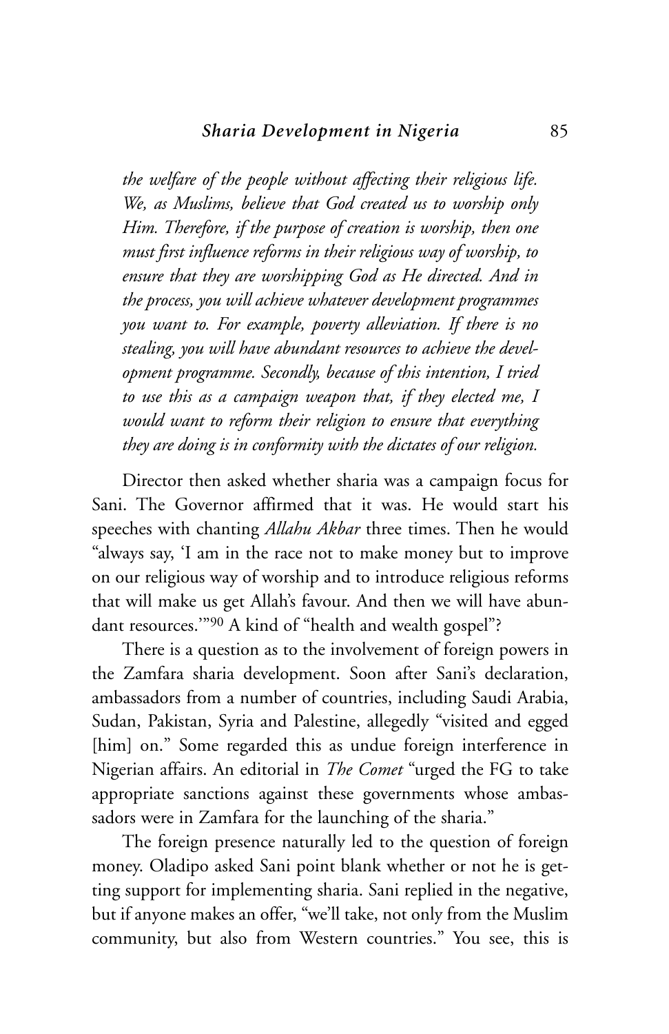*the welfare of the people without affecting their religious life. We, as Muslims, believe that God created us to worship only Him. Therefore, if the purpose of creation is worship, then one must first influence reforms in their religious way of worship, to ensure that they are worshipping God as He directed. And in the process, you will achieve whatever development programmes you want to. For example, poverty alleviation. If there is no stealing, you will have abundant resources to achieve the development programme. Secondly, because of this intention, I tried to use this as a campaign weapon that, if they elected me, I would want to reform their religion to ensure that everything they are doing is in conformity with the dictates of our religion.*

Director then asked whether sharia was a campaign focus for Sani. The Governor affirmed that it was. He would start his speeches with chanting *Allahu Akbar* three times. Then he would "always say, 'I am in the race not to make money but to improve on our religious way of worship and to introduce religious reforms that will make us get Allah's favour. And then we will have abundant resources.'"[90] A kind of "health and wealth gospel"?

There is a question as to the involvement of foreign powers in the Zamfara sharia development. Soon after Sani's declaration, ambassadors from a number of countries, including Saudi Arabia, Sudan, Pakistan, Syria and Palestine, allegedly "visited and egged [him] on." Some regarded this as undue foreign interference in Nigerian affairs. An editorial in *The Comet* "urged the FG to take appropriate sanctions against these governments whose ambassadors were in Zamfara for the launching of the sharia."

The foreign presence naturally led to the question of foreign money. Oladipo asked Sani point blank whether or not he is getting support for implementing sharia. Sani replied in the negative, but if anyone makes an offer, "we'll take, not only from the Muslim community, but also from Western countries." You see, this is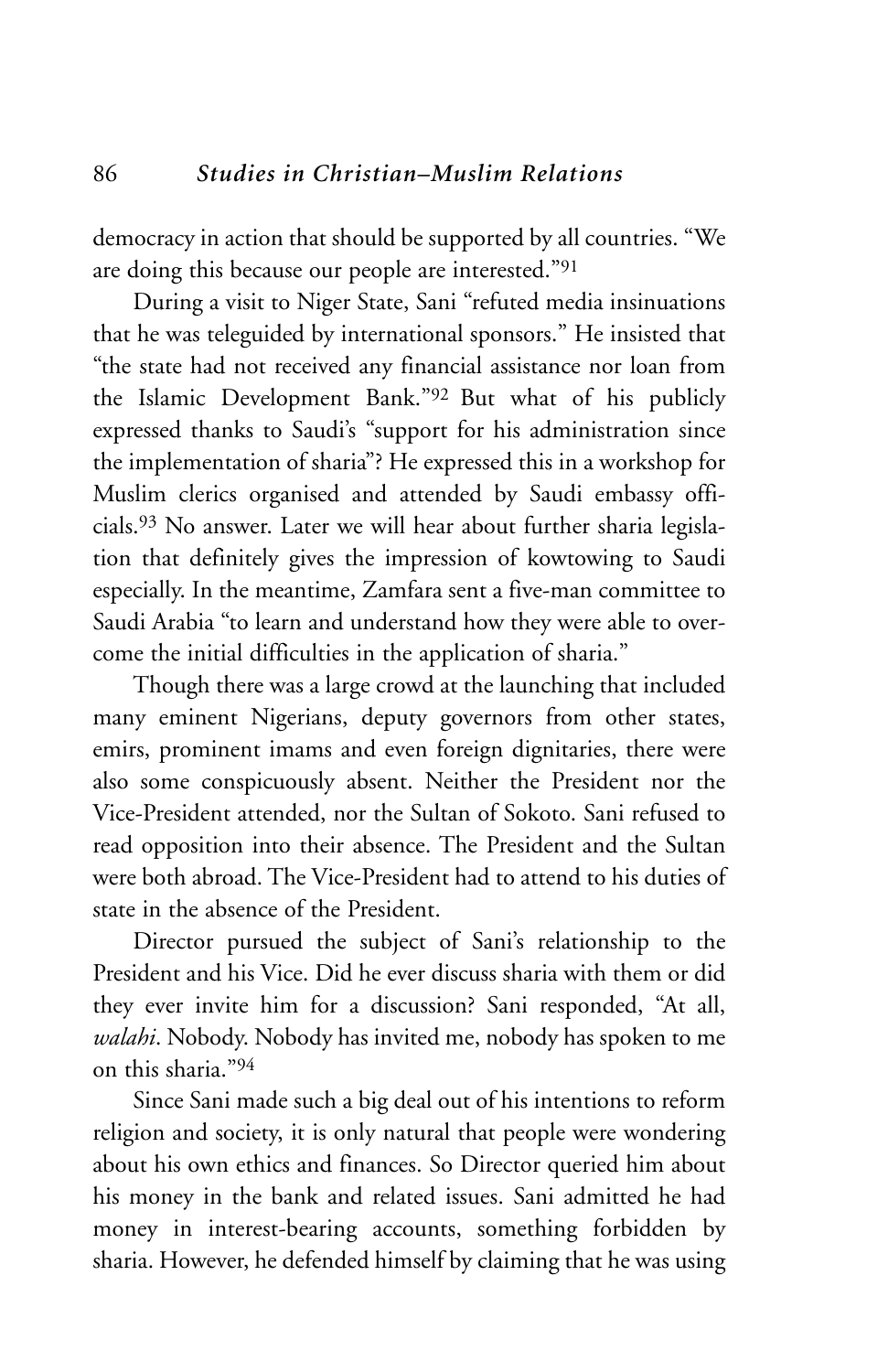democracy in action that should be supported by all countries. "We are doing this because our people are interested."[91]

During a visit to Niger State, Sani "refuted media insinuations that he was teleguided by international sponsors." He insisted that "the state had not received any financial assistance nor loan from the Islamic Development Bank."[92] But what of his publicly expressed thanks to Saudi's "support for his administration since the implementation of sharia"? He expressed this in a workshop for Muslim clerics organised and attended by Saudi embassy officials.[93] No answer. Later we will hear about further sharia legislation that definitely gives the impression of kowtowing to Saudi especially. In the meantime, Zamfara sent a five-man committee to Saudi Arabia "to learn and understand how they were able to overcome the initial difficulties in the application of sharia."

Though there was a large crowd at the launching that included many eminent Nigerians, deputy governors from other states, emirs, prominent imams and even foreign dignitaries, there were also some conspicuously absent. Neither the President nor the Vice-President attended, nor the Sultan of Sokoto. Sani refused to read opposition into their absence. The President and the Sultan were both abroad. The Vice-President had to attend to his duties of state in the absence of the President.

Director pursued the subject of Sani's relationship to the President and his Vice. Did he ever discuss sharia with them or did they ever invite him for a discussion? Sani responded, "At all, *walahi*. Nobody. Nobody has invited me, nobody has spoken to me on this sharia."[94]

Since Sani made such a big deal out of his intentions to reform religion and society, it is only natural that people were wondering about his own ethics and finances. So Director queried him about his money in the bank and related issues. Sani admitted he had money in interest-bearing accounts, something forbidden by sharia. However, he defended himself by claiming that he was using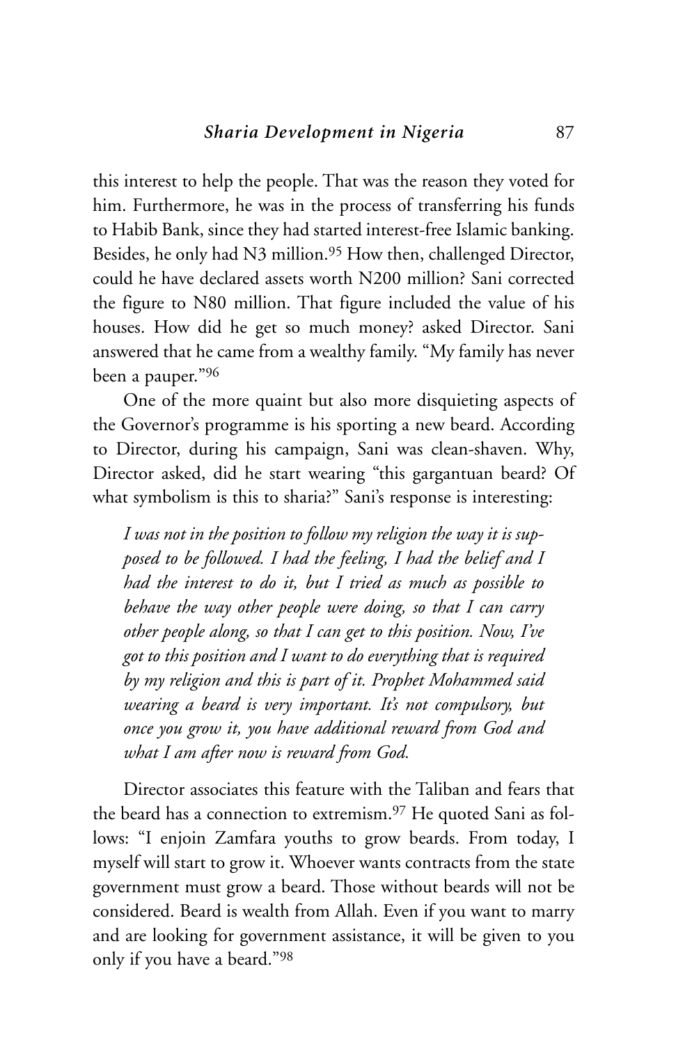this interest to help the people. That was the reason they voted for him. Furthermore, he was in the process of transferring his funds to Habib Bank, since they had started interest-free Islamic banking. Besides, he only had N3 million.[95] How then, challenged Director, could he have declared assets worth N200 million? Sani corrected the figure to N80 million. That figure included the value of his houses. How did he get so much money? asked Director. Sani answered that he came from a wealthy family. "My family has never been a pauper."[96]

One of the more quaint but also more disquieting aspects of the Governor's programme is his sporting a new beard. According to Director, during his campaign, Sani was clean-shaven. Why, Director asked, did he start wearing "this gargantuan beard? Of what symbolism is this to sharia?" Sani's response is interesting:

> *I was not in the position to follow my religion the way it is supposed to be followed. I had the feeling, I had the belief and I had the interest to do it, but I tried as much as possible to behave the way other people were doing, so that I can carry other people along, so that I can get to this position. Now, I've got to this position and I want to do everything that is required by my religion and this is part of it. Prophet Mohammed said wearing a beard is very important. It's not compulsory, but once you grow it, you have additional reward from God and what I am after now is reward from God.*

Director associates this feature with the Taliban and fears that the beard has a connection to extremism.[97] He quoted Sani as follows: "I enjoin Zamfara youths to grow beards. From today, I myself will start to grow it. Whoever wants contracts from the state government must grow a beard. Those without beards will not be considered. Beard is wealth from Allah. Even if you want to marry and are looking for government assistance, it will be given to you only if you have a beard."[98]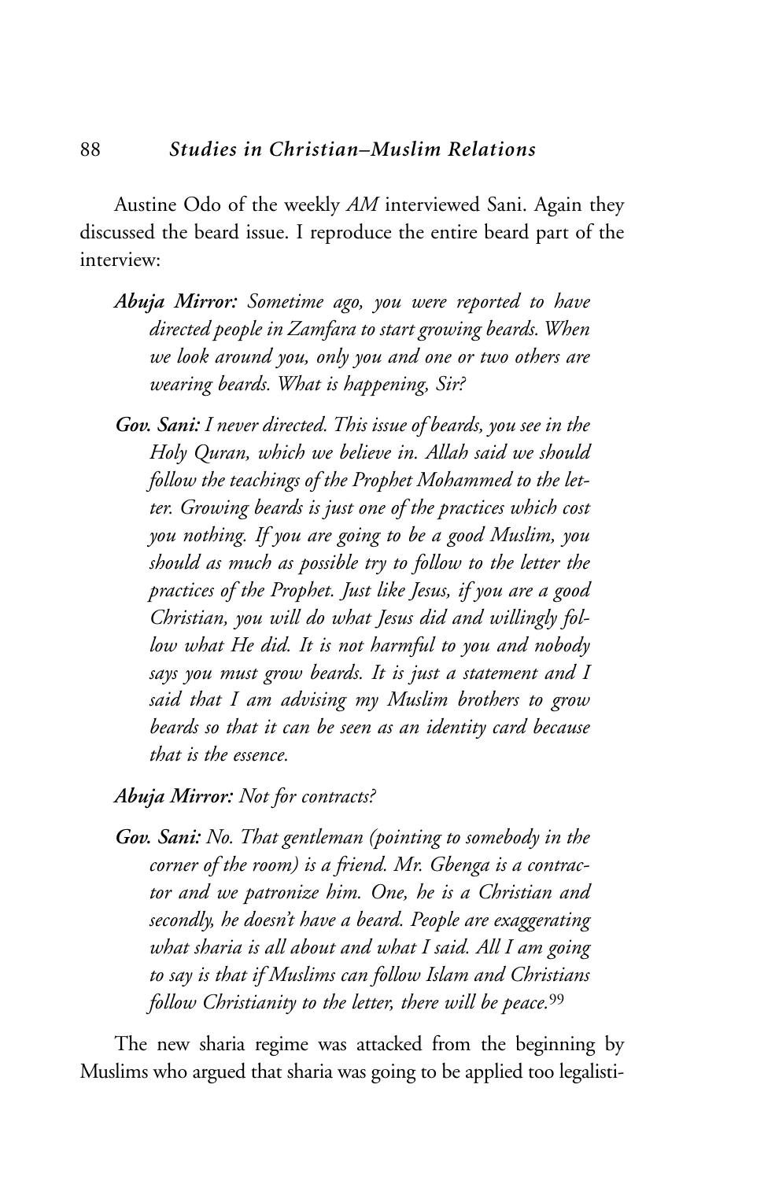Austine Odo of the weekly *AM* interviewed Sani. Again they discussed the beard issue. I reproduce the entire beard part of the interview:

> ***Abuja Mirror:*** *Sometime ago, you were reported to have directed people in Zamfara to start growing beards. When we look around you, only you and one or two others are wearing beards. What is happening, Sir?*
>
> ***Gov. Sani:*** *I never directed. This issue of beards, you see in the Holy Quran, which we believe in. Allah said we should follow the teachings of the Prophet Mohammed to the letter. Growing beards is just one of the practices which cost you nothing. If you are going to be a good Muslim, you should as much as possible try to follow to the letter the practices of the Prophet. Just like Jesus, if you are a good Christian, you will do what Jesus did and willingly follow what He did. It is not harmful to you and nobody says you must grow beards. It is just a statement and I said that I am advising my Muslim brothers to grow beards so that it can be seen as an identity card because that is the essence.*
>
> ***Abuja Mirror:*** *Not for contracts?*
>
> ***Gov. Sani:*** *No. That gentleman (pointing to somebody in the corner of the room) is a friend. Mr. Gbenga is a contractor and we patronize him. One, he is a Christian and secondly, he doesn't have a beard. People are exaggerating what sharia is all about and what I said. All I am going to say is that if Muslims can follow Islam and Christians follow Christianity to the letter, there will be peace.*[99]

The new sharia regime was attacked from the beginning by Muslims who argued that sharia was going to be applied too legalisti-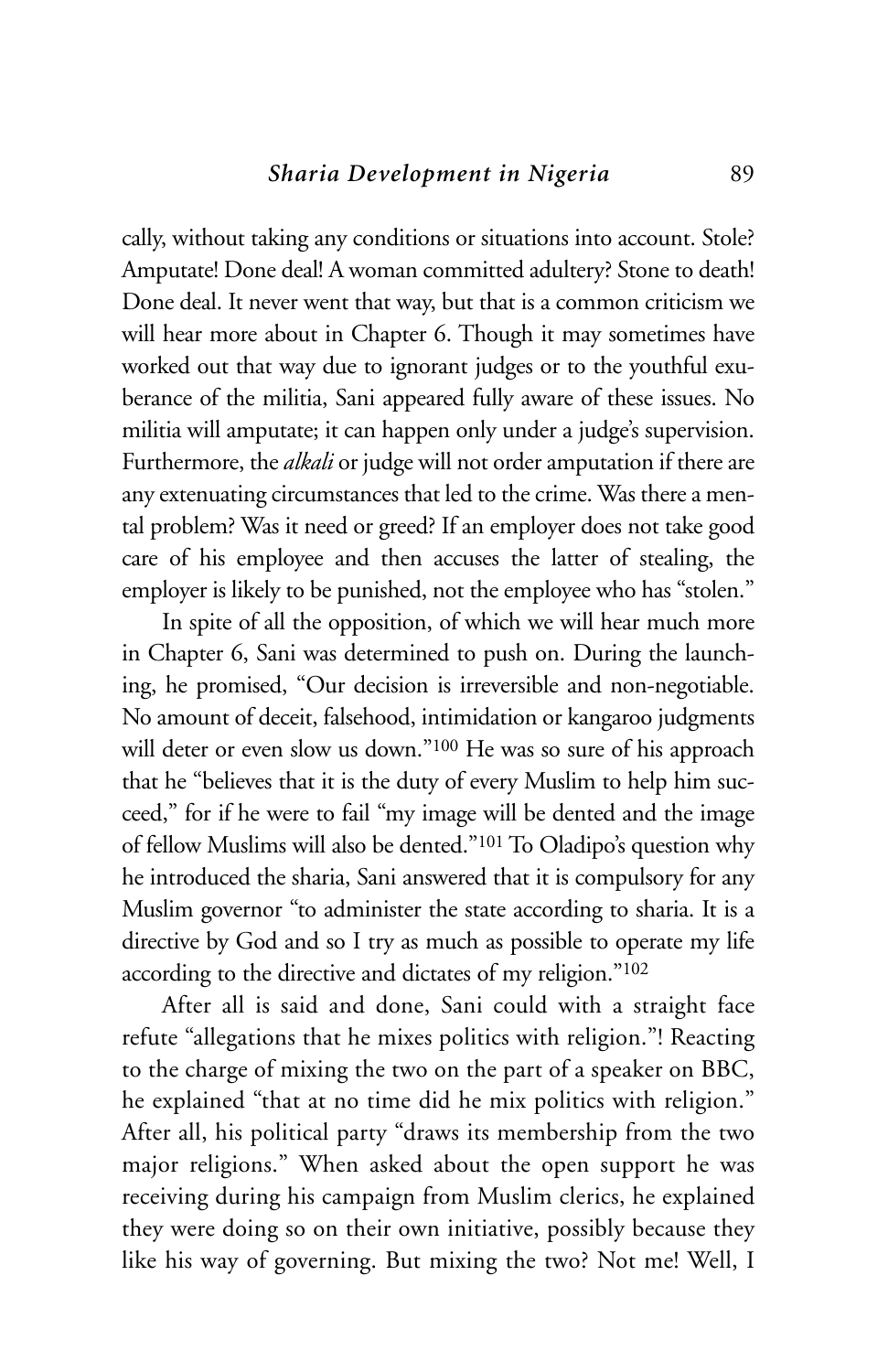cally, without taking any conditions or situations into account. Stole? Amputate! Done deal! A woman committed adultery? Stone to death! Done deal. It never went that way, but that is a common criticism we will hear more about in Chapter 6. Though it may sometimes have worked out that way due to ignorant judges or to the youthful exuberance of the militia, Sani appeared fully aware of these issues. No militia will amputate; it can happen only under a judge's supervision. Furthermore, the *alkali* or judge will not order amputation if there are any extenuating circumstances that led to the crime. Was there a mental problem? Was it need or greed? If an employer does not take good care of his employee and then accuses the latter of stealing, the employer is likely to be punished, not the employee who has "stolen."

In spite of all the opposition, of which we will hear much more in Chapter 6, Sani was determined to push on. During the launching, he promised, "Our decision is irreversible and non-negotiable. No amount of deceit, falsehood, intimidation or kangaroo judgments will deter or even slow us down."[100] He was so sure of his approach that he "believes that it is the duty of every Muslim to help him succeed," for if he were to fail "my image will be dented and the image of fellow Muslims will also be dented."[101] To Oladipo's question why he introduced the sharia, Sani answered that it is compulsory for any Muslim governor "to administer the state according to sharia. It is a directive by God and so I try as much as possible to operate my life according to the directive and dictates of my religion."[102]

After all is said and done, Sani could with a straight face refute "allegations that he mixes politics with religion."! Reacting to the charge of mixing the two on the part of a speaker on BBC, he explained "that at no time did he mix politics with religion." After all, his political party "draws its membership from the two major religions." When asked about the open support he was receiving during his campaign from Muslim clerics, he explained they were doing so on their own initiative, possibly because they like his way of governing. But mixing the two? Not me! Well, I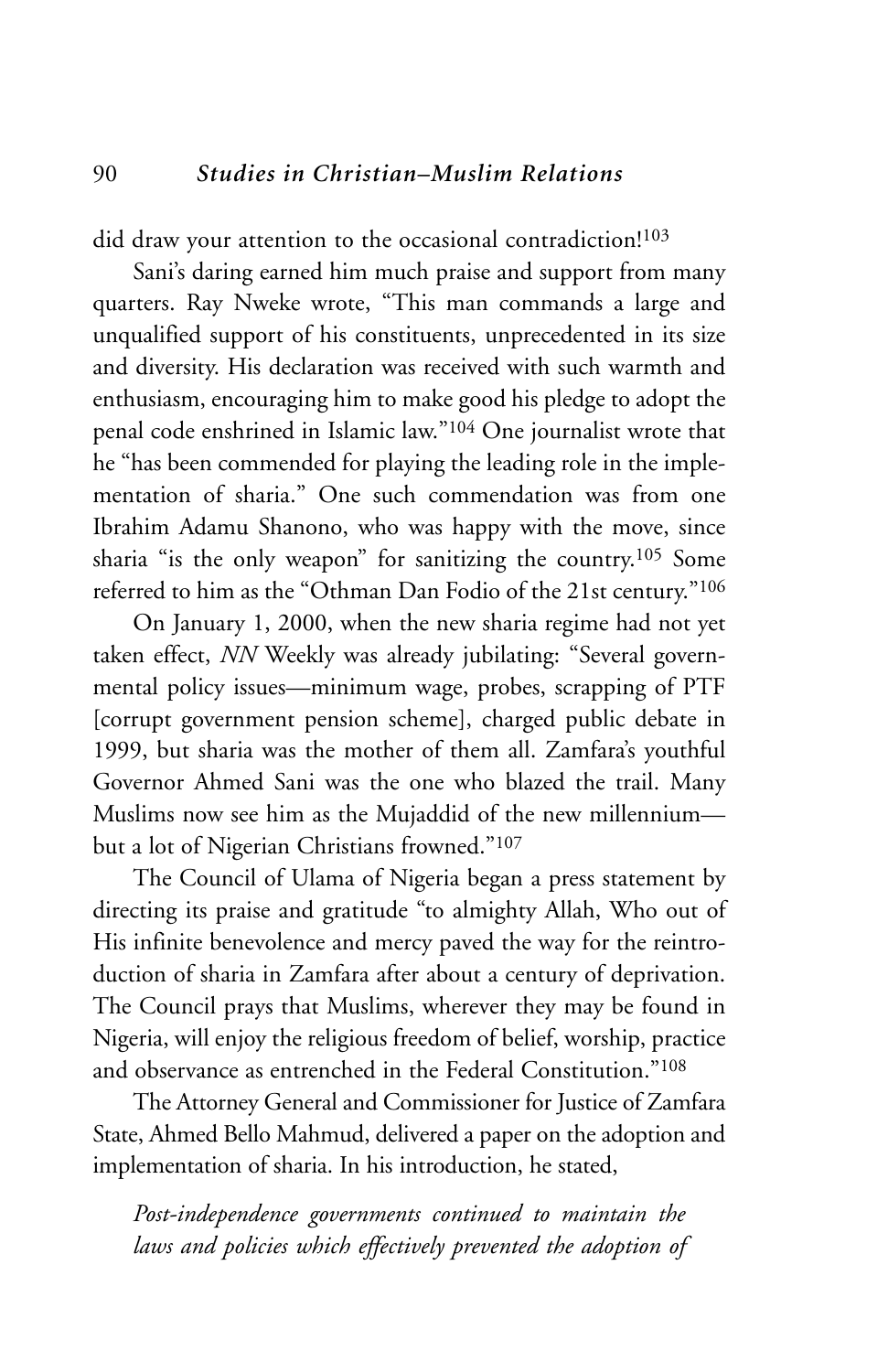did draw your attention to the occasional contradiction![103]

Sani's daring earned him much praise and support from many quarters. Ray Nweke wrote, "This man commands a large and unqualified support of his constituents, unprecedented in its size and diversity. His declaration was received with such warmth and enthusiasm, encouraging him to make good his pledge to adopt the penal code enshrined in Islamic law."[104] One journalist wrote that he "has been commended for playing the leading role in the implementation of sharia." One such commendation was from one Ibrahim Adamu Shanono, who was happy with the move, since sharia "is the only weapon" for sanitizing the country.[105] Some referred to him as the "Othman Dan Fodio of the 21st century."[106]

On January 1, 2000, when the new sharia regime had not yet taken effect, *NN* Weekly was already jubilating: "Several governmental policy issues—minimum wage, probes, scrapping of PTF [corrupt government pension scheme], charged public debate in 1999, but sharia was the mother of them all. Zamfara's youthful Governor Ahmed Sani was the one who blazed the trail. Many Muslims now see him as the Mujaddid of the new millennium—but a lot of Nigerian Christians frowned."[107]

The Council of Ulama of Nigeria began a press statement by directing its praise and gratitude "to almighty Allah, Who out of His infinite benevolence and mercy paved the way for the reintroduction of sharia in Zamfara after about a century of deprivation. The Council prays that Muslims, wherever they may be found in Nigeria, will enjoy the religious freedom of belief, worship, practice and observance as entrenched in the Federal Constitution."[108]

The Attorney General and Commissioner for Justice of Zamfara State, Ahmed Bello Mahmud, delivered a paper on the adoption and implementation of sharia. In his introduction, he stated,

> *Post-independence governments continued to maintain the laws and policies which effectively prevented the adoption of*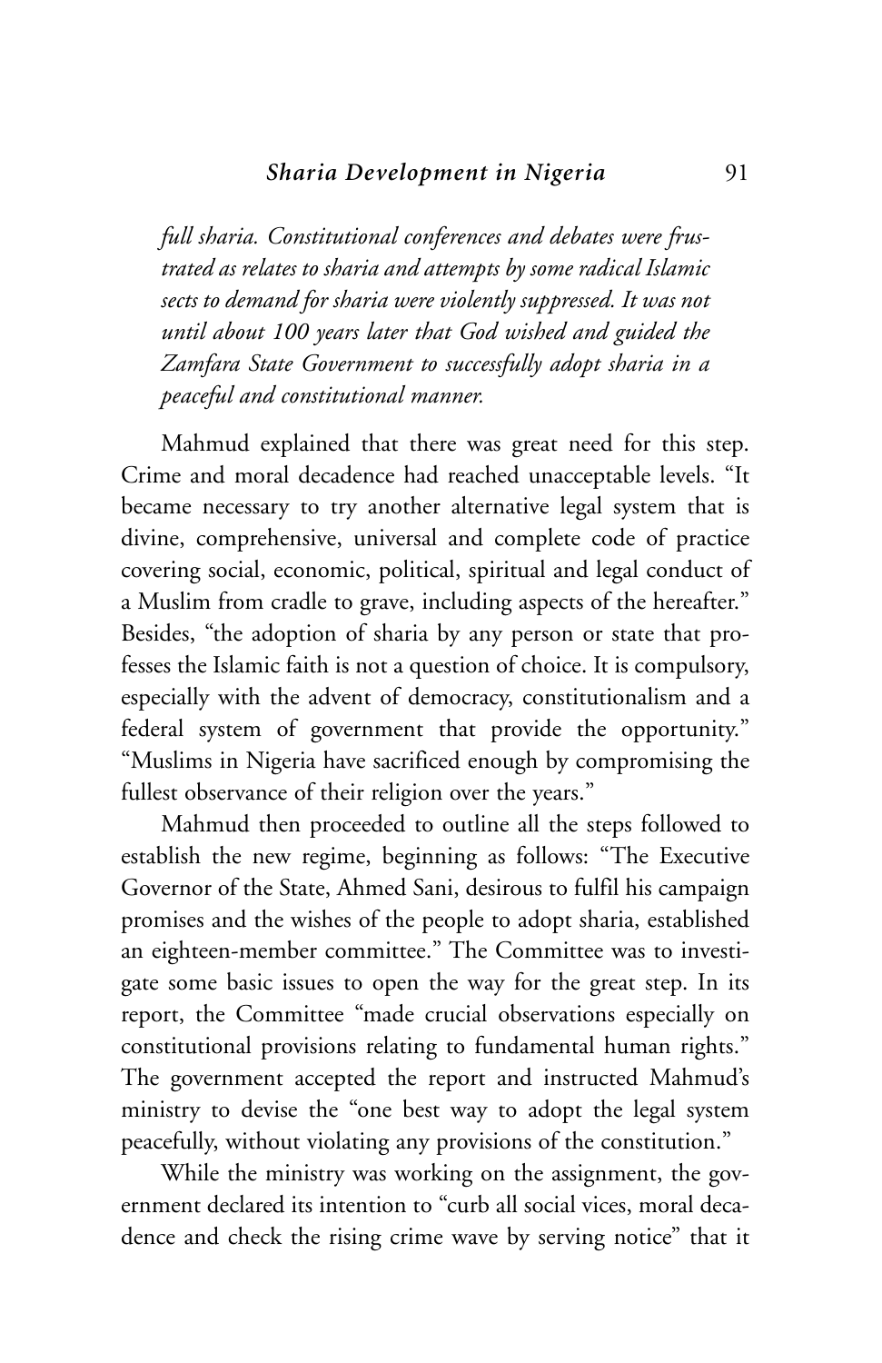*full sharia. Constitutional conferences and debates were frustrated as relates to sharia and attempts by some radical Islamic sects to demand for sharia were violently suppressed. It was not until about 100 years later that God wished and guided the Zamfara State Government to successfully adopt sharia in a peaceful and constitutional manner.*

Mahmud explained that there was great need for this step. Crime and moral decadence had reached unacceptable levels. "It became necessary to try another alternative legal system that is divine, comprehensive, universal and complete code of practice covering social, economic, political, spiritual and legal conduct of a Muslim from cradle to grave, including aspects of the hereafter." Besides, "the adoption of sharia by any person or state that professes the Islamic faith is not a question of choice. It is compulsory, especially with the advent of democracy, constitutionalism and a federal system of government that provide the opportunity." "Muslims in Nigeria have sacrificed enough by compromising the fullest observance of their religion over the years."

Mahmud then proceeded to outline all the steps followed to establish the new regime, beginning as follows: "The Executive Governor of the State, Ahmed Sani, desirous to fulfil his campaign promises and the wishes of the people to adopt sharia, established an eighteen-member committee." The Committee was to investigate some basic issues to open the way for the great step. In its report, the Committee "made crucial observations especially on constitutional provisions relating to fundamental human rights." The government accepted the report and instructed Mahmud's ministry to devise the "one best way to adopt the legal system peacefully, without violating any provisions of the constitution."

While the ministry was working on the assignment, the government declared its intention to "curb all social vices, moral decadence and check the rising crime wave by serving notice" that it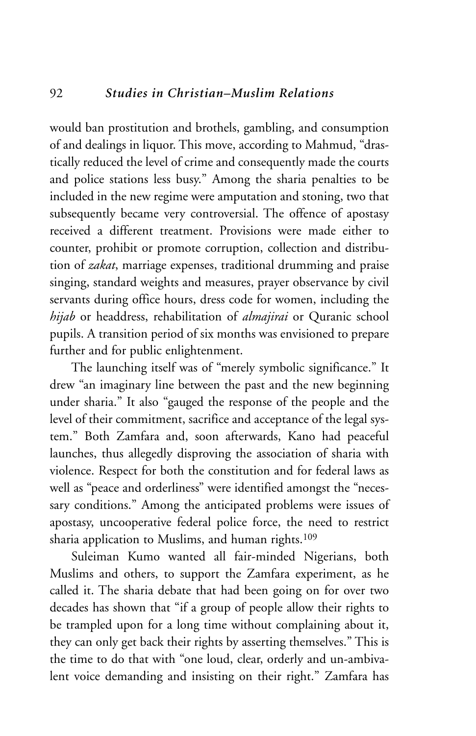would ban prostitution and brothels, gambling, and consumption of and dealings in liquor. This move, according to Mahmud, "drastically reduced the level of crime and consequently made the courts and police stations less busy." Among the sharia penalties to be included in the new regime were amputation and stoning, two that subsequently became very controversial. The offence of apostasy received a different treatment. Provisions were made either to counter, prohibit or promote corruption, collection and distribution of *zakat*, marriage expenses, traditional drumming and praise singing, standard weights and measures, prayer observance by civil servants during office hours, dress code for women, including the *hijab* or headdress, rehabilitation of *almajirai* or Quranic school pupils. A transition period of six months was envisioned to prepare further and for public enlightenment.

The launching itself was of "merely symbolic significance." It drew "an imaginary line between the past and the new beginning under sharia." It also "gauged the response of the people and the level of their commitment, sacrifice and acceptance of the legal system." Both Zamfara and, soon afterwards, Kano had peaceful launches, thus allegedly disproving the association of sharia with violence. Respect for both the constitution and for federal laws as well as "peace and orderliness" were identified amongst the "necessary conditions." Among the anticipated problems were issues of apostasy, uncooperative federal police force, the need to restrict sharia application to Muslims, and human rights.[109]

Suleiman Kumo wanted all fair-minded Nigerians, both Muslims and others, to support the Zamfara experiment, as he called it. The sharia debate that had been going on for over two decades has shown that "if a group of people allow their rights to be trampled upon for a long time without complaining about it, they can only get back their rights by asserting themselves." This is the time to do that with "one loud, clear, orderly and un-ambivalent voice demanding and insisting on their right." Zamfara has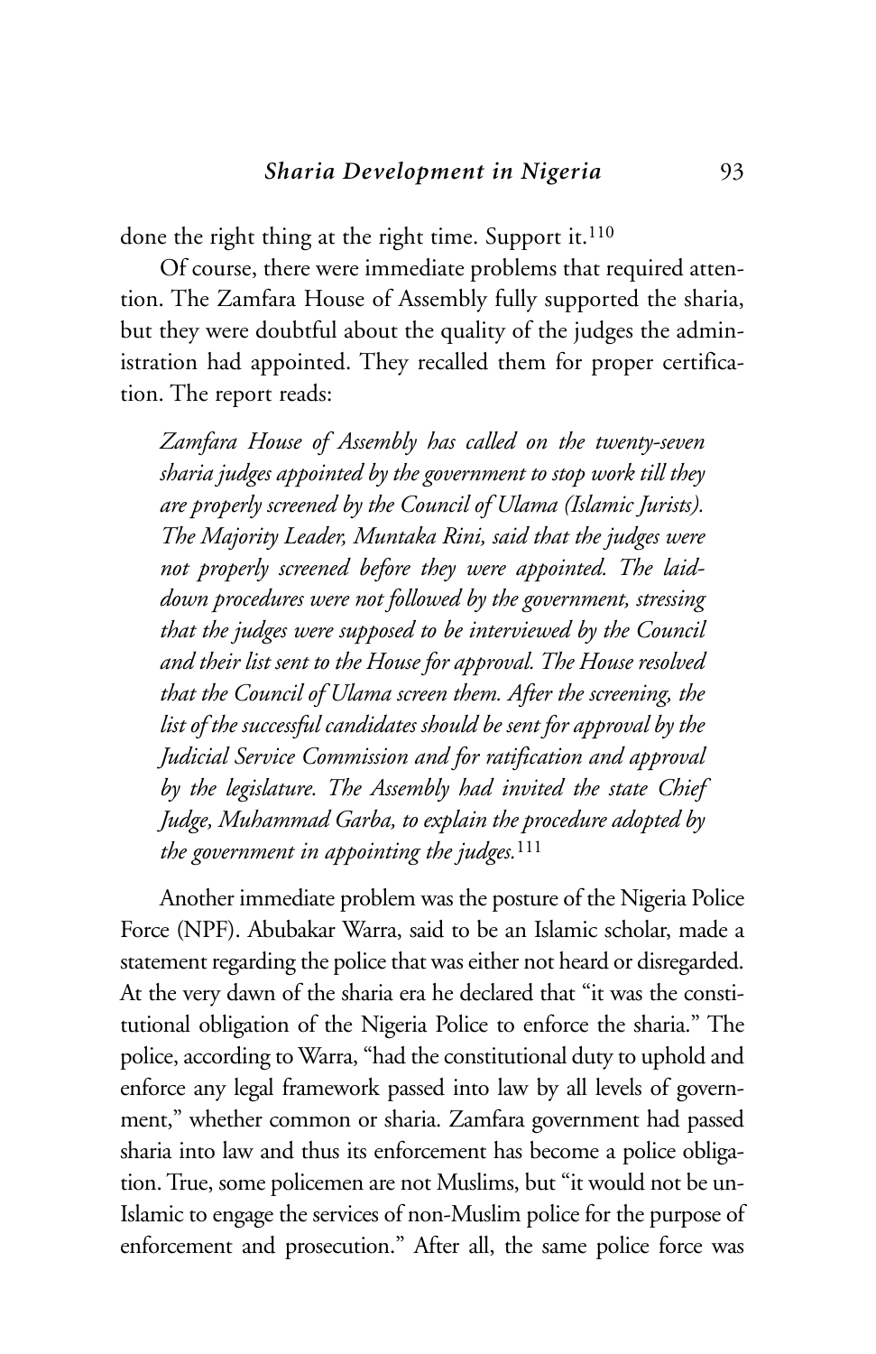done the right thing at the right time. Support it.[110]

Of course, there were immediate problems that required attention. The Zamfara House of Assembly fully supported the sharia, but they were doubtful about the quality of the judges the administration had appointed. They recalled them for proper certification. The report reads:

> *Zamfara House of Assembly has called on the twenty-seven sharia judges appointed by the government to stop work till they are properly screened by the Council of Ulama (Islamic Jurists). The Majority Leader, Muntaka Rini, said that the judges were not properly screened before they were appointed. The laid-down procedures were not followed by the government, stressing that the judges were supposed to be interviewed by the Council and their list sent to the House for approval. The House resolved that the Council of Ulama screen them. After the screening, the list of the successful candidates should be sent for approval by the Judicial Service Commission and for ratification and approval by the legislature. The Assembly had invited the state Chief Judge, Muhammad Garba, to explain the procedure adopted by the government in appointing the judges.*[111]

Another immediate problem was the posture of the Nigeria Police Force (NPF). Abubakar Warra, said to be an Islamic scholar, made a statement regarding the police that was either not heard or disregarded. At the very dawn of the sharia era he declared that "it was the constitutional obligation of the Nigeria Police to enforce the sharia." The police, according to Warra, "had the constitutional duty to uphold and enforce any legal framework passed into law by all levels of government," whether common or sharia. Zamfara government had passed sharia into law and thus its enforcement has become a police obligation. True, some policemen are not Muslims, but "it would not be un-Islamic to engage the services of non-Muslim police for the purpose of enforcement and prosecution." After all, the same police force was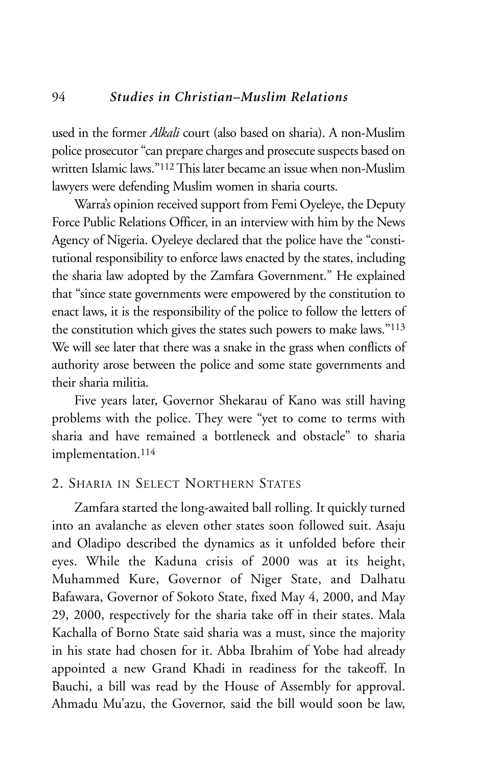used in the former *Alkali* court (also based on sharia). A non-Muslim police prosecutor "can prepare charges and prosecute suspects based on written Islamic laws."[112] This later became an issue when non-Muslim lawyers were defending Muslim women in sharia courts.

Warra's opinion received support from Femi Oyeleye, the Deputy Force Public Relations Officer, in an interview with him by the News Agency of Nigeria. Oyeleye declared that the police have the "constitutional responsibility to enforce laws enacted by the states, including the sharia law adopted by the Zamfara Government." He explained that "since state governments were empowered by the constitution to enact laws, it is the responsibility of the police to follow the letters of the constitution which gives the states such powers to make laws."[113] We will see later that there was a snake in the grass when conflicts of authority arose between the police and some state governments and their sharia militia.

Five years later, Governor Shekarau of Kano was still having problems with the police. They were "yet to come to terms with sharia and have remained a bottleneck and obstacle" to sharia implementation.[114]

## 2. Sharia in Select Northern States

Zamfara started the long-awaited ball rolling. It quickly turned into an avalanche as eleven other states soon followed suit. Asaju and Oladipo described the dynamics as it unfolded before their eyes. While the Kaduna crisis of 2000 was at its height, Muhammed Kure, Governor of Niger State, and Dalhatu Bafawara, Governor of Sokoto State, fixed May 4, 2000, and May 29, 2000, respectively for the sharia take off in their states. Mala Kachalla of Borno State said sharia was a must, since the majority in his state had chosen for it. Abba Ibrahim of Yobe had already appointed a new Grand Khadi in readiness for the takeoff. In Bauchi, a bill was read by the House of Assembly for approval. Ahmadu Mu'azu, the Governor, said the bill would soon be law,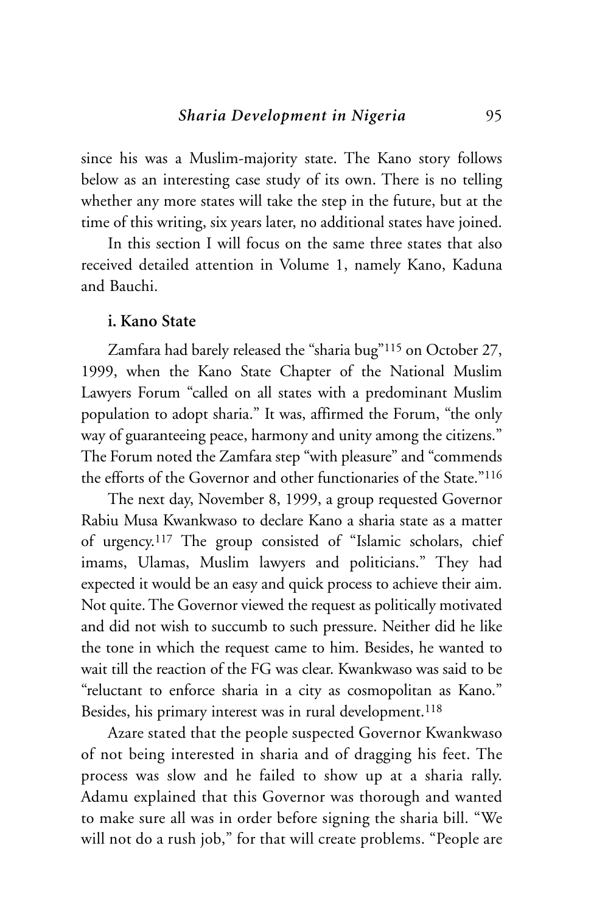since his was a Muslim-majority state. The Kano story follows below as an interesting case study of its own. There is no telling whether any more states will take the step in the future, but at the time of this writing, six years later, no additional states have joined.

In this section I will focus on the same three states that also received detailed attention in Volume 1, namely Kano, Kaduna and Bauchi.

### i. Kano State

Zamfara had barely released the "sharia bug"[115] on October 27, 1999, when the Kano State Chapter of the National Muslim Lawyers Forum "called on all states with a predominant Muslim population to adopt sharia." It was, affirmed the Forum, "the only way of guaranteeing peace, harmony and unity among the citizens." The Forum noted the Zamfara step "with pleasure" and "commends the efforts of the Governor and other functionaries of the State."[116]

The next day, November 8, 1999, a group requested Governor Rabiu Musa Kwankwaso to declare Kano a sharia state as a matter of urgency.[117] The group consisted of "Islamic scholars, chief imams, Ulamas, Muslim lawyers and politicians." They had expected it would be an easy and quick process to achieve their aim. Not quite. The Governor viewed the request as politically motivated and did not wish to succumb to such pressure. Neither did he like the tone in which the request came to him. Besides, he wanted to wait till the reaction of the FG was clear. Kwankwaso was said to be "reluctant to enforce sharia in a city as cosmopolitan as Kano." Besides, his primary interest was in rural development.[118]

Azare stated that the people suspected Governor Kwankwaso of not being interested in sharia and of dragging his feet. The process was slow and he failed to show up at a sharia rally. Adamu explained that this Governor was thorough and wanted to make sure all was in order before signing the sharia bill. "We will not do a rush job," for that will create problems. "People are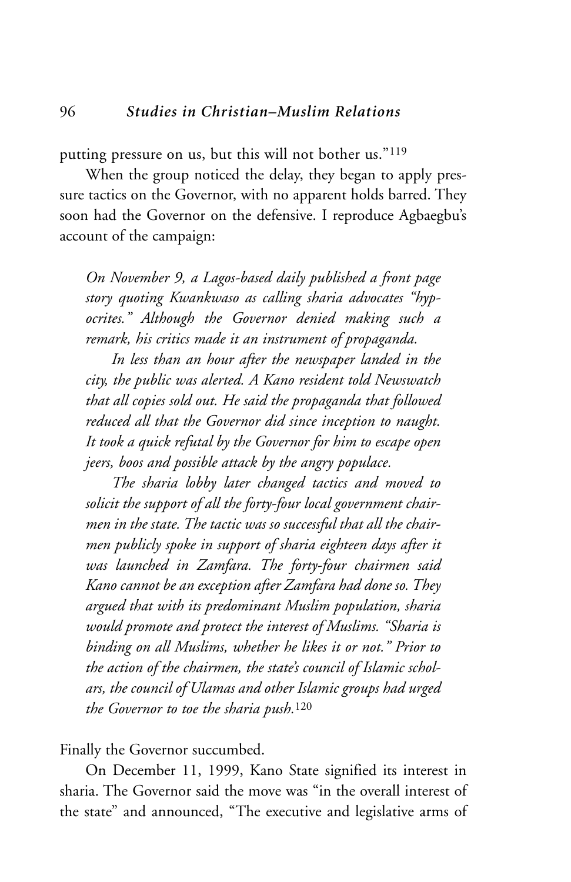putting pressure on us, but this will not bother us."[119]

When the group noticed the delay, they began to apply pressure tactics on the Governor, with no apparent holds barred. They soon had the Governor on the defensive. I reproduce Agbaegbu's account of the campaign:

> *On November 9, a Lagos-based daily published a front page story quoting Kwankwaso as calling sharia advocates "hypocrites." Although the Governor denied making such a remark, his critics made it an instrument of propaganda.*
>
> *In less than an hour after the newspaper landed in the city, the public was alerted. A Kano resident told Newswatch that all copies sold out. He said the propaganda that followed reduced all that the Governor did since inception to naught. It took a quick refutal by the Governor for him to escape open jeers, boos and possible attack by the angry populace.*
>
> *The sharia lobby later changed tactics and moved to solicit the support of all the forty-four local government chairmen in the state. The tactic was so successful that all the chairmen publicly spoke in support of sharia eighteen days after it was launched in Zamfara. The forty-four chairmen said Kano cannot be an exception after Zamfara had done so. They argued that with its predominant Muslim population, sharia would promote and protect the interest of Muslims. "Sharia is binding on all Muslims, whether he likes it or not." Prior to the action of the chairmen, the state's council of Islamic scholars, the council of Ulamas and other Islamic groups had urged the Governor to toe the sharia push.*[120]

Finally the Governor succumbed.

On December 11, 1999, Kano State signified its interest in sharia. The Governor said the move was "in the overall interest of the state" and announced, "The executive and legislative arms of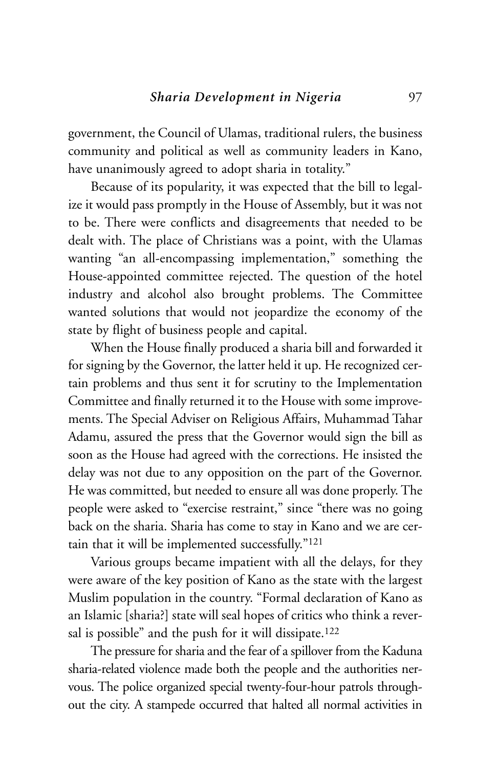government, the Council of Ulamas, traditional rulers, the business community and political as well as community leaders in Kano, have unanimously agreed to adopt sharia in totality."

Because of its popularity, it was expected that the bill to legalize it would pass promptly in the House of Assembly, but it was not to be. There were conflicts and disagreements that needed to be dealt with. The place of Christians was a point, with the Ulamas wanting "an all-encompassing implementation," something the House-appointed committee rejected. The question of the hotel industry and alcohol also brought problems. The Committee wanted solutions that would not jeopardize the economy of the state by flight of business people and capital.

When the House finally produced a sharia bill and forwarded it for signing by the Governor, the latter held it up. He recognized certain problems and thus sent it for scrutiny to the Implementation Committee and finally returned it to the House with some improvements. The Special Adviser on Religious Affairs, Muhammad Tahar Adamu, assured the press that the Governor would sign the bill as soon as the House had agreed with the corrections. He insisted the delay was not due to any opposition on the part of the Governor. He was committed, but needed to ensure all was done properly. The people were asked to "exercise restraint," since "there was no going back on the sharia. Sharia has come to stay in Kano and we are certain that it will be implemented successfully."[121]

Various groups became impatient with all the delays, for they were aware of the key position of Kano as the state with the largest Muslim population in the country. "Formal declaration of Kano as an Islamic [sharia?] state will seal hopes of critics who think a reversal is possible" and the push for it will dissipate.[122]

The pressure for sharia and the fear of a spillover from the Kaduna sharia-related violence made both the people and the authorities nervous. The police organized special twenty-four-hour patrols throughout the city. A stampede occurred that halted all normal activities in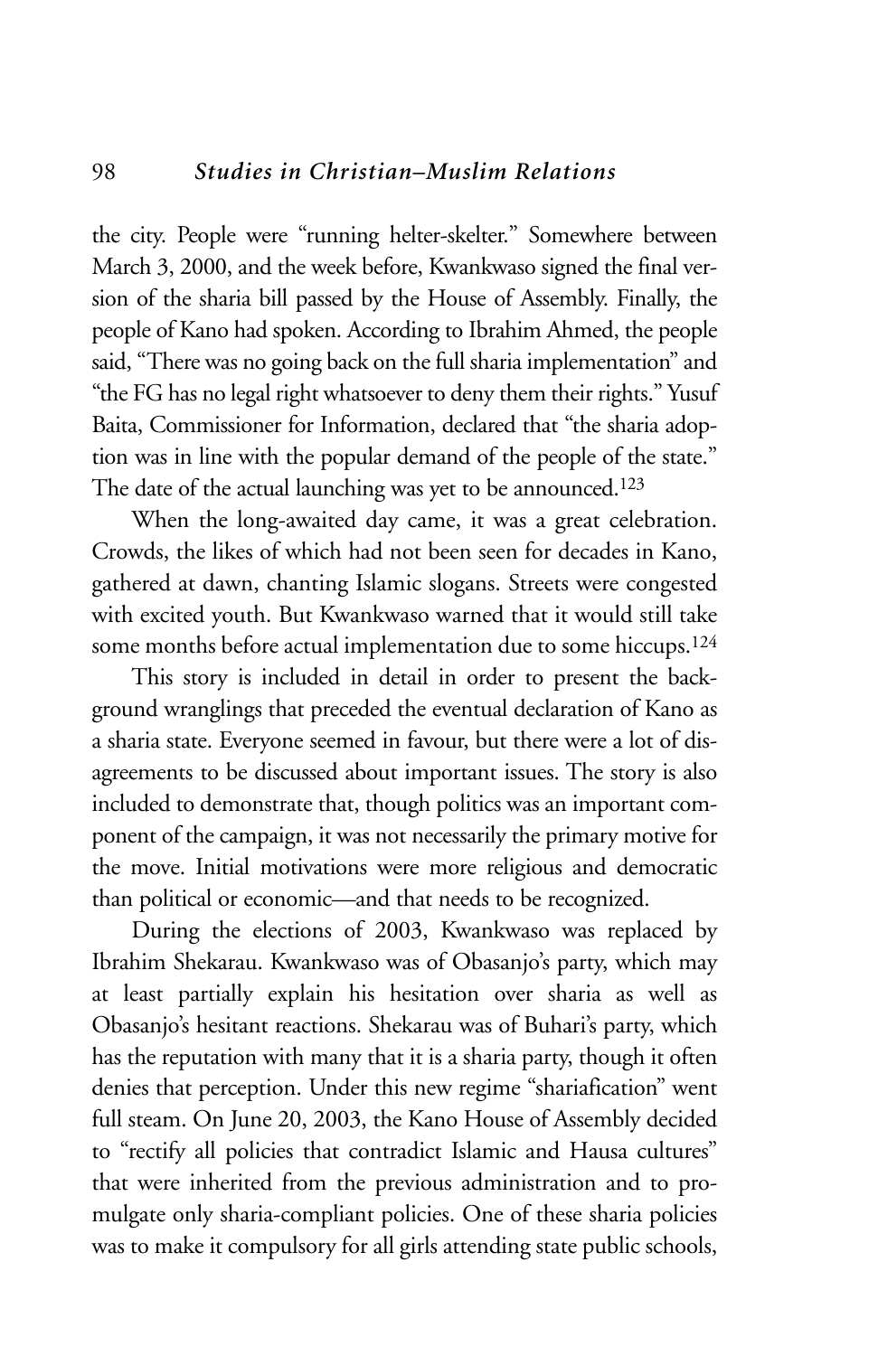the city. People were "running helter-skelter." Somewhere between March 3, 2000, and the week before, Kwankwaso signed the final version of the sharia bill passed by the House of Assembly. Finally, the people of Kano had spoken. According to Ibrahim Ahmed, the people said, "There was no going back on the full sharia implementation" and "the FG has no legal right whatsoever to deny them their rights." Yusuf Baita, Commissioner for Information, declared that "the sharia adoption was in line with the popular demand of the people of the state." The date of the actual launching was yet to be announced.[123]

When the long-awaited day came, it was a great celebration. Crowds, the likes of which had not been seen for decades in Kano, gathered at dawn, chanting Islamic slogans. Streets were congested with excited youth. But Kwankwaso warned that it would still take some months before actual implementation due to some hiccups.[124]

This story is included in detail in order to present the background wranglings that preceded the eventual declaration of Kano as a sharia state. Everyone seemed in favour, but there were a lot of disagreements to be discussed about important issues. The story is also included to demonstrate that, though politics was an important component of the campaign, it was not necessarily the primary motive for the move. Initial motivations were more religious and democratic than political or economic—and that needs to be recognized.

During the elections of 2003, Kwankwaso was replaced by Ibrahim Shekarau. Kwankwaso was of Obasanjo's party, which may at least partially explain his hesitation over sharia as well as Obasanjo's hesitant reactions. Shekarau was of Buhari's party, which has the reputation with many that it is a sharia party, though it often denies that perception. Under this new regime "shariafication" went full steam. On June 20, 2003, the Kano House of Assembly decided to "rectify all policies that contradict Islamic and Hausa cultures" that were inherited from the previous administration and to promulgate only sharia-compliant policies. One of these sharia policies was to make it compulsory for all girls attending state public schools,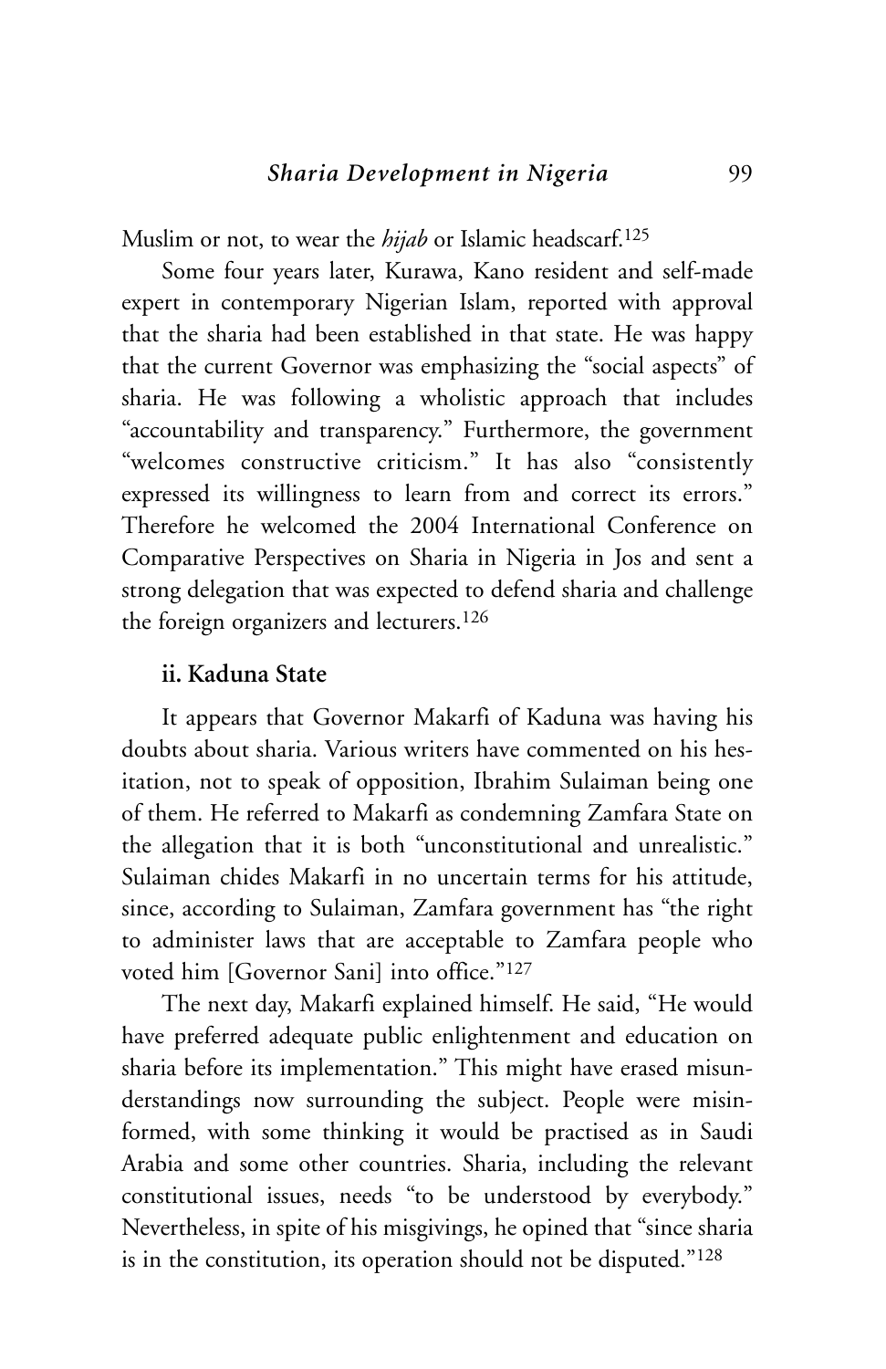Muslim or not, to wear the *hijab* or Islamic headscarf.[125]

Some four years later, Kurawa, Kano resident and self-made expert in contemporary Nigerian Islam, reported with approval that the sharia had been established in that state. He was happy that the current Governor was emphasizing the "social aspects" of sharia. He was following a wholistic approach that includes "accountability and transparency." Furthermore, the government "welcomes constructive criticism." It has also "consistently expressed its willingness to learn from and correct its errors." Therefore he welcomed the 2004 International Conference on Comparative Perspectives on Sharia in Nigeria in Jos and sent a strong delegation that was expected to defend sharia and challenge the foreign organizers and lecturers.[126]

### ii. Kaduna State

It appears that Governor Makarfi of Kaduna was having his doubts about sharia. Various writers have commented on his hesitation, not to speak of opposition, Ibrahim Sulaiman being one of them. He referred to Makarfi as condemning Zamfara State on the allegation that it is both "unconstitutional and unrealistic." Sulaiman chides Makarfi in no uncertain terms for his attitude, since, according to Sulaiman, Zamfara government has "the right to administer laws that are acceptable to Zamfara people who voted him [Governor Sani] into office."[127]

The next day, Makarfi explained himself. He said, "He would have preferred adequate public enlightenment and education on sharia before its implementation." This might have erased misunderstandings now surrounding the subject. People were misinformed, with some thinking it would be practised as in Saudi Arabia and some other countries. Sharia, including the relevant constitutional issues, needs "to be understood by everybody." Nevertheless, in spite of his misgivings, he opined that "since sharia is in the constitution, its operation should not be disputed."[128]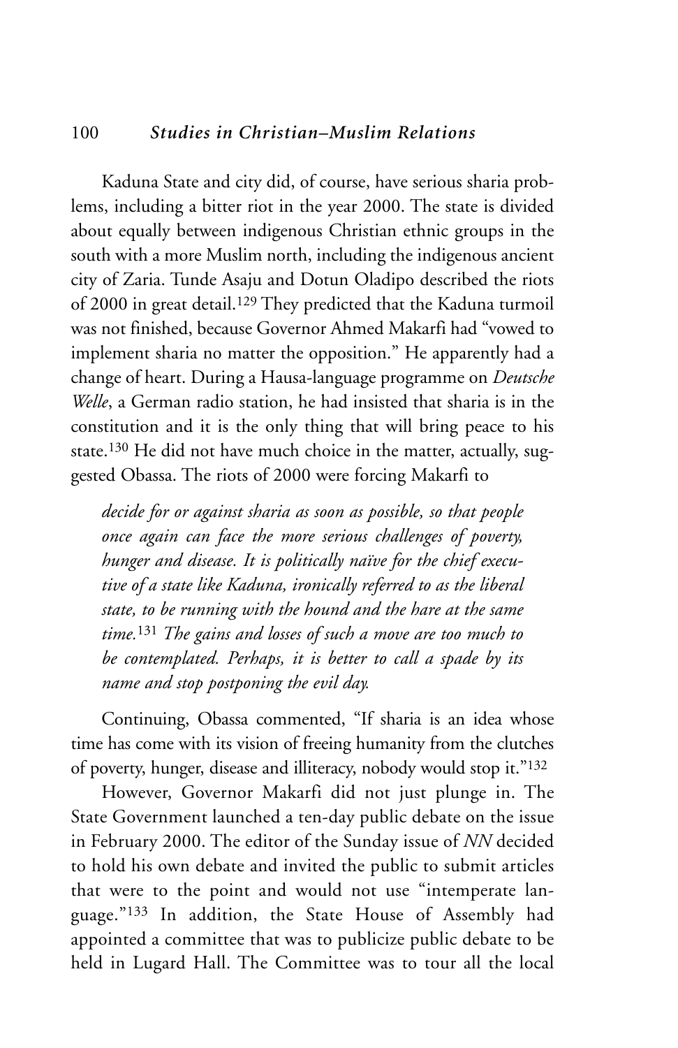Kaduna State and city did, of course, have serious sharia problems, including a bitter riot in the year 2000. The state is divided about equally between indigenous Christian ethnic groups in the south with a more Muslim north, including the indigenous ancient city of Zaria. Tunde Asaju and Dotun Oladipo described the riots of 2000 in great detail.[129] They predicted that the Kaduna turmoil was not finished, because Governor Ahmed Makarfi had "vowed to implement sharia no matter the opposition." He apparently had a change of heart. During a Hausa-language programme on *Deutsche Welle*, a German radio station, he had insisted that sharia is in the constitution and it is the only thing that will bring peace to his state.[130] He did not have much choice in the matter, actually, suggested Obassa. The riots of 2000 were forcing Makarfi to

> *decide for or against sharia as soon as possible, so that people once again can face the more serious challenges of poverty, hunger and disease. It is politically naïve for the chief executive of a state like Kaduna, ironically referred to as the liberal state, to be running with the hound and the hare at the same time.*[131] *The gains and losses of such a move are too much to be contemplated. Perhaps, it is better to call a spade by its name and stop postponing the evil day.*

Continuing, Obassa commented, "If sharia is an idea whose time has come with its vision of freeing humanity from the clutches of poverty, hunger, disease and illiteracy, nobody would stop it."[132]

However, Governor Makarfi did not just plunge in. The State Government launched a ten-day public debate on the issue in February 2000. The editor of the Sunday issue of *NN* decided to hold his own debate and invited the public to submit articles that were to the point and would not use "intemperate language."[133] In addition, the State House of Assembly had appointed a committee that was to publicize public debate to be held in Lugard Hall. The Committee was to tour all the local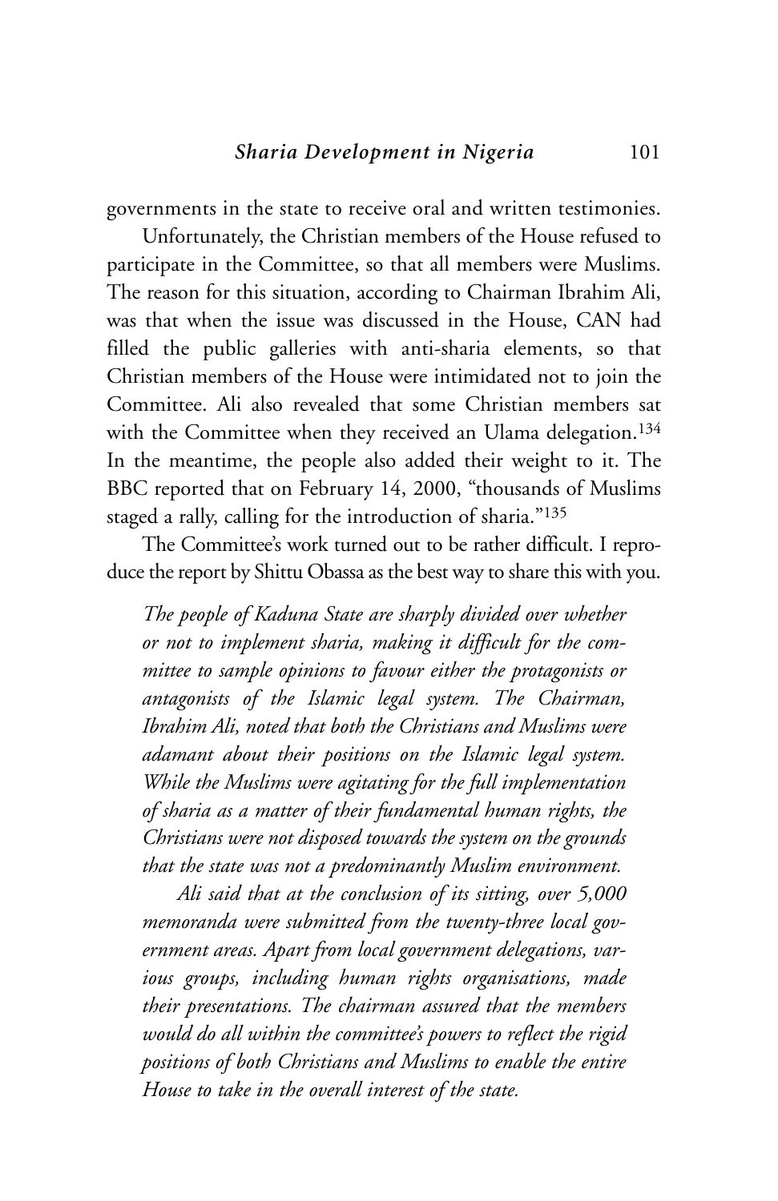governments in the state to receive oral and written testimonies.

Unfortunately, the Christian members of the House refused to participate in the Committee, so that all members were Muslims. The reason for this situation, according to Chairman Ibrahim Ali, was that when the issue was discussed in the House, CAN had filled the public galleries with anti-sharia elements, so that Christian members of the House were intimidated not to join the Committee. Ali also revealed that some Christian members sat with the Committee when they received an Ulama delegation.[134] In the meantime, the people also added their weight to it. The BBC reported that on February 14, 2000, "thousands of Muslims staged a rally, calling for the introduction of sharia."[135]

The Committee's work turned out to be rather difficult. I reproduce the report by Shittu Obassa as the best way to share this with you.

> *The people of Kaduna State are sharply divided over whether or not to implement sharia, making it difficult for the committee to sample opinions to favour either the protagonists or antagonists of the Islamic legal system. The Chairman, Ibrahim Ali, noted that both the Christians and Muslims were adamant about their positions on the Islamic legal system. While the Muslims were agitating for the full implementation of sharia as a matter of their fundamental human rights, the Christians were not disposed towards the system on the grounds that the state was not a predominantly Muslim environment.*
>
> *Ali said that at the conclusion of its sitting, over 5,000 memoranda were submitted from the twenty-three local government areas. Apart from local government delegations, various groups, including human rights organisations, made their presentations. The chairman assured that the members would do all within the committee's powers to reflect the rigid positions of both Christians and Muslims to enable the entire House to take in the overall interest of the state.*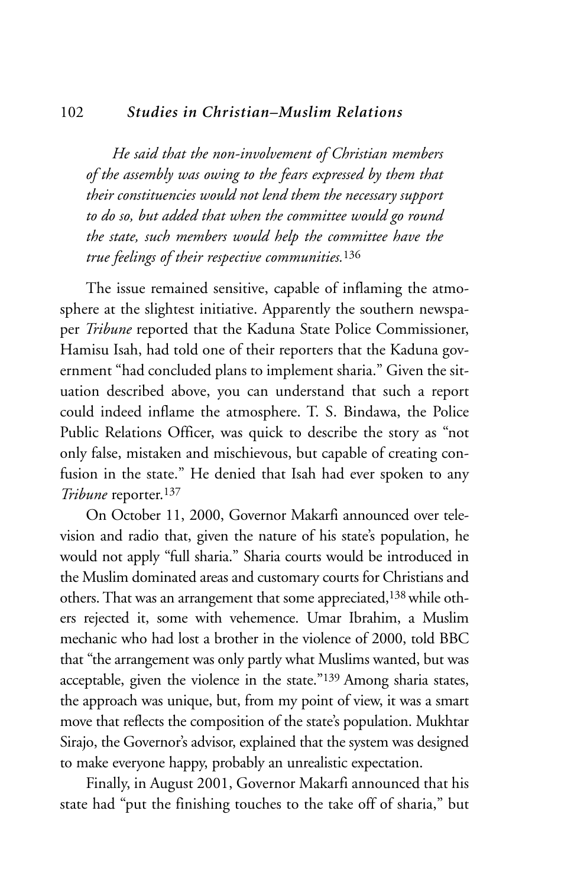*He said that the non-involvement of Christian members of the assembly was owing to the fears expressed by them that their constituencies would not lend them the necessary support to do so, but added that when the committee would go round the state, such members would help the committee have the true feelings of their respective communities.*[136]

The issue remained sensitive, capable of inflaming the atmosphere at the slightest initiative. Apparently the southern newspaper *Tribune* reported that the Kaduna State Police Commissioner, Hamisu Isah, had told one of their reporters that the Kaduna government "had concluded plans to implement sharia." Given the situation described above, you can understand that such a report could indeed inflame the atmosphere. T. S. Bindawa, the Police Public Relations Officer, was quick to describe the story as "not only false, mistaken and mischievous, but capable of creating confusion in the state." He denied that Isah had ever spoken to any *Tribune* reporter.[137]

On October 11, 2000, Governor Makarfi announced over television and radio that, given the nature of his state's population, he would not apply "full sharia." Sharia courts would be introduced in the Muslim dominated areas and customary courts for Christians and others. That was an arrangement that some appreciated,[138] while others rejected it, some with vehemence. Umar Ibrahim, a Muslim mechanic who had lost a brother in the violence of 2000, told BBC that "the arrangement was only partly what Muslims wanted, but was acceptable, given the violence in the state."[139] Among sharia states, the approach was unique, but, from my point of view, it was a smart move that reflects the composition of the state's population. Mukhtar Sirajo, the Governor's advisor, explained that the system was designed to make everyone happy, probably an unrealistic expectation.

Finally, in August 2001, Governor Makarfi announced that his state had "put the finishing touches to the take off of sharia," but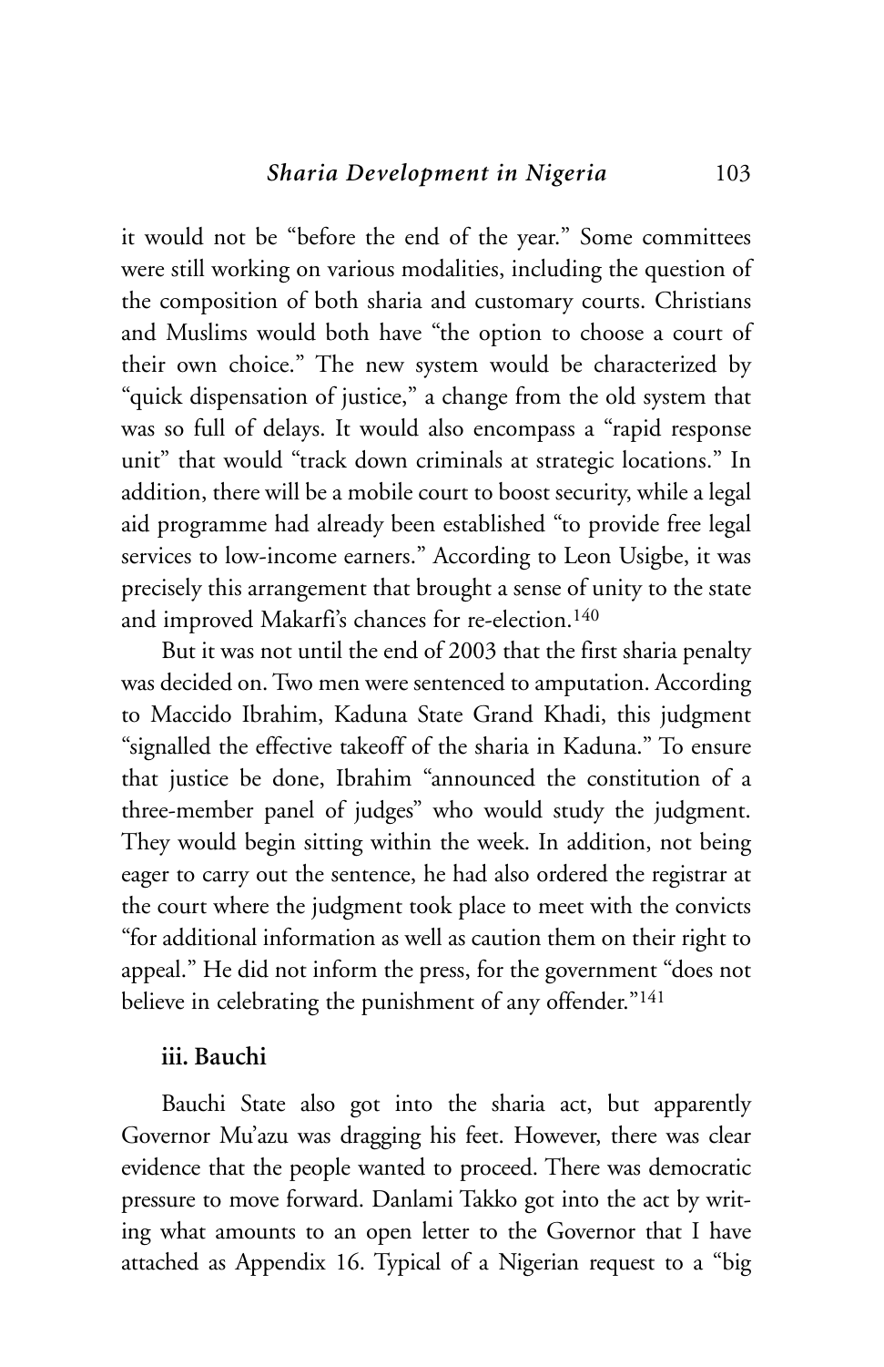it would not be "before the end of the year." Some committees were still working on various modalities, including the question of the composition of both sharia and customary courts. Christians and Muslims would both have "the option to choose a court of their own choice." The new system would be characterized by "quick dispensation of justice," a change from the old system that was so full of delays. It would also encompass a "rapid response unit" that would "track down criminals at strategic locations." In addition, there will be a mobile court to boost security, while a legal aid programme had already been established "to provide free legal services to low-income earners." According to Leon Usigbe, it was precisely this arrangement that brought a sense of unity to the state and improved Makarfi's chances for re-election.[140]

But it was not until the end of 2003 that the first sharia penalty was decided on. Two men were sentenced to amputation. According to Maccido Ibrahim, Kaduna State Grand Khadi, this judgment "signalled the effective takeoff of the sharia in Kaduna." To ensure that justice be done, Ibrahim "announced the constitution of a three-member panel of judges" who would study the judgment. They would begin sitting within the week. In addition, not being eager to carry out the sentence, he had also ordered the registrar at the court where the judgment took place to meet with the convicts "for additional information as well as caution them on their right to appeal." He did not inform the press, for the government "does not believe in celebrating the punishment of any offender."[141]

### iii. Bauchi

Bauchi State also got into the sharia act, but apparently Governor Mu'azu was dragging his feet. However, there was clear evidence that the people wanted to proceed. There was democratic pressure to move forward. Danlami Takko got into the act by writing what amounts to an open letter to the Governor that I have attached as Appendix 16. Typical of a Nigerian request to a "big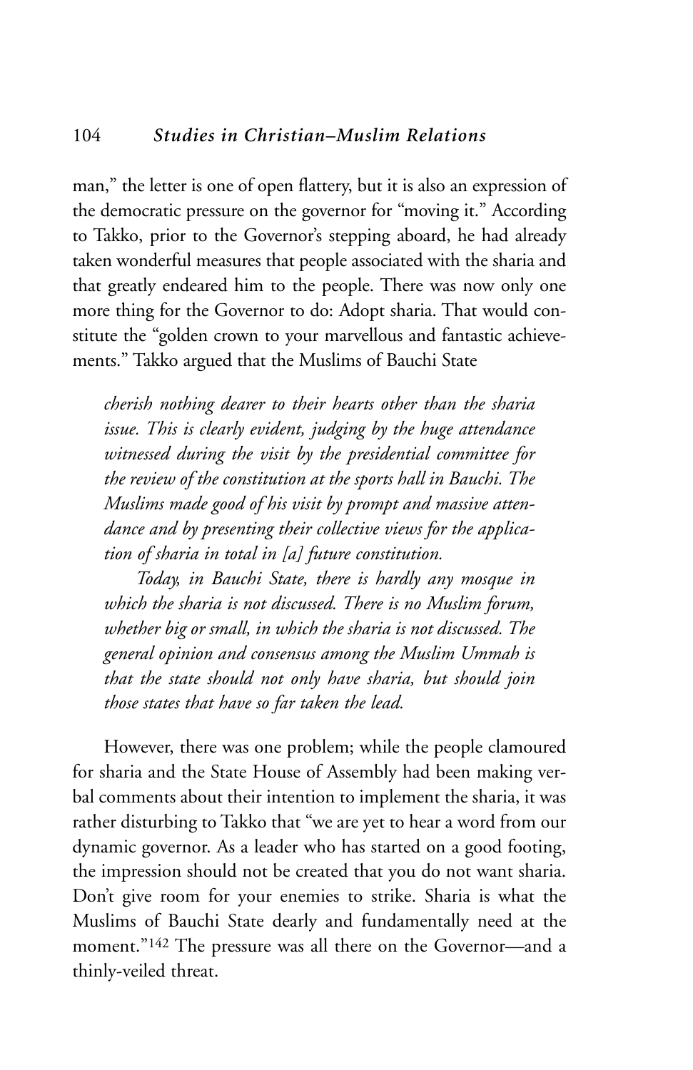man," the letter is one of open flattery, but it is also an expression of the democratic pressure on the governor for "moving it." According to Takko, prior to the Governor's stepping aboard, he had already taken wonderful measures that people associated with the sharia and that greatly endeared him to the people. There was now only one more thing for the Governor to do: Adopt sharia. That would constitute the "golden crown to your marvellous and fantastic achievements." Takko argued that the Muslims of Bauchi State

> *cherish nothing dearer to their hearts other than the sharia issue. This is clearly evident, judging by the huge attendance witnessed during the visit by the presidential committee for the review of the constitution at the sports hall in Bauchi. The Muslims made good of his visit by prompt and massive attendance and by presenting their collective views for the application of sharia in total in [a] future constitution.*
>
> *Today, in Bauchi State, there is hardly any mosque in which the sharia is not discussed. There is no Muslim forum, whether big or small, in which the sharia is not discussed. The general opinion and consensus among the Muslim Ummah is that the state should not only have sharia, but should join those states that have so far taken the lead.*

However, there was one problem; while the people clamoured for sharia and the State House of Assembly had been making verbal comments about their intention to implement the sharia, it was rather disturbing to Takko that "we are yet to hear a word from our dynamic governor. As a leader who has started on a good footing, the impression should not be created that you do not want sharia. Don't give room for your enemies to strike. Sharia is what the Muslims of Bauchi State dearly and fundamentally need at the moment."[142] The pressure was all there on the Governor—and a thinly-veiled threat.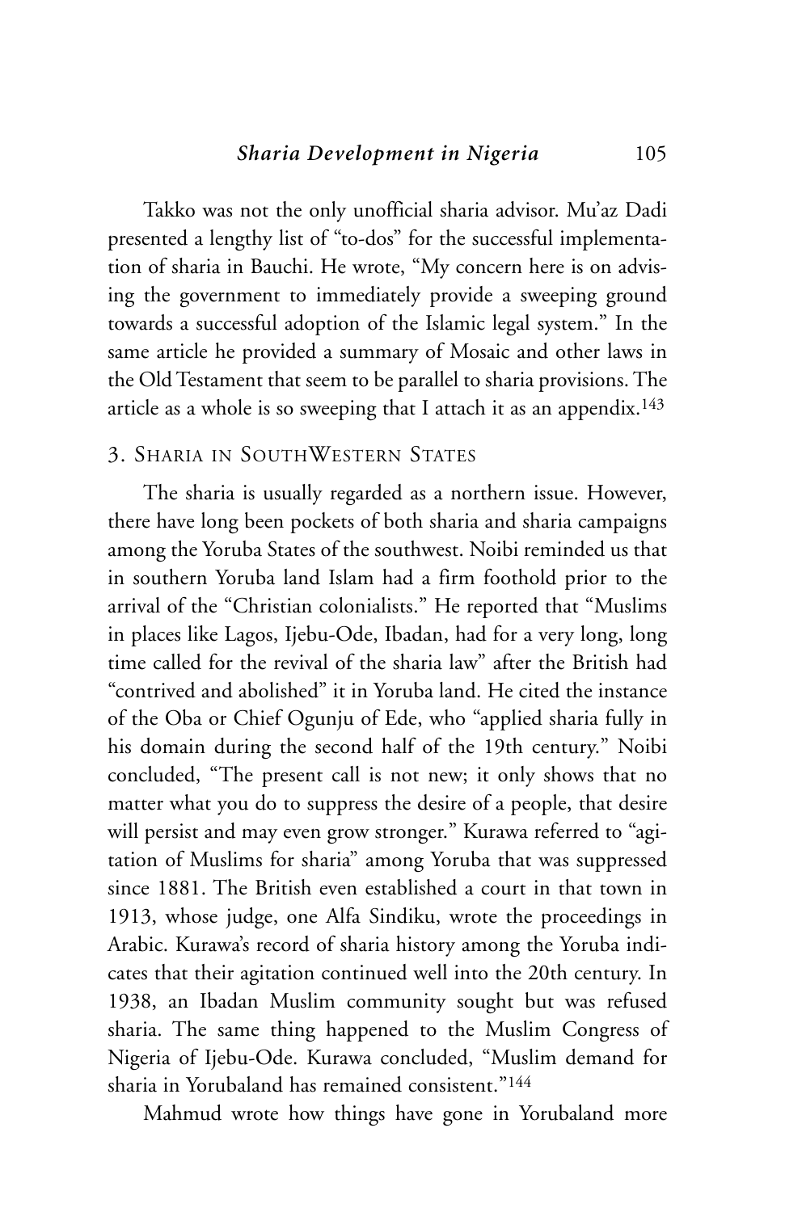Takko was not the only unofficial sharia advisor. Mu'az Dadi presented a lengthy list of "to-dos" for the successful implementation of sharia in Bauchi. He wrote, "My concern here is on advising the government to immediately provide a sweeping ground towards a successful adoption of the Islamic legal system." In the same article he provided a summary of Mosaic and other laws in the Old Testament that seem to be parallel to sharia provisions. The article as a whole is so sweeping that I attach it as an appendix.[143]

### 3. Sharia in SouthWestern States

The sharia is usually regarded as a northern issue. However, there have long been pockets of both sharia and sharia campaigns among the Yoruba States of the southwest. Noibi reminded us that in southern Yoruba land Islam had a firm foothold prior to the arrival of the "Christian colonialists." He reported that "Muslims in places like Lagos, Ijebu-Ode, Ibadan, had for a very long, long time called for the revival of the sharia law" after the British had "contrived and abolished" it in Yoruba land. He cited the instance of the Oba or Chief Ogunju of Ede, who "applied sharia fully in his domain during the second half of the 19th century." Noibi concluded, "The present call is not new; it only shows that no matter what you do to suppress the desire of a people, that desire will persist and may even grow stronger." Kurawa referred to "agitation of Muslims for sharia" among Yoruba that was suppressed since 1881. The British even established a court in that town in 1913, whose judge, one Alfa Sindiku, wrote the proceedings in Arabic. Kurawa's record of sharia history among the Yoruba indicates that their agitation continued well into the 20th century. In 1938, an Ibadan Muslim community sought but was refused sharia. The same thing happened to the Muslim Congress of Nigeria of Ijebu-Ode. Kurawa concluded, "Muslim demand for sharia in Yorubaland has remained consistent."[144]

Mahmud wrote how things have gone in Yorubaland more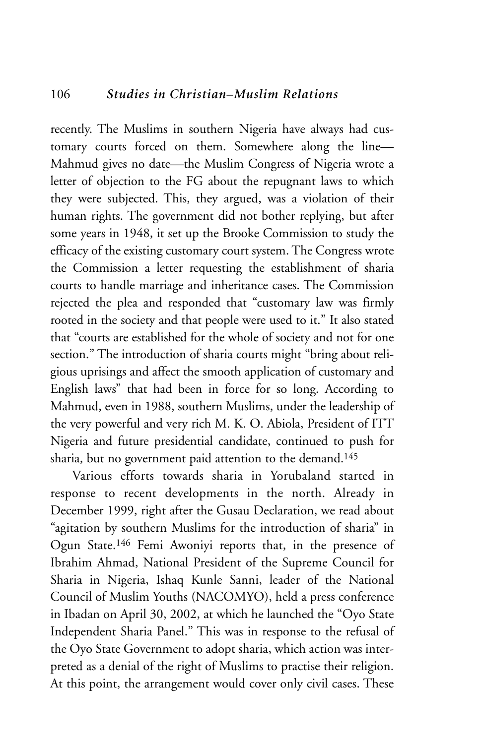recently. The Muslims in southern Nigeria have always had customary courts forced on them. Somewhere along the line—Mahmud gives no date—the Muslim Congress of Nigeria wrote a letter of objection to the FG about the repugnant laws to which they were subjected. This, they argued, was a violation of their human rights. The government did not bother replying, but after some years in 1948, it set up the Brooke Commission to study the efficacy of the existing customary court system. The Congress wrote the Commission a letter requesting the establishment of sharia courts to handle marriage and inheritance cases. The Commission rejected the plea and responded that "customary law was firmly rooted in the society and that people were used to it." It also stated that "courts are established for the whole of society and not for one section." The introduction of sharia courts might "bring about religious uprisings and affect the smooth application of customary and English laws" that had been in force for so long. According to Mahmud, even in 1988, southern Muslims, under the leadership of the very powerful and very rich M. K. O. Abiola, President of ITT Nigeria and future presidential candidate, continued to push for sharia, but no government paid attention to the demand.[145]

Various efforts towards sharia in Yorubaland started in response to recent developments in the north. Already in December 1999, right after the Gusau Declaration, we read about "agitation by southern Muslims for the introduction of sharia" in Ogun State.[146] Femi Awoniyi reports that, in the presence of Ibrahim Ahmad, National President of the Supreme Council for Sharia in Nigeria, Ishaq Kunle Sanni, leader of the National Council of Muslim Youths (NACOMYO), held a press conference in Ibadan on April 30, 2002, at which he launched the "Oyo State Independent Sharia Panel." This was in response to the refusal of the Oyo State Government to adopt sharia, which action was interpreted as a denial of the right of Muslims to practise their religion. At this point, the arrangement would cover only civil cases. These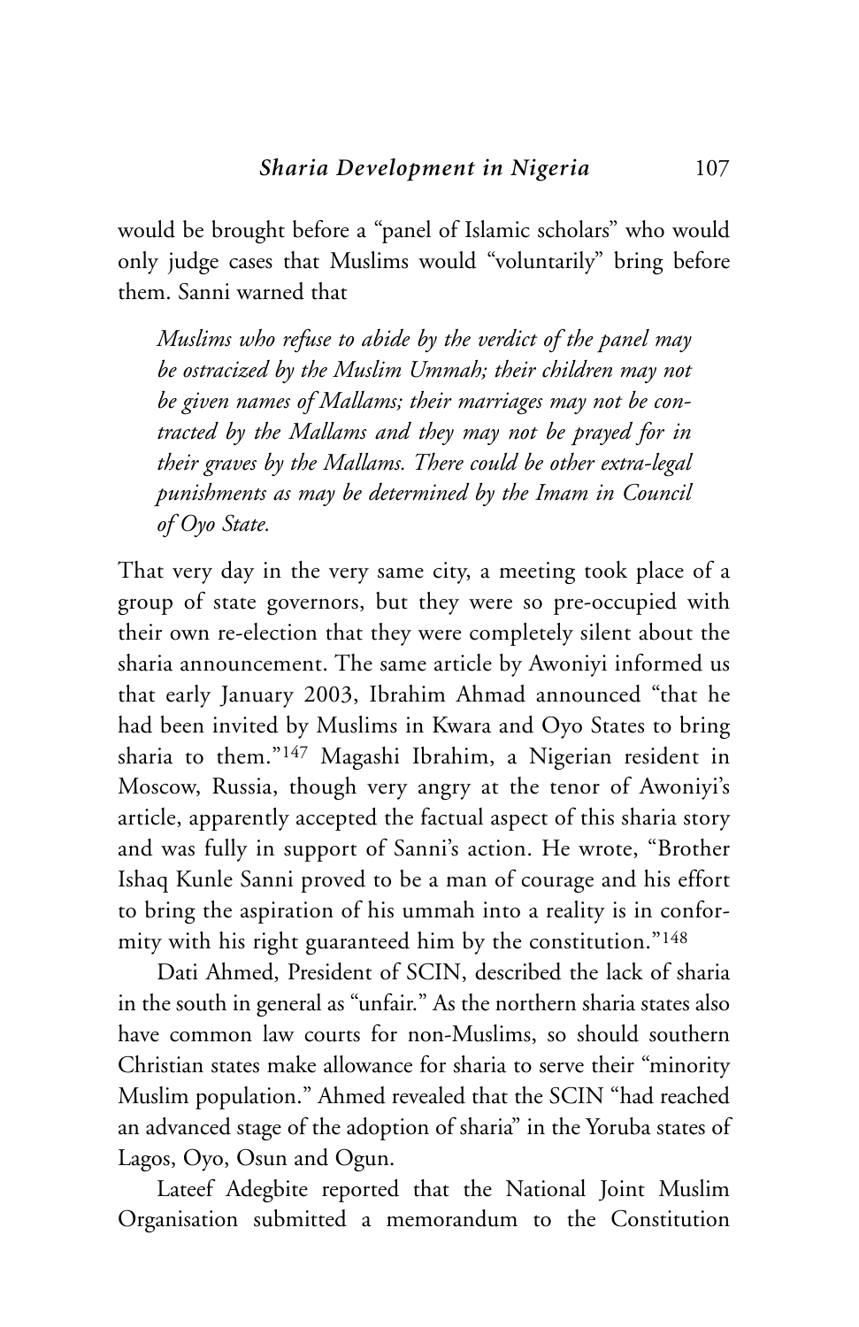would be brought before a "panel of Islamic scholars" who would only judge cases that Muslims would "voluntarily" bring before them. Sanni warned that

> *Muslims who refuse to abide by the verdict of the panel may be ostracized by the Muslim Ummah; their children may not be given names of Mallams; their marriages may not be contracted by the Mallams and they may not be prayed for in their graves by the Mallams. There could be other extra-legal punishments as may be determined by the Imam in Council of Oyo State.*

That very day in the very same city, a meeting took place of a group of state governors, but they were so pre-occupied with their own re-election that they were completely silent about the sharia announcement. The same article by Awoniyi informed us that early January 2003, Ibrahim Ahmad announced "that he had been invited by Muslims in Kwara and Oyo States to bring sharia to them."[147] Magashi Ibrahim, a Nigerian resident in Moscow, Russia, though very angry at the tenor of Awoniyi's article, apparently accepted the factual aspect of this sharia story and was fully in support of Sanni's action. He wrote, "Brother Ishaq Kunle Sanni proved to be a man of courage and his effort to bring the aspiration of his ummah into a reality is in conformity with his right guaranteed him by the constitution."[148]

Dati Ahmed, President of SCIN, described the lack of sharia in the south in general as "unfair." As the northern sharia states also have common law courts for non-Muslims, so should southern Christian states make allowance for sharia to serve their "minority Muslim population." Ahmed revealed that the SCIN "had reached an advanced stage of the adoption of sharia" in the Yoruba states of Lagos, Oyo, Osun and Ogun.

Lateef Adegbite reported that the National Joint Muslim Organisation submitted a memorandum to the Constitution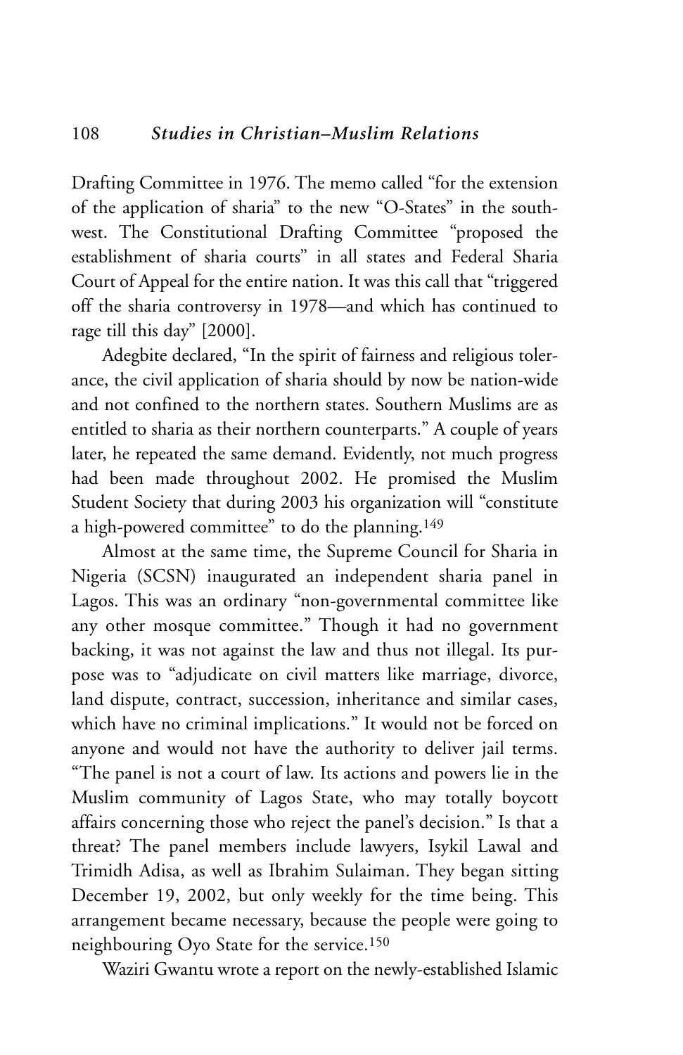Drafting Committee in 1976. The memo called "for the extension of the application of sharia" to the new "O-States" in the southwest. The Constitutional Drafting Committee "proposed the establishment of sharia courts" in all states and Federal Sharia Court of Appeal for the entire nation. It was this call that "triggered off the sharia controversy in 1978—and which has continued to rage till this day" [2000].

Adegbite declared, "In the spirit of fairness and religious tolerance, the civil application of sharia should by now be nation-wide and not confined to the northern states. Southern Muslims are as entitled to sharia as their northern counterparts." A couple of years later, he repeated the same demand. Evidently, not much progress had been made throughout 2002. He promised the Muslim Student Society that during 2003 his organization will "constitute a high-powered committee" to do the planning.[149]

Almost at the same time, the Supreme Council for Sharia in Nigeria (SCSN) inaugurated an independent sharia panel in Lagos. This was an ordinary "non-governmental committee like any other mosque committee." Though it had no government backing, it was not against the law and thus not illegal. Its purpose was to "adjudicate on civil matters like marriage, divorce, land dispute, contract, succession, inheritance and similar cases, which have no criminal implications." It would not be forced on anyone and would not have the authority to deliver jail terms. "The panel is not a court of law. Its actions and powers lie in the Muslim community of Lagos State, who may totally boycott affairs concerning those who reject the panel's decision." Is that a threat? The panel members include lawyers, Isykil Lawal and Trimidh Adisa, as well as Ibrahim Sulaiman. They began sitting December 19, 2002, but only weekly for the time being. This arrangement became necessary, because the people were going to neighbouring Oyo State for the service.[150]

Waziri Gwantu wrote a report on the newly-established Islamic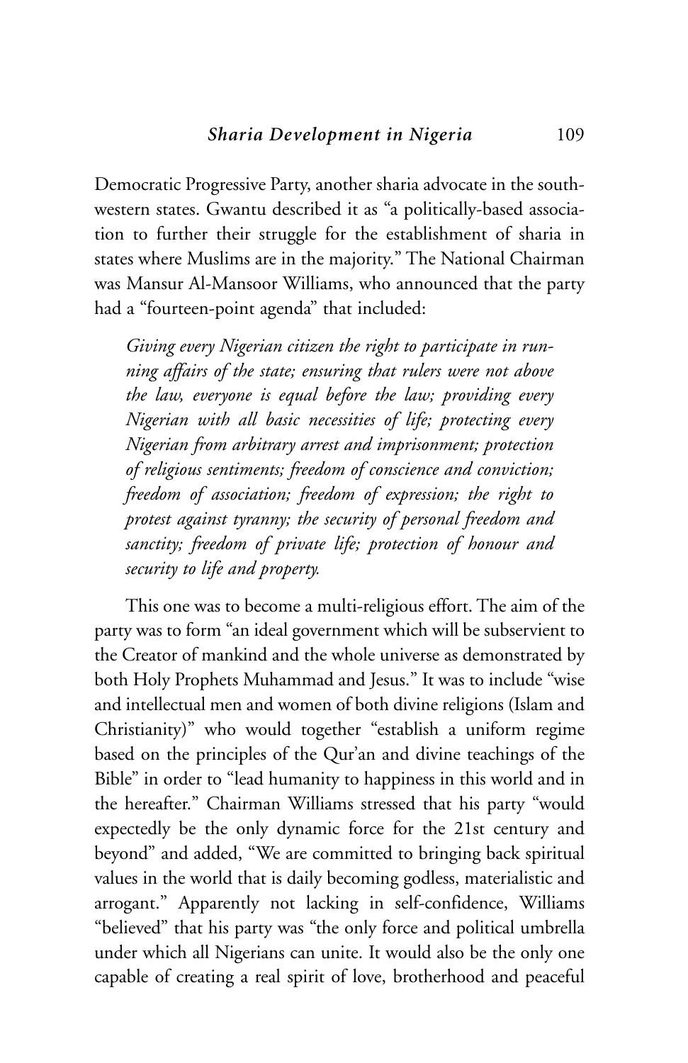Democratic Progressive Party, another sharia advocate in the southwestern states. Gwantu described it as "a politically-based association to further their struggle for the establishment of sharia in states where Muslims are in the majority." The National Chairman was Mansur Al-Mansoor Williams, who announced that the party had a "fourteen-point agenda" that included:

> *Giving every Nigerian citizen the right to participate in running affairs of the state; ensuring that rulers were not above the law, everyone is equal before the law; providing every Nigerian with all basic necessities of life; protecting every Nigerian from arbitrary arrest and imprisonment; protection of religious sentiments; freedom of conscience and conviction; freedom of association; freedom of expression; the right to protest against tyranny; the security of personal freedom and sanctity; freedom of private life; protection of honour and security to life and property.*

This one was to become a multi-religious effort. The aim of the party was to form "an ideal government which will be subservient to the Creator of mankind and the whole universe as demonstrated by both Holy Prophets Muhammad and Jesus." It was to include "wise and intellectual men and women of both divine religions (Islam and Christianity)" who would together "establish a uniform regime based on the principles of the Qur'an and divine teachings of the Bible" in order to "lead humanity to happiness in this world and in the hereafter." Chairman Williams stressed that his party "would expectedly be the only dynamic force for the 21st century and beyond" and added, "We are committed to bringing back spiritual values in the world that is daily becoming godless, materialistic and arrogant." Apparently not lacking in self-confidence, Williams "believed" that his party was "the only force and political umbrella under which all Nigerians can unite. It would also be the only one capable of creating a real spirit of love, brotherhood and peaceful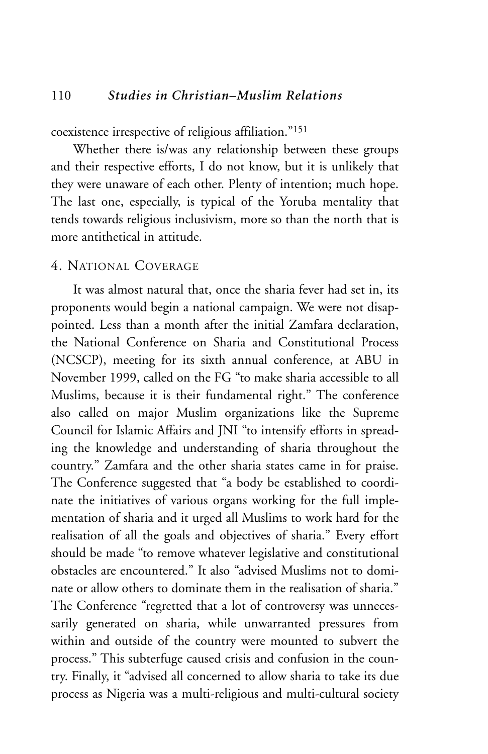coexistence irrespective of religious affiliation."[151]

Whether there is/was any relationship between these groups and their respective efforts, I do not know, but it is unlikely that they were unaware of each other. Plenty of intention; much hope. The last one, especially, is typical of the Yoruba mentality that tends towards religious inclusivism, more so than the north that is more antithetical in attitude.

## 4. National Coverage

It was almost natural that, once the sharia fever had set in, its proponents would begin a national campaign. We were not disappointed. Less than a month after the initial Zamfara declaration, the National Conference on Sharia and Constitutional Process (NCSCP), meeting for its sixth annual conference, at ABU in November 1999, called on the FG "to make sharia accessible to all Muslims, because it is their fundamental right." The conference also called on major Muslim organizations like the Supreme Council for Islamic Affairs and JNI "to intensify efforts in spreading the knowledge and understanding of sharia throughout the country." Zamfara and the other sharia states came in for praise. The Conference suggested that "a body be established to coordinate the initiatives of various organs working for the full implementation of sharia and it urged all Muslims to work hard for the realisation of all the goals and objectives of sharia." Every effort should be made "to remove whatever legislative and constitutional obstacles are encountered." It also "advised Muslims not to dominate or allow others to dominate them in the realisation of sharia." The Conference "regretted that a lot of controversy was unnecessarily generated on sharia, while unwarranted pressures from within and outside of the country were mounted to subvert the process." This subterfuge caused crisis and confusion in the country. Finally, it "advised all concerned to allow sharia to take its due process as Nigeria was a multi-religious and multi-cultural society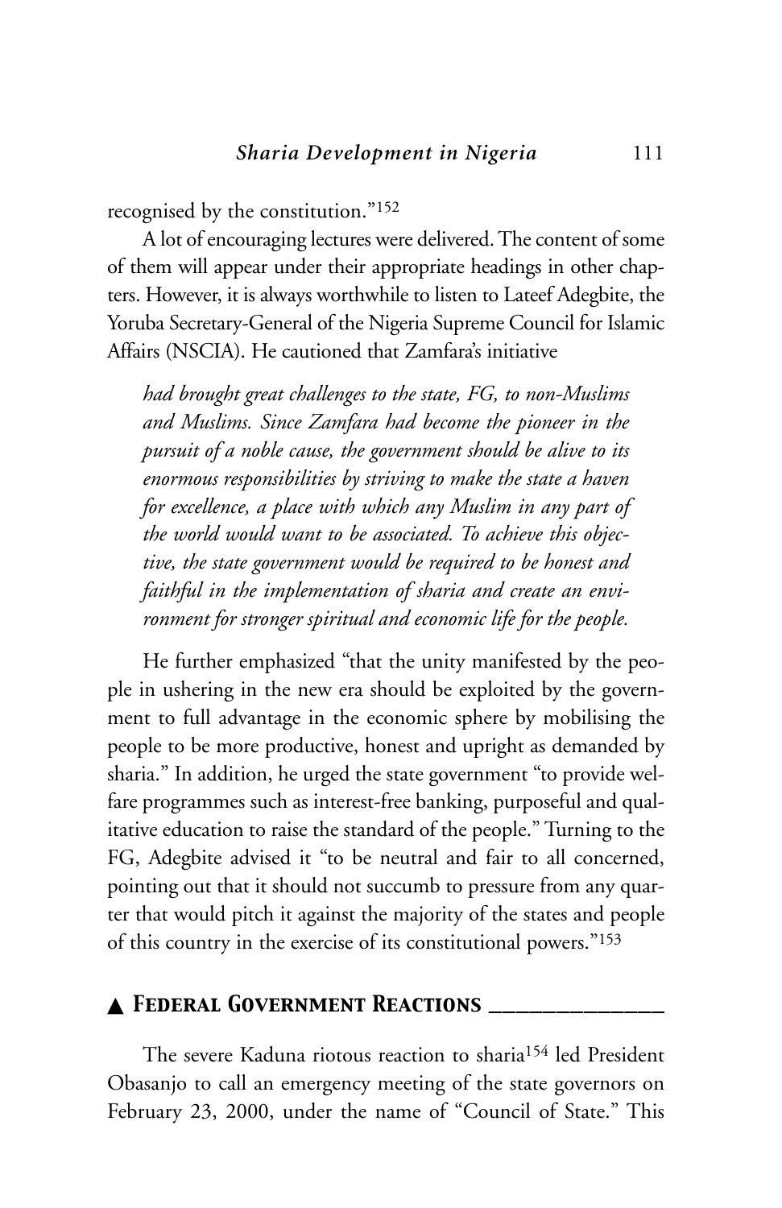recognised by the constitution."[152]

A lot of encouraging lectures were delivered. The content of some of them will appear under their appropriate headings in other chapters. However, it is always worthwhile to listen to Lateef Adegbite, the Yoruba Secretary-General of the Nigeria Supreme Council for Islamic Affairs (NSCIA). He cautioned that Zamfara's initiative

> *had brought great challenges to the state, FG, to non-Muslims and Muslims. Since Zamfara had become the pioneer in the pursuit of a noble cause, the government should be alive to its enormous responsibilities by striving to make the state a haven for excellence, a place with which any Muslim in any part of the world would want to be associated. To achieve this objective, the state government would be required to be honest and faithful in the implementation of sharia and create an environment for stronger spiritual and economic life for the people.*

He further emphasized "that the unity manifested by the people in ushering in the new era should be exploited by the government to full advantage in the economic sphere by mobilising the people to be more productive, honest and upright as demanded by sharia." In addition, he urged the state government "to provide welfare programmes such as interest-free banking, purposeful and qualitative education to raise the standard of the people." Turning to the FG, Adegbite advised it "to be neutral and fair to all concerned, pointing out that it should not succumb to pressure from any quarter that would pitch it against the majority of the states and people of this country in the exercise of its constitutional powers."[153]

## ▲ Federal Government Reactions

The severe Kaduna riotous reaction to sharia[154] led President Obasanjo to call an emergency meeting of the state governors on February 23, 2000, under the name of "Council of State." This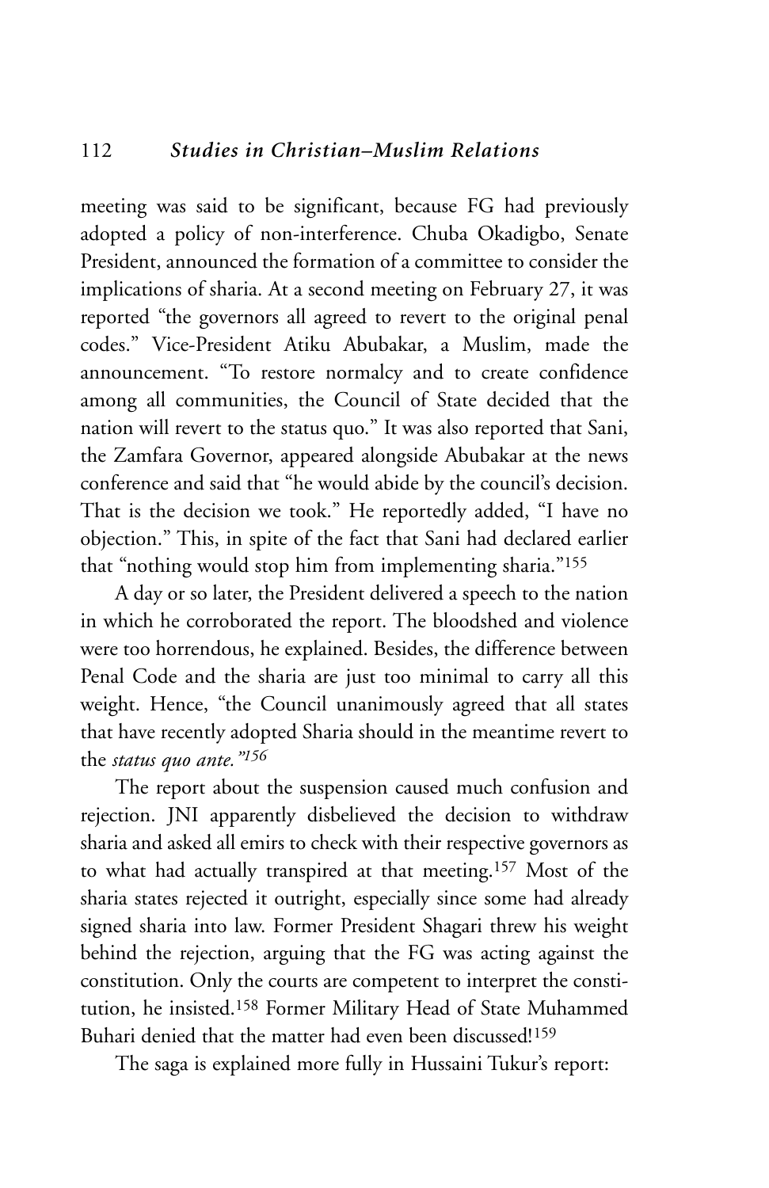meeting was said to be significant, because FG had previously adopted a policy of non-interference. Chuba Okadigbo, Senate President, announced the formation of a committee to consider the implications of sharia. At a second meeting on February 27, it was reported "the governors all agreed to revert to the original penal codes." Vice-President Atiku Abubakar, a Muslim, made the announcement. "To restore normalcy and to create confidence among all communities, the Council of State decided that the nation will revert to the status quo." It was also reported that Sani, the Zamfara Governor, appeared alongside Abubakar at the news conference and said that "he would abide by the council's decision. That is the decision we took." He reportedly added, "I have no objection." This, in spite of the fact that Sani had declared earlier that "nothing would stop him from implementing sharia."[155]

A day or so later, the President delivered a speech to the nation in which he corroborated the report. The bloodshed and violence were too horrendous, he explained. Besides, the difference between Penal Code and the sharia are just too minimal to carry all this weight. Hence, "the Council unanimously agreed that all states that have recently adopted Sharia should in the meantime revert to the *status quo ante."*[156]

The report about the suspension caused much confusion and rejection. JNI apparently disbelieved the decision to withdraw sharia and asked all emirs to check with their respective governors as to what had actually transpired at that meeting.[157] Most of the sharia states rejected it outright, especially since some had already signed sharia into law. Former President Shagari threw his weight behind the rejection, arguing that the FG was acting against the constitution. Only the courts are competent to interpret the constitution, he insisted.[158] Former Military Head of State Muhammed Buhari denied that the matter had even been discussed![159]

The saga is explained more fully in Hussaini Tukur's report: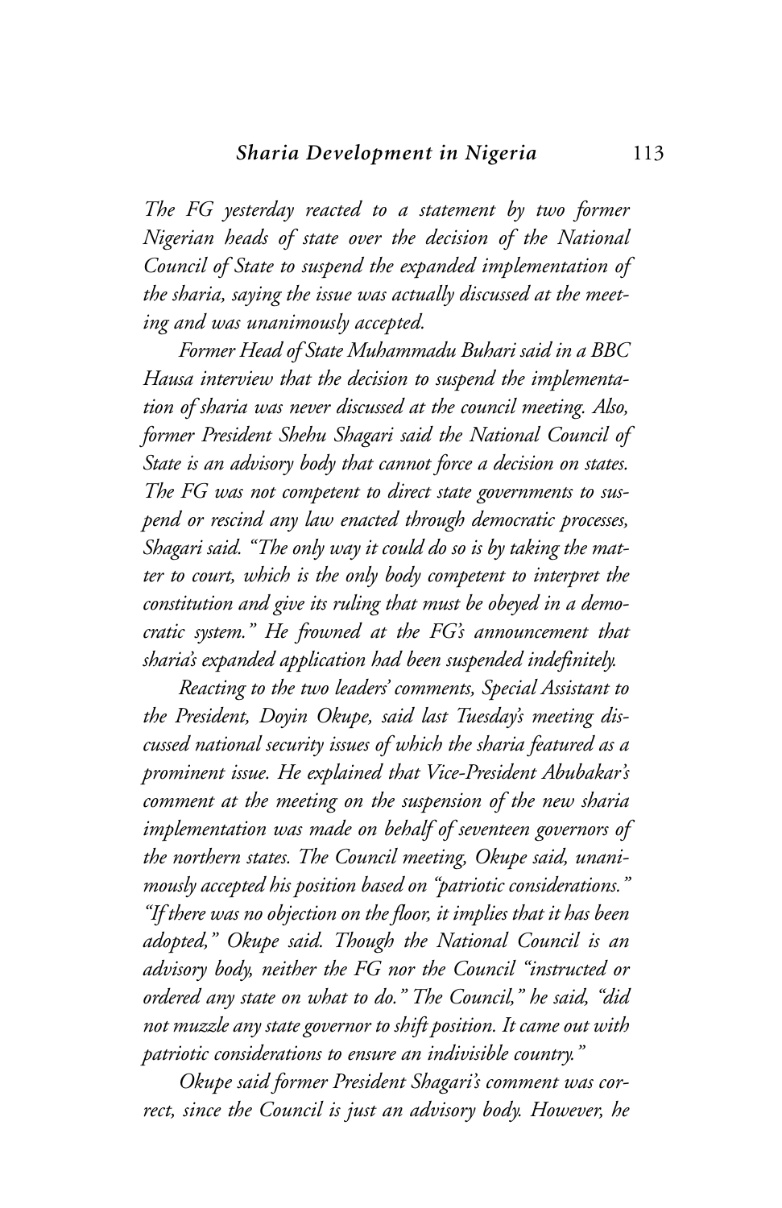*The FG yesterday reacted to a statement by two former Nigerian heads of state over the decision of the National Council of State to suspend the expanded implementation of the sharia, saying the issue was actually discussed at the meeting and was unanimously accepted.*

*Former Head of State Muhammadu Buhari said in a BBC Hausa interview that the decision to suspend the implementation of sharia was never discussed at the council meeting. Also, former President Shehu Shagari said the National Council of State is an advisory body that cannot force a decision on states. The FG was not competent to direct state governments to suspend or rescind any law enacted through democratic processes, Shagari said. "The only way it could do so is by taking the matter to court, which is the only body competent to interpret the constitution and give its ruling that must be obeyed in a democratic system." He frowned at the FG's announcement that sharia's expanded application had been suspended indefinitely.*

*Reacting to the two leaders' comments, Special Assistant to the President, Doyin Okupe, said last Tuesday's meeting discussed national security issues of which the sharia featured as a prominent issue. He explained that Vice-President Abubakar's comment at the meeting on the suspension of the new sharia implementation was made on behalf of seventeen governors of the northern states. The Council meeting, Okupe said, unanimously accepted his position based on "patriotic considerations." "If there was no objection on the floor, it implies that it has been adopted," Okupe said. Though the National Council is an advisory body, neither the FG nor the Council "instructed or ordered any state on what to do." The Council," he said, "did not muzzle any state governor to shift position. It came out with patriotic considerations to ensure an indivisible country."*

*Okupe said former President Shagari's comment was correct, since the Council is just an advisory body. However, he*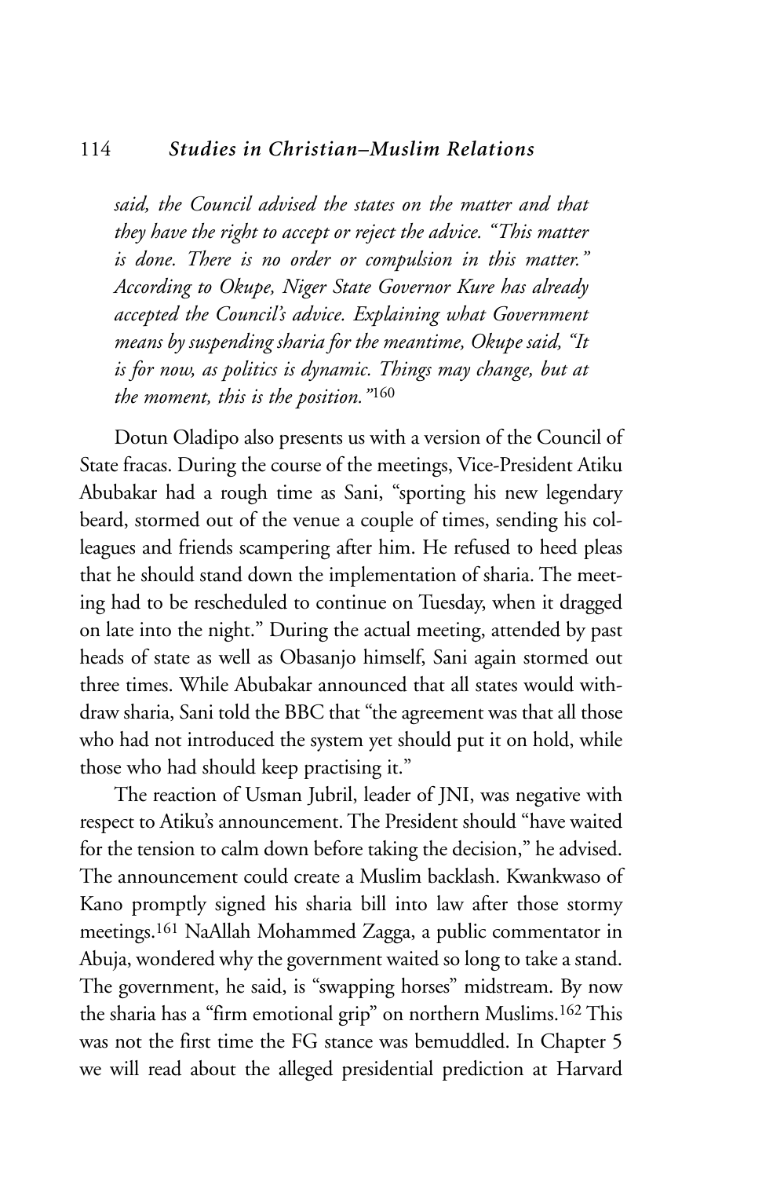*said, the Council advised the states on the matter and that they have the right to accept or reject the advice. "This matter is done. There is no order or compulsion in this matter." According to Okupe, Niger State Governor Kure has already accepted the Council's advice. Explaining what Government means by suspending sharia for the meantime, Okupe said, "It is for now, as politics is dynamic. Things may change, but at the moment, this is the position."*[160]

Dotun Oladipo also presents us with a version of the Council of State fracas. During the course of the meetings, Vice-President Atiku Abubakar had a rough time as Sani, "sporting his new legendary beard, stormed out of the venue a couple of times, sending his colleagues and friends scampering after him. He refused to heed pleas that he should stand down the implementation of sharia. The meeting had to be rescheduled to continue on Tuesday, when it dragged on late into the night." During the actual meeting, attended by past heads of state as well as Obasanjo himself, Sani again stormed out three times. While Abubakar announced that all states would withdraw sharia, Sani told the BBC that "the agreement was that all those who had not introduced the system yet should put it on hold, while those who had should keep practising it."

The reaction of Usman Jubril, leader of JNI, was negative with respect to Atiku's announcement. The President should "have waited for the tension to calm down before taking the decision," he advised. The announcement could create a Muslim backlash. Kwankwaso of Kano promptly signed his sharia bill into law after those stormy meetings.[161] NaAllah Mohammed Zagga, a public commentator in Abuja, wondered why the government waited so long to take a stand. The government, he said, is "swapping horses" midstream. By now the sharia has a "firm emotional grip" on northern Muslims.[162] This was not the first time the FG stance was bemuddled. In Chapter 5 we will read about the alleged presidential prediction at Harvard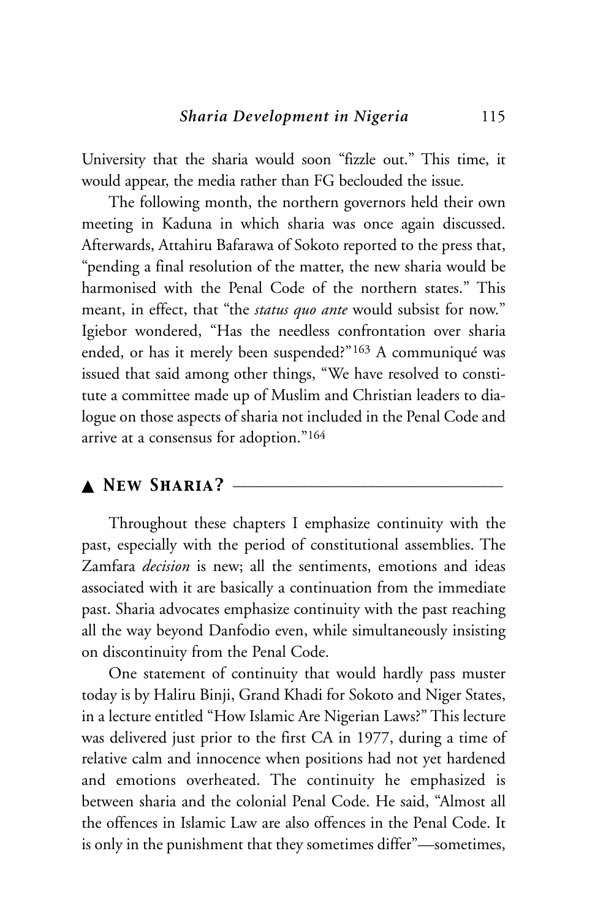University that the sharia would soon "fizzle out." This time, it would appear, the media rather than FG beclouded the issue.

The following month, the northern governors held their own meeting in Kaduna in which sharia was once again discussed. Afterwards, Attahiru Bafarawa of Sokoto reported to the press that, "pending a final resolution of the matter, the new sharia would be harmonised with the Penal Code of the northern states." This meant, in effect, that "the *status quo ante* would subsist for now." Igiebor wondered, "Has the needless confrontation over sharia ended, or has it merely been suspended?"[163] A communiqué was issued that said among other things, "We have resolved to constitute a committee made up of Muslim and Christian leaders to dialogue on those aspects of sharia not included in the Penal Code and arrive at a consensus for adoption."[164]

## ▲ New Sharia?

Throughout these chapters I emphasize continuity with the past, especially with the period of constitutional assemblies. The Zamfara *decision* is new; all the sentiments, emotions and ideas associated with it are basically a continuation from the immediate past. Sharia advocates emphasize continuity with the past reaching all the way beyond Danfodio even, while simultaneously insisting on discontinuity from the Penal Code.

One statement of continuity that would hardly pass muster today is by Haliru Binji, Grand Khadi for Sokoto and Niger States, in a lecture entitled "How Islamic Are Nigerian Laws?" This lecture was delivered just prior to the first CA in 1977, during a time of relative calm and innocence when positions had not yet hardened and emotions overheated. The continuity he emphasized is between sharia and the colonial Penal Code. He said, "Almost all the offences in Islamic Law are also offences in the Penal Code. It is only in the punishment that they sometimes differ"—sometimes,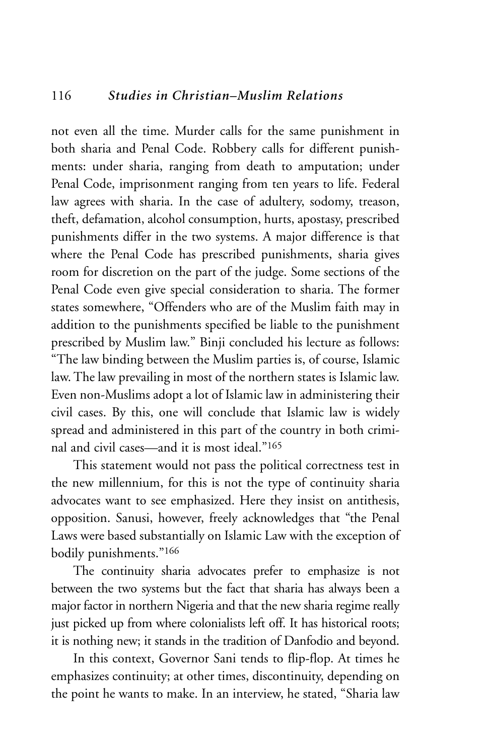not even all the time. Murder calls for the same punishment in both sharia and Penal Code. Robbery calls for different punishments: under sharia, ranging from death to amputation; under Penal Code, imprisonment ranging from ten years to life. Federal law agrees with sharia. In the case of adultery, sodomy, treason, theft, defamation, alcohol consumption, hurts, apostasy, prescribed punishments differ in the two systems. A major difference is that where the Penal Code has prescribed punishments, sharia gives room for discretion on the part of the judge. Some sections of the Penal Code even give special consideration to sharia. The former states somewhere, "Offenders who are of the Muslim faith may in addition to the punishments specified be liable to the punishment prescribed by Muslim law." Binji concluded his lecture as follows: "The law binding between the Muslim parties is, of course, Islamic law. The law prevailing in most of the northern states is Islamic law. Even non-Muslims adopt a lot of Islamic law in administering their civil cases. By this, one will conclude that Islamic law is widely spread and administered in this part of the country in both criminal and civil cases—and it is most ideal."[165]

This statement would not pass the political correctness test in the new millennium, for this is not the type of continuity sharia advocates want to see emphasized. Here they insist on antithesis, opposition. Sanusi, however, freely acknowledges that "the Penal Laws were based substantially on Islamic Law with the exception of bodily punishments."[166]

The continuity sharia advocates prefer to emphasize is not between the two systems but the fact that sharia has always been a major factor in northern Nigeria and that the new sharia regime really just picked up from where colonialists left off. It has historical roots; it is nothing new; it stands in the tradition of Danfodio and beyond.

In this context, Governor Sani tends to flip-flop. At times he emphasizes continuity; at other times, discontinuity, depending on the point he wants to make. In an interview, he stated, "Sharia law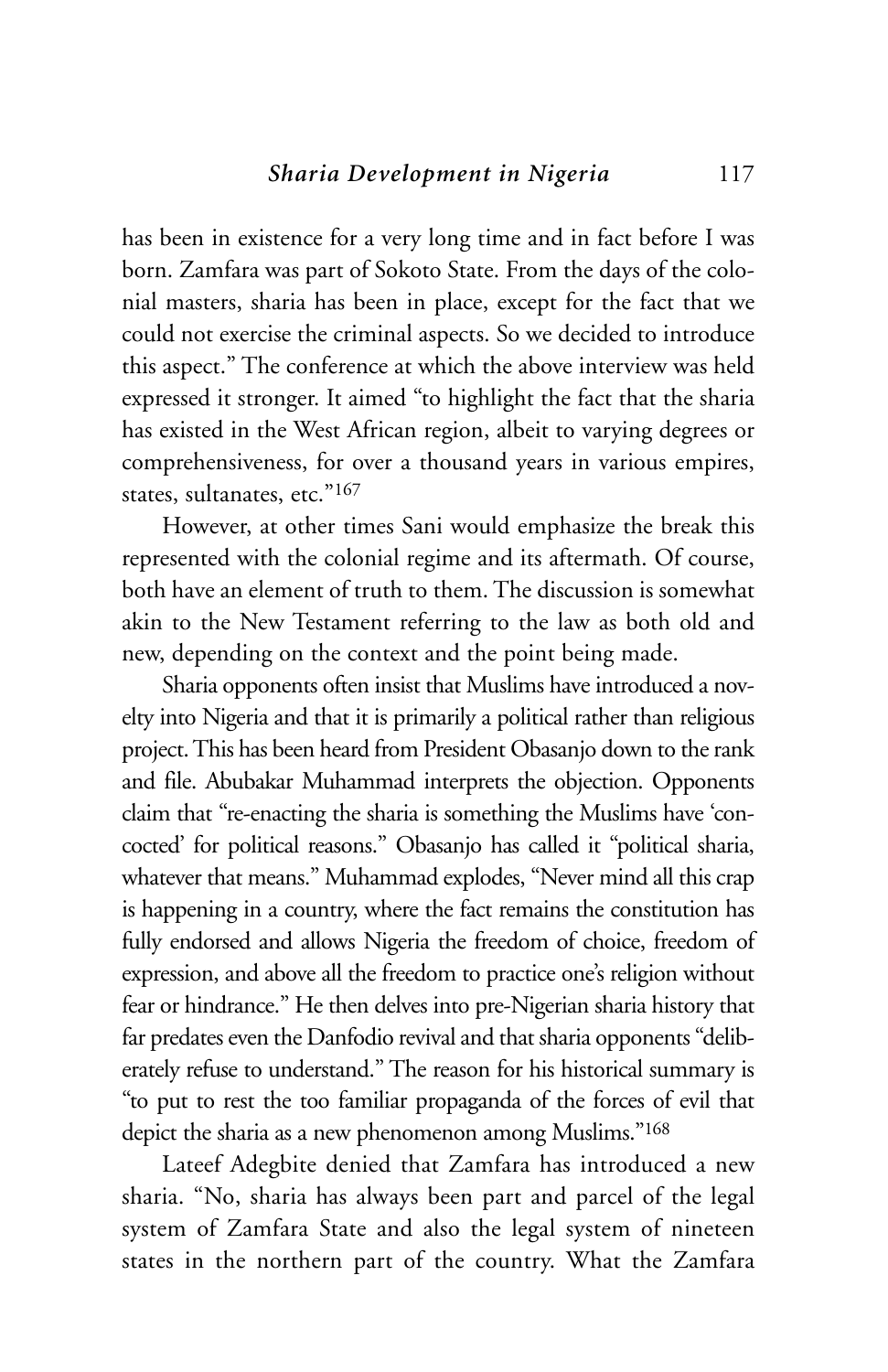has been in existence for a very long time and in fact before I was born. Zamfara was part of Sokoto State. From the days of the colonial masters, sharia has been in place, except for the fact that we could not exercise the criminal aspects. So we decided to introduce this aspect." The conference at which the above interview was held expressed it stronger. It aimed "to highlight the fact that the sharia has existed in the West African region, albeit to varying degrees or comprehensiveness, for over a thousand years in various empires, states, sultanates, etc."[167]

However, at other times Sani would emphasize the break this represented with the colonial regime and its aftermath. Of course, both have an element of truth to them. The discussion is somewhat akin to the New Testament referring to the law as both old and new, depending on the context and the point being made.

Sharia opponents often insist that Muslims have introduced a novelty into Nigeria and that it is primarily a political rather than religious project. This has been heard from President Obasanjo down to the rank and file. Abubakar Muhammad interprets the objection. Opponents claim that "re-enacting the sharia is something the Muslims have 'concocted' for political reasons." Obasanjo has called it "political sharia, whatever that means." Muhammad explodes, "Never mind all this crap is happening in a country, where the fact remains the constitution has fully endorsed and allows Nigeria the freedom of choice, freedom of expression, and above all the freedom to practice one's religion without fear or hindrance." He then delves into pre-Nigerian sharia history that far predates even the Danfodio revival and that sharia opponents "deliberately refuse to understand." The reason for his historical summary is "to put to rest the too familiar propaganda of the forces of evil that depict the sharia as a new phenomenon among Muslims."[168]

Lateef Adegbite denied that Zamfara has introduced a new sharia. "No, sharia has always been part and parcel of the legal system of Zamfara State and also the legal system of nineteen states in the northern part of the country. What the Zamfara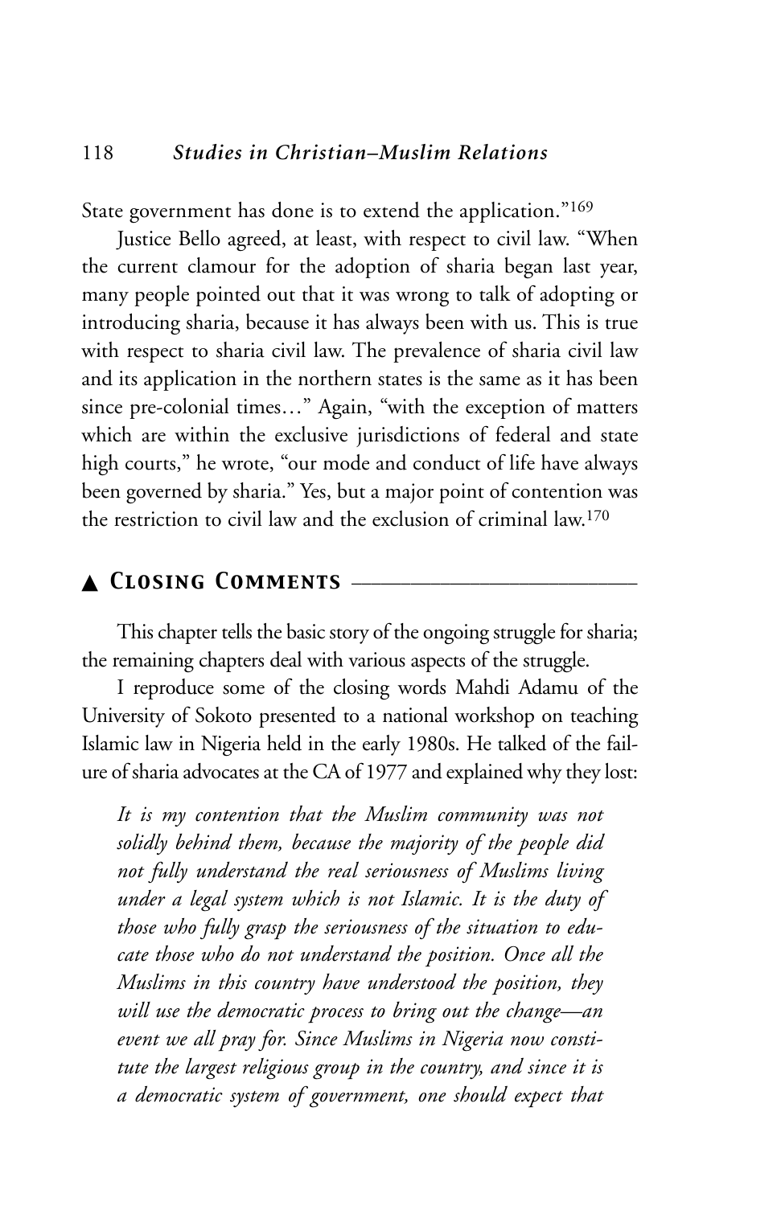State government has done is to extend the application."[169]

Justice Bello agreed, at least, with respect to civil law. "When the current clamour for the adoption of sharia began last year, many people pointed out that it was wrong to talk of adopting or introducing sharia, because it has always been with us. This is true with respect to sharia civil law. The prevalence of sharia civil law and its application in the northern states is the same as it has been since pre-colonial times…" Again, "with the exception of matters which are within the exclusive jurisdictions of federal and state high courts," he wrote, "our mode and conduct of life have always been governed by sharia." Yes, but a major point of contention was the restriction to civil law and the exclusion of criminal law.[170]

## ▲ Closing Comments

This chapter tells the basic story of the ongoing struggle for sharia; the remaining chapters deal with various aspects of the struggle.

I reproduce some of the closing words Mahdi Adamu of the University of Sokoto presented to a national workshop on teaching Islamic law in Nigeria held in the early 1980s. He talked of the failure of sharia advocates at the CA of 1977 and explained why they lost:

> *It is my contention that the Muslim community was not solidly behind them, because the majority of the people did not fully understand the real seriousness of Muslims living under a legal system which is not Islamic. It is the duty of those who fully grasp the seriousness of the situation to educate those who do not understand the position. Once all the Muslims in this country have understood the position, they will use the democratic process to bring out the change—an event we all pray for. Since Muslims in Nigeria now constitute the largest religious group in the country, and since it is a democratic system of government, one should expect that*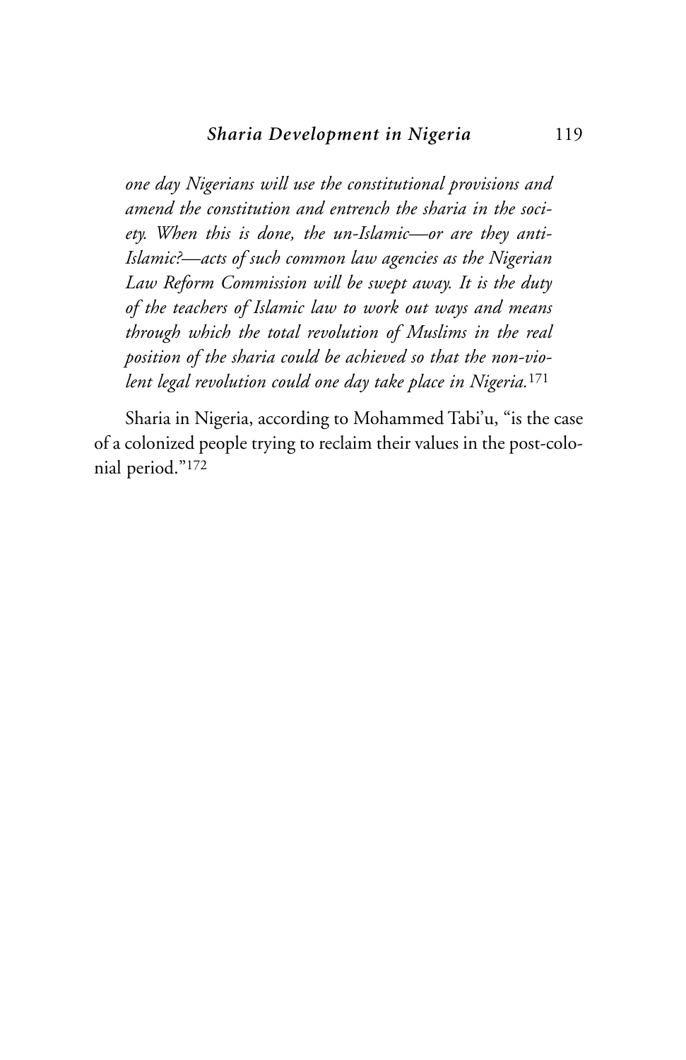*one day Nigerians will use the constitutional provisions and amend the constitution and entrench the sharia in the society. When this is done, the un-Islamic—or are they anti-Islamic?—acts of such common law agencies as the Nigerian Law Reform Commission will be swept away. It is the duty of the teachers of Islamic law to work out ways and means through which the total revolution of Muslims in the real position of the sharia could be achieved so that the non-violent legal revolution could one day take place in Nigeria.*[171]

Sharia in Nigeria, according to Mohammed Tabi'u, "is the case of a colonized people trying to reclaim their values in the post-colonial period."[172]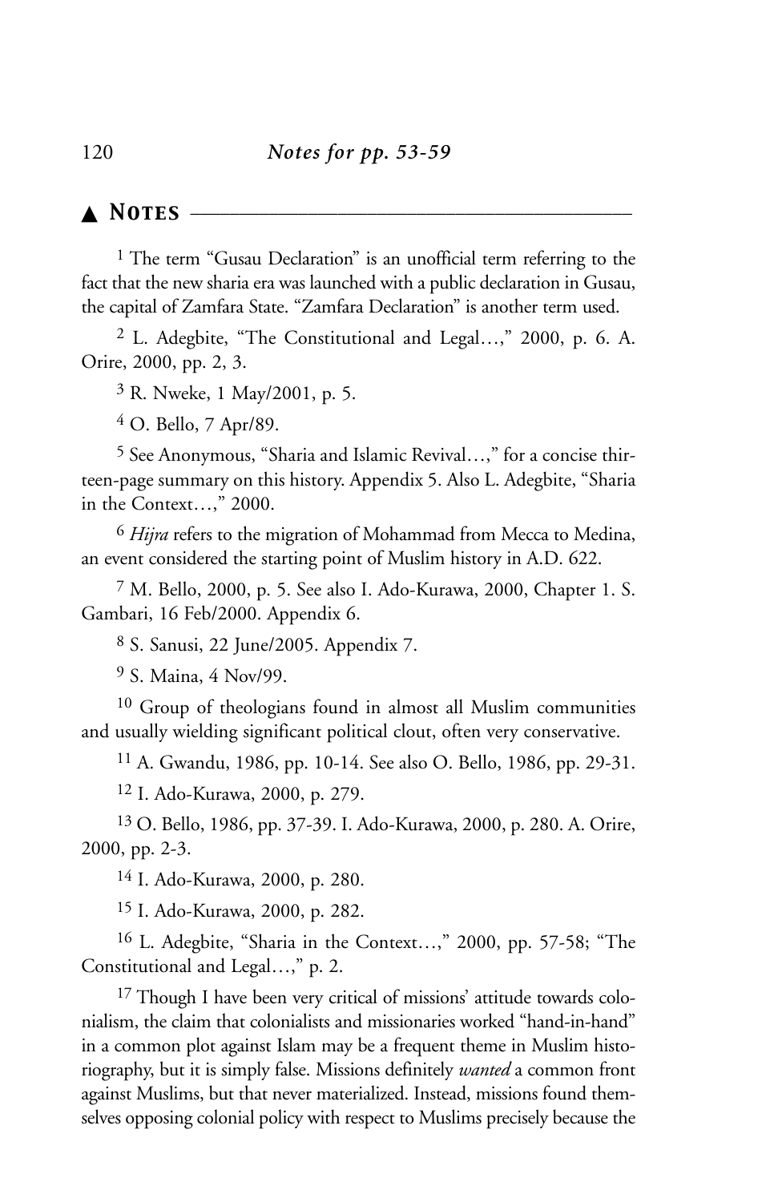## ▲ Notes

[1] The term "Gusau Declaration" is an unofficial term referring to the fact that the new sharia era was launched with a public declaration in Gusau, the capital of Zamfara State. "Zamfara Declaration" is another term used.

[2] L. Adegbite, "The Constitutional and Legal…," 2000, p. 6. A. Orire, 2000, pp. 2, 3.

[3] R. Nweke, 1 May/2001, p. 5.

[4] O. Bello, 7 Apr/89.

[5] See Anonymous, "Sharia and Islamic Revival…," for a concise thirteen-page summary on this history. Appendix 5. Also L. Adegbite, "Sharia in the Context…," 2000.

[6] *Hijra* refers to the migration of Mohammad from Mecca to Medina, an event considered the starting point of Muslim history in A.D. 622.

[7] M. Bello, 2000, p. 5. See also I. Ado-Kurawa, 2000, Chapter 1. S. Gambari, 16 Feb/2000. Appendix 6.

[8] S. Sanusi, 22 June/2005. Appendix 7.

[9] S. Maina, 4 Nov/99.

[10] Group of theologians found in almost all Muslim communities and usually wielding significant political clout, often very conservative.

[11] A. Gwandu, 1986, pp. 10-14. See also O. Bello, 1986, pp. 29-31.

[12] I. Ado-Kurawa, 2000, p. 279.

[13] O. Bello, 1986, pp. 37-39. I. Ado-Kurawa, 2000, p. 280. A. Orire, 2000, pp. 2-3.

[14] I. Ado-Kurawa, 2000, p. 280.

[15] I. Ado-Kurawa, 2000, p. 282.

[16] L. Adegbite, "Sharia in the Context…," 2000, pp. 57-58; "The Constitutional and Legal…," p. 2.

[17] Though I have been very critical of missions' attitude towards colonialism, the claim that colonialists and missionaries worked "hand-in-hand" in a common plot against Islam may be a frequent theme in Muslim historiography, but it is simply false. Missions definitely *wanted* a common front against Muslims, but that never materialized. Instead, missions found themselves opposing colonial policy with respect to Muslims precisely because the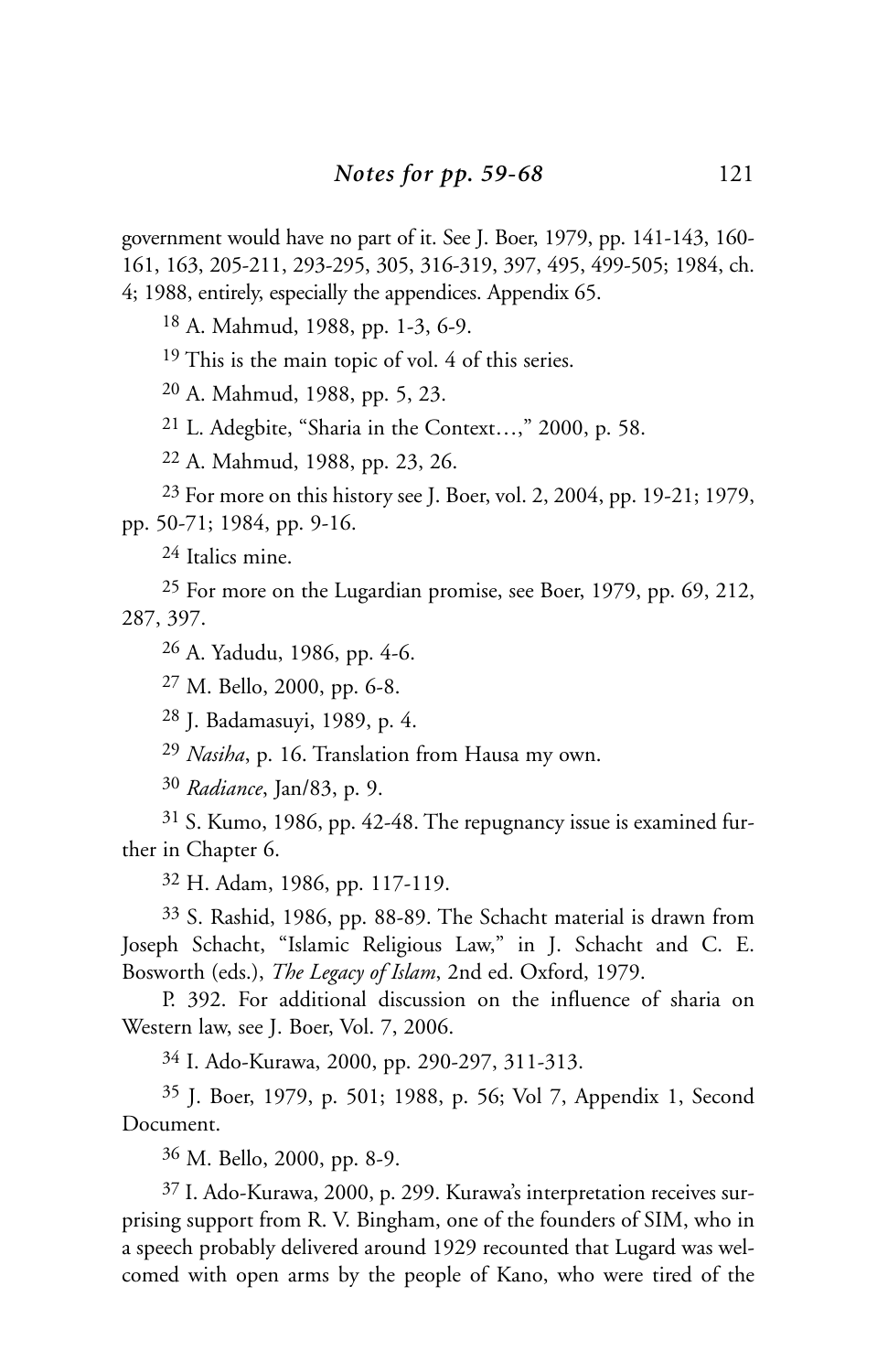government would have no part of it. See J. Boer, 1979, pp. 141-143, 160-161, 163, 205-211, 293-295, 305, 316-319, 397, 495, 499-505; 1984, ch. 4; 1988, entirely, especially the appendices. Appendix 65.

[18] A. Mahmud, 1988, pp. 1-3, 6-9.

[19] This is the main topic of vol. 4 of this series.

[20] A. Mahmud, 1988, pp. 5, 23.

[21] L. Adegbite, "Sharia in the Context…," 2000, p. 58.

[22] A. Mahmud, 1988, pp. 23, 26.

[23] For more on this history see J. Boer, vol. 2, 2004, pp. 19-21; 1979, pp. 50-71; 1984, pp. 9-16.

[24] Italics mine.

[25] For more on the Lugardian promise, see Boer, 1979, pp. 69, 212, 287, 397.

[26] A. Yadudu, 1986, pp. 4-6.

[27] M. Bello, 2000, pp. 6-8.

[28] J. Badamasuyi, 1989, p. 4.

[29] *Nasiha*, p. 16. Translation from Hausa my own.

[30] *Radiance*, Jan/83, p. 9.

[31] S. Kumo, 1986, pp. 42-48. The repugnancy issue is examined further in Chapter 6.

[32] H. Adam, 1986, pp. 117-119.

[33] S. Rashid, 1986, pp. 88-89. The Schacht material is drawn from Joseph Schacht, "Islamic Religious Law," in J. Schacht and C. E. Bosworth (eds.), *The Legacy of Islam*, 2nd ed. Oxford, 1979.

P. 392. For additional discussion on the influence of sharia on Western law, see J. Boer, Vol. 7, 2006.

[34] I. Ado-Kurawa, 2000, pp. 290-297, 311-313.

[35] J. Boer, 1979, p. 501; 1988, p. 56; Vol 7, Appendix 1, Second Document.

[36] M. Bello, 2000, pp. 8-9.

[37] I. Ado-Kurawa, 2000, p. 299. Kurawa's interpretation receives surprising support from R. V. Bingham, one of the founders of SIM, who in a speech probably delivered around 1929 recounted that Lugard was welcomed with open arms by the people of Kano, who were tired of the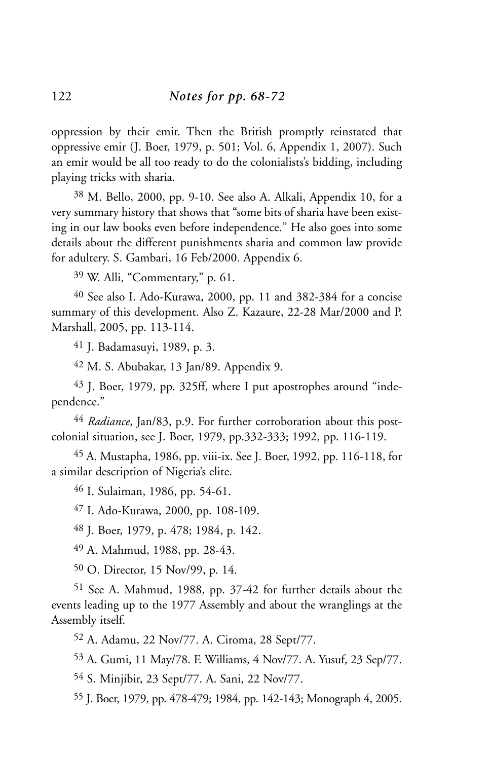oppression by their emir. Then the British promptly reinstated that oppressive emir (J. Boer, 1979, p. 501; Vol. 6, Appendix 1, 2007). Such an emir would be all too ready to do the colonialists's bidding, including playing tricks with sharia.

[38] M. Bello, 2000, pp. 9-10. See also A. Alkali, Appendix 10, for a very summary history that shows that "some bits of sharia have been existing in our law books even before independence." He also goes into some details about the different punishments sharia and common law provide for adultery. S. Gambari, 16 Feb/2000. Appendix 6.

[39] W. Alli, "Commentary," p. 61.

[40] See also I. Ado-Kurawa, 2000, pp. 11 and 382-384 for a concise summary of this development. Also Z. Kazaure, 22-28 Mar/2000 and P. Marshall, 2005, pp. 113-114.

[41] J. Badamasuyi, 1989, p. 3.

[42] M. S. Abubakar, 13 Jan/89. Appendix 9.

[43] J. Boer, 1979, pp. 325ff, where I put apostrophes around "independence."

[44] *Radiance*, Jan/83, p.9. For further corroboration about this post-colonial situation, see J. Boer, 1979, pp.332-333; 1992, pp. 116-119.

[45] A. Mustapha, 1986, pp. viii-ix. See J. Boer, 1992, pp. 116-118, for a similar description of Nigeria's elite.

[46] I. Sulaiman, 1986, pp. 54-61.

[47] I. Ado-Kurawa, 2000, pp. 108-109.

[48] J. Boer, 1979, p. 478; 1984, p. 142.

[49] A. Mahmud, 1988, pp. 28-43.

[50] O. Director, 15 Nov/99, p. 14.

[51] See A. Mahmud, 1988, pp. 37-42 for further details about the events leading up to the 1977 Assembly and about the wranglings at the Assembly itself.

[52] A. Adamu, 22 Nov/77. A. Ciroma, 28 Sept/77.

[53] A. Gumi, 11 May/78. F. Williams, 4 Nov/77. A. Yusuf, 23 Sep/77.

[54] S. Minjibir, 23 Sept/77. A. Sani, 22 Nov/77.

[55] J. Boer, 1979, pp. 478-479; 1984, pp. 142-143; Monograph 4, 2005.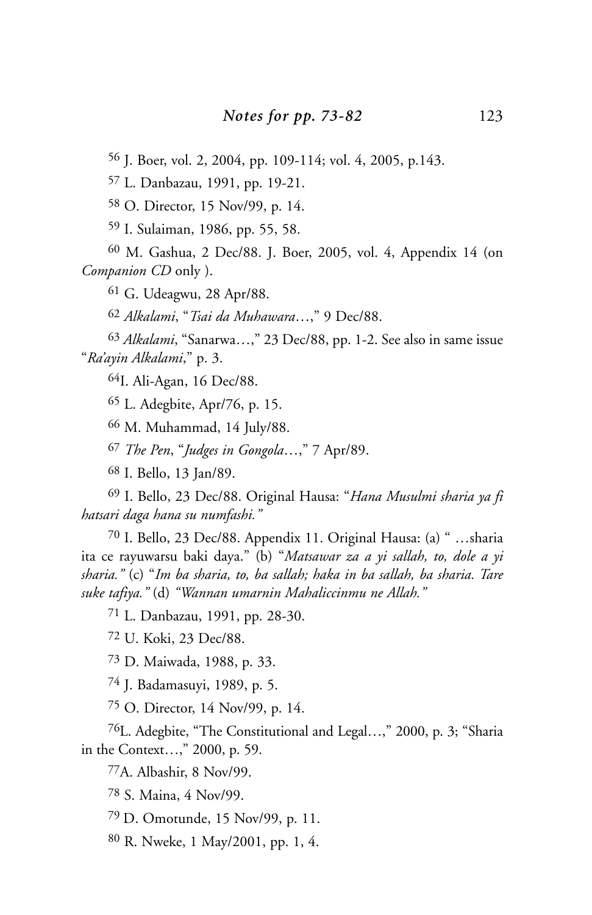[56] J. Boer, vol. 2, 2004, pp. 109-114; vol. 4, 2005, p.143.

[57] L. Danbazau, 1991, pp. 19-21.

[58] O. Director, 15 Nov/99, p. 14.

[59] I. Sulaiman, 1986, pp. 55, 58.

[60] M. Gashua, 2 Dec/88. J. Boer, 2005, vol. 4, Appendix 14 (on *Companion CD* only ).

[61] G. Udeagwu, 28 Apr/88.

[62] *Alkalami*, "*Tsai da Muhawara*…," 9 Dec/88.

[63] *Alkalami*, "Sanarwa…," 23 Dec/88, pp. 1-2. See also in same issue "*Ra'ayin Alkalami*," p. 3.

[64] I. Ali-Agan, 16 Dec/88.

[65] L. Adegbite, Apr/76, p. 15.

[66] M. Muhammad, 14 July/88.

[67] *The Pen*, "*Judges in Gongola*…," 7 Apr/89.

[68] I. Bello, 13 Jan/89.

[69] I. Bello, 23 Dec/88. Original Hausa: "*Hana Musulmi sharia ya fi hatsari daga hana su numfashi.*"

[70] I. Bello, 23 Dec/88. Appendix 11. Original Hausa: (a) " …sharia ita ce rayuwarsu baki daya." (b) "*Matsawar za a yi sallah, to, dole a yi sharia.*" (c) "*Im ba sharia, to, ba sallah; haka in ba sallah, ba sharia. Tare suke tafiya.*" (d) *"Wannan umarnin Mahaliccinmu ne Allah."*

[71] L. Danbazau, 1991, pp. 28-30.

[72] U. Koki, 23 Dec/88.

[73] D. Maiwada, 1988, p. 33.

[74] J. Badamasuyi, 1989, p. 5.

[75] O. Director, 14 Nov/99, p. 14.

[76] L. Adegbite, "The Constitutional and Legal…," 2000, p. 3; "Sharia in the Context…," 2000, p. 59.

[77] A. Albashir, 8 Nov/99.

[78] S. Maina, 4 Nov/99.

[79] D. Omotunde, 15 Nov/99, p. 11.

[80] R. Nweke, 1 May/2001, pp. 1, 4.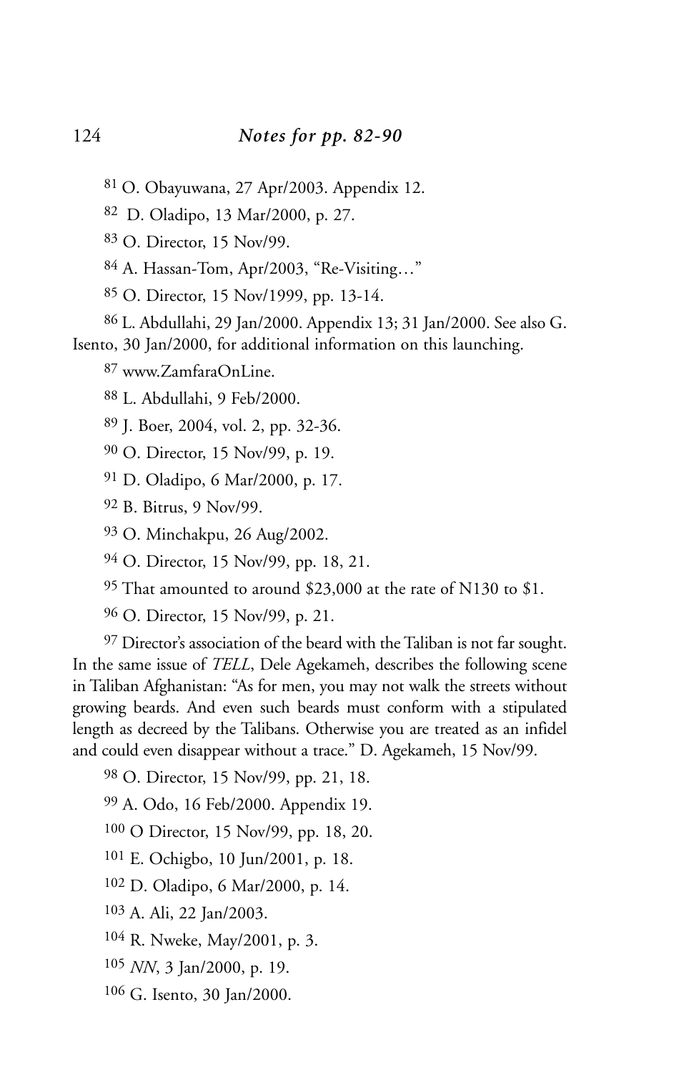## *Notes for pp. 82-90*

[81] O. Obayuwana, 27 Apr/2003. Appendix 12.

[82] D. Oladipo, 13 Mar/2000, p. 27.

[83] O. Director, 15 Nov/99.

[84] A. Hassan-Tom, Apr/2003, "Re-Visiting…"

[85] O. Director, 15 Nov/1999, pp. 13-14.

[86] L. Abdullahi, 29 Jan/2000. Appendix 13; 31 Jan/2000. See also G. Isento, 30 Jan/2000, for additional information on this launching.

[87] www.ZamfaraOnLine.

[88] L. Abdullahi, 9 Feb/2000.

[89] J. Boer, 2004, vol. 2, pp. 32-36.

[90] O. Director, 15 Nov/99, p. 19.

[91] D. Oladipo, 6 Mar/2000, p. 17.

[92] B. Bitrus, 9 Nov/99.

[93] O. Minchakpu, 26 Aug/2002.

[94] O. Director, 15 Nov/99, pp. 18, 21.

[95] That amounted to around $23,000 at the rate of N130 to $1.

[96] O. Director, 15 Nov/99, p. 21.

[97] Director's association of the beard with the Taliban is not far sought. In the same issue of *TELL*, Dele Agekameh, describes the following scene in Taliban Afghanistan: "As for men, you may not walk the streets without growing beards. And even such beards must conform with a stipulated length as decreed by the Talibans. Otherwise you are treated as an infidel and could even disappear without a trace." D. Agekameh, 15 Nov/99.

[98] O. Director, 15 Nov/99, pp. 21, 18.

[99] A. Odo, 16 Feb/2000. Appendix 19.

[100] O Director, 15 Nov/99, pp. 18, 20.

[101] E. Ochigbo, 10 Jun/2001, p. 18.

[102] D. Oladipo, 6 Mar/2000, p. 14.

[103] A. Ali, 22 Jan/2003.

[104] R. Nweke, May/2001, p. 3.

[105] *NN*, 3 Jan/2000, p. 19.

[106] G. Isento, 30 Jan/2000.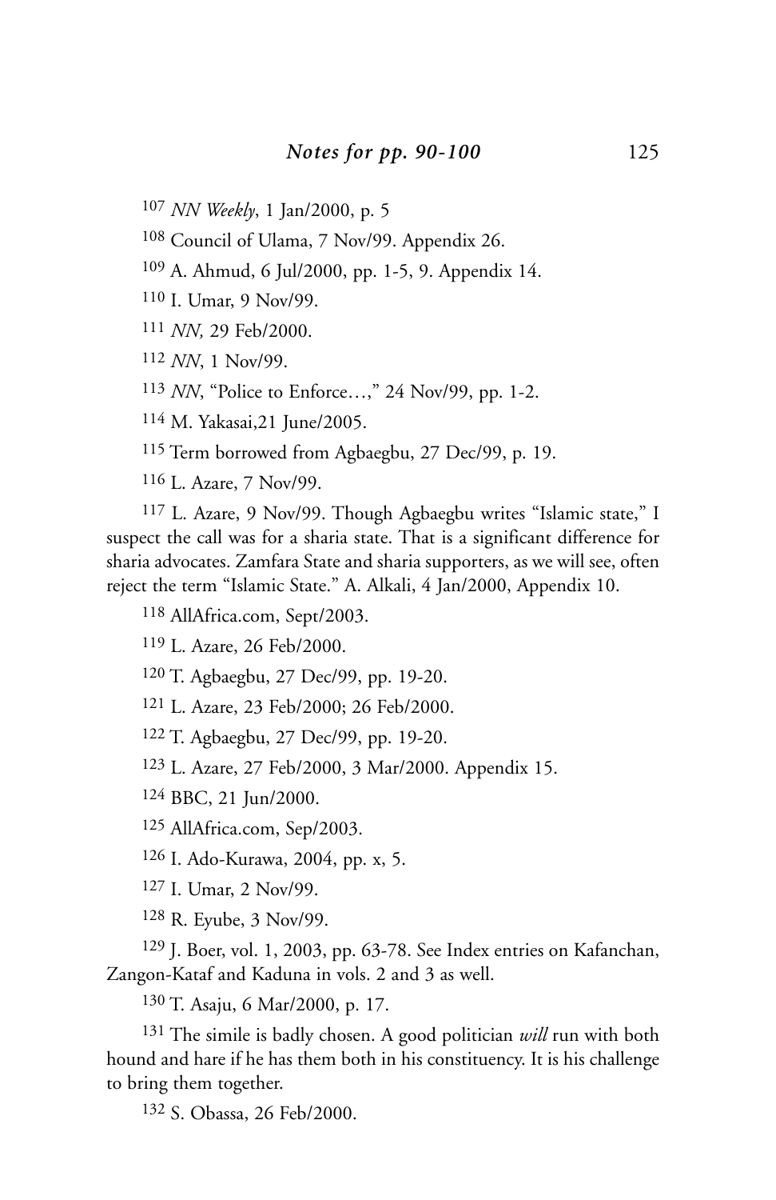[107] *NN Weekly*, 1 Jan/2000, p. 5

[108] Council of Ulama, 7 Nov/99. Appendix 26.

[109] A. Ahmud, 6 Jul/2000, pp. 1-5, 9. Appendix 14.

[110] I. Umar, 9 Nov/99.

[111] *NN,* 29 Feb/2000.

[112] *NN*, 1 Nov/99.

[113] *NN*, "Police to Enforce…," 24 Nov/99, pp. 1-2.

[114] M. Yakasai,21 June/2005.

[115] Term borrowed from Agbaegbu, 27 Dec/99, p. 19.

[116] L. Azare, 7 Nov/99.

[117] L. Azare, 9 Nov/99. Though Agbaegbu writes "Islamic state," I suspect the call was for a sharia state. That is a significant difference for sharia advocates. Zamfara State and sharia supporters, as we will see, often reject the term "Islamic State." A. Alkali, 4 Jan/2000, Appendix 10.

[118] AllAfrica.com, Sept/2003.

[119] L. Azare, 26 Feb/2000.

[120] T. Agbaegbu, 27 Dec/99, pp. 19-20.

[121] L. Azare, 23 Feb/2000; 26 Feb/2000.

[122] T. Agbaegbu, 27 Dec/99, pp. 19-20.

[123] L. Azare, 27 Feb/2000, 3 Mar/2000. Appendix 15.

[124] BBC, 21 Jun/2000.

[125] AllAfrica.com, Sep/2003.

[126] I. Ado-Kurawa, 2004, pp. x, 5.

[127] I. Umar, 2 Nov/99.

[128] R. Eyube, 3 Nov/99.

[129] J. Boer, vol. 1, 2003, pp. 63-78. See Index entries on Kafanchan, Zangon-Kataf and Kaduna in vols. 2 and 3 as well.

[130] T. Asaju, 6 Mar/2000, p. 17.

[131] The simile is badly chosen. A good politician *will* run with both hound and hare if he has them both in his constituency. It is his challenge to bring them together.

[132] S. Obassa, 26 Feb/2000.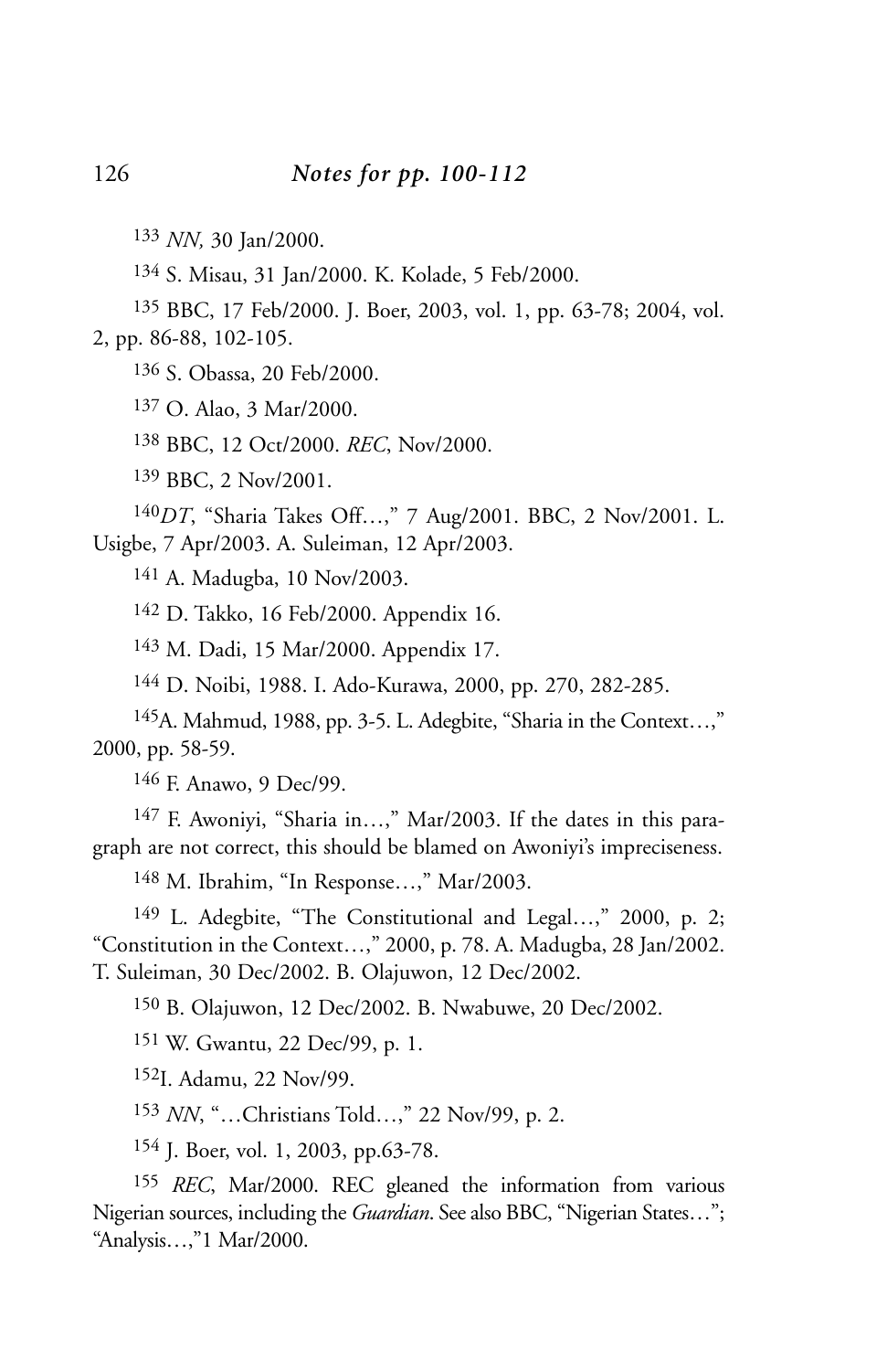133 *NN,* 30 Jan/2000.

134 S. Misau, 31 Jan/2000. K. Kolade, 5 Feb/2000.

135 BBC, 17 Feb/2000. J. Boer, 2003, vol. 1, pp. 63-78; 2004, vol. 2, pp. 86-88, 102-105.

136 S. Obassa, 20 Feb/2000.

137 O. Alao, 3 Mar/2000.

138 BBC, 12 Oct/2000. *REC*, Nov/2000.

139 BBC, 2 Nov/2001.

140 *DT*, "Sharia Takes Off…," 7 Aug/2001. BBC, 2 Nov/2001. L. Usigbe, 7 Apr/2003. A. Suleiman, 12 Apr/2003.

141 A. Madugba, 10 Nov/2003.

142 D. Takko, 16 Feb/2000. Appendix 16.

143 M. Dadi, 15 Mar/2000. Appendix 17.

144 D. Noibi, 1988. I. Ado-Kurawa, 2000, pp. 270, 282-285.

145 A. Mahmud, 1988, pp. 3-5. L. Adegbite, "Sharia in the Context…," 2000, pp. 58-59.

146 F. Anawo, 9 Dec/99.

147 F. Awoniyi, "Sharia in…," Mar/2003. If the dates in this paragraph are not correct, this should be blamed on Awoniyi's impreciseness.

148 M. Ibrahim, "In Response…," Mar/2003.

149 L. Adegbite, "The Constitutional and Legal…," 2000, p. 2; "Constitution in the Context…," 2000, p. 78. A. Madugba, 28 Jan/2002. T. Suleiman, 30 Dec/2002. B. Olajuwon, 12 Dec/2002.

150 B. Olajuwon, 12 Dec/2002. B. Nwabuwe, 20 Dec/2002.

151 W. Gwantu, 22 Dec/99, p. 1.

152 I. Adamu, 22 Nov/99.

153 *NN*, "…Christians Told…," 22 Nov/99, p. 2.

154 J. Boer, vol. 1, 2003, pp.63-78.

155 *REC*, Mar/2000. REC gleaned the information from various Nigerian sources, including the *Guardian*. See also BBC, "Nigerian States…"; "Analysis…,"1 Mar/2000.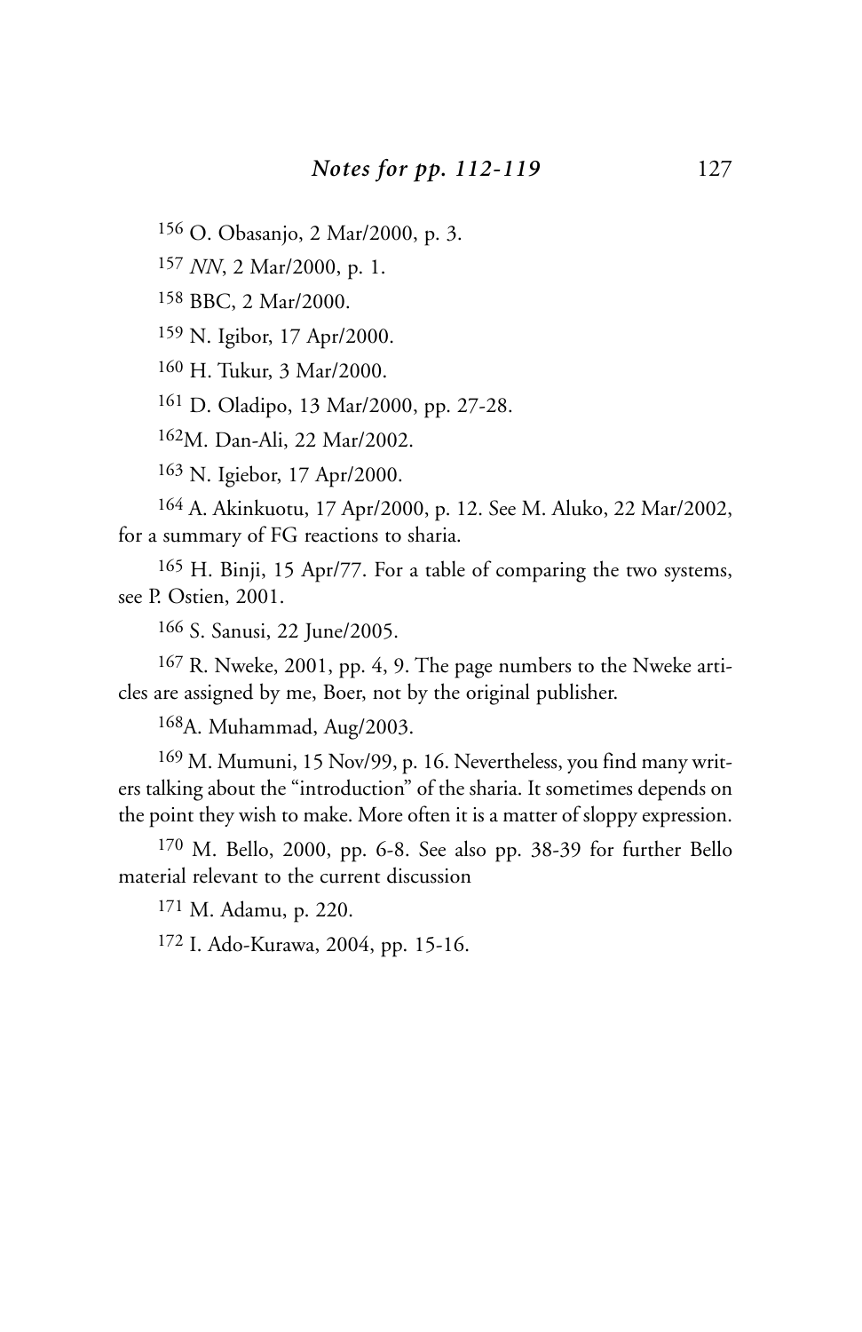[156] O. Obasanjo, 2 Mar/2000, p. 3.

[157] *NN*, 2 Mar/2000, p. 1.

[158] BBC, 2 Mar/2000.

[159] N. Igibor, 17 Apr/2000.

[160] H. Tukur, 3 Mar/2000.

[161] D. Oladipo, 13 Mar/2000, pp. 27-28.

[162] M. Dan-Ali, 22 Mar/2002.

[163] N. Igiebor, 17 Apr/2000.

[164] A. Akinkuotu, 17 Apr/2000, p. 12. See M. Aluko, 22 Mar/2002, for a summary of FG reactions to sharia.

[165] H. Binji, 15 Apr/77. For a table of comparing the two systems, see P. Ostien, 2001.

[166] S. Sanusi, 22 June/2005.

[167] R. Nweke, 2001, pp. 4, 9. The page numbers to the Nweke articles are assigned by me, Boer, not by the original publisher.

[168] A. Muhammad, Aug/2003.

[169] M. Mumuni, 15 Nov/99, p. 16. Nevertheless, you find many writers talking about the "introduction" of the sharia. It sometimes depends on the point they wish to make. More often it is a matter of sloppy expression.

[170] M. Bello, 2000, pp. 6-8. See also pp. 38-39 for further Bello material relevant to the current discussion

[171] M. Adamu, p. 220.

[172] I. Ado-Kurawa, 2004, pp. 15-16.